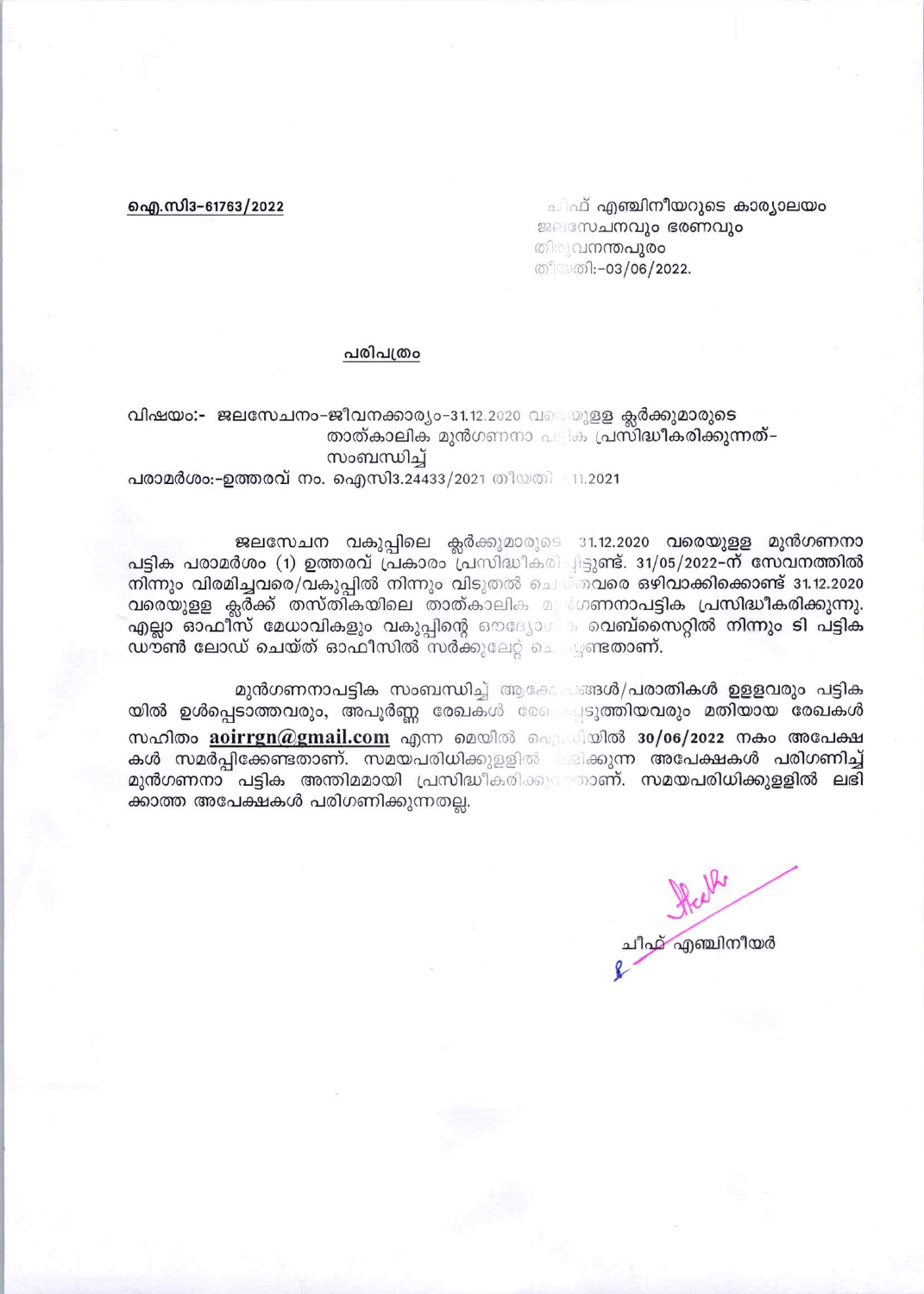**ഐ.സി3-61763/2022**

ചീഫ് എഞ്ചിനീയറുടെ കാര്യാലയം
ജലസേചനവും ഭരണവും
തിരുവനന്തപുരം
തീയതി:-03/06/2022.

## പരിപത്രം

വിഷയം:- ജലസേചനം-ജീവനക്കാര്യം-31.12.2020 വരെയുള്ള ക്ലർക്കുമാരുടെ താത്കാലിക മുൻഗണനാ പട്ടിക പ്രസിദ്ധീകരിക്കുന്നത്-സംബന്ധിച്ച്

പരാമർശം:-ഉത്തരവ് നം. ഐസി3.24433/2021 തീയതി .11.2021

ജലസേചന വകുപ്പിലെ ക്ലർക്കുമാരുടെ 31.12.2020 വരെയുള്ള മുൻഗണനാ പട്ടിക പരാമർശം (1) ഉത്തരവ് പ്രകാരം പ്രസിദ്ധീകരിച്ചിട്ടുണ്ട്. 31/05/2022-ന് സേവനത്തിൽ നിന്നും വിരമിച്ചവരെ/വകുപ്പിൽ നിന്നും വിടുതൽ ചെയ്തവരെ ഒഴിവാക്കിക്കൊണ്ട് 31.12.2020 വരെയുള്ള ക്ലർക്ക് തസ്തികയിലെ താത്കാലിക മുൻഗണനാപട്ടിക പ്രസിദ്ധീകരിക്കുന്നു. എല്ലാ ഓഫീസ് മേധാവികളും വകുപ്പിന്റെ ഔദ്യോഗിക വെബ്സൈറ്റിൽ നിന്നും ടി പട്ടിക ഡൗൺ ലോഡ് ചെയ്ത് ഓഫീസിൽ സർക്കുലേറ്റ് ചെയ്യേണ്ടതാണ്.

മുൻഗണനാപട്ടിക സംബന്ധിച്ച് ആക്ഷേപങ്ങൾ/പരാതികൾ ഉള്ളവരും പട്ടികയിൽ ഉൾപ്പെടാത്തവരും, അപൂർണ്ണ രേഖകൾ രേഖപ്പെടുത്തിയവരും മതിയായ രേഖകൾ സഹിതം **aoirrgn@gmail.com** എന്ന മെയിൽ ഐഡിയിൽ **30/06/2022** നകം അപേക്ഷകൾ സമർപ്പിക്കേണ്ടതാണ്. സമയപരിധിക്കുള്ളിൽ ലഭിക്കുന്ന അപേക്ഷകൾ പരിഗണിച്ച് മുൻഗണനാ പട്ടിക അന്തിമമായി പ്രസിദ്ധീകരിക്കുന്നതാണ്. സമയപരിധിക്കുള്ളിൽ ലഭിക്കാത്ത അപേക്ഷകൾ പരിഗണിക്കുന്നതല്ല.

ചീഫ് എഞ്ചിനീയർ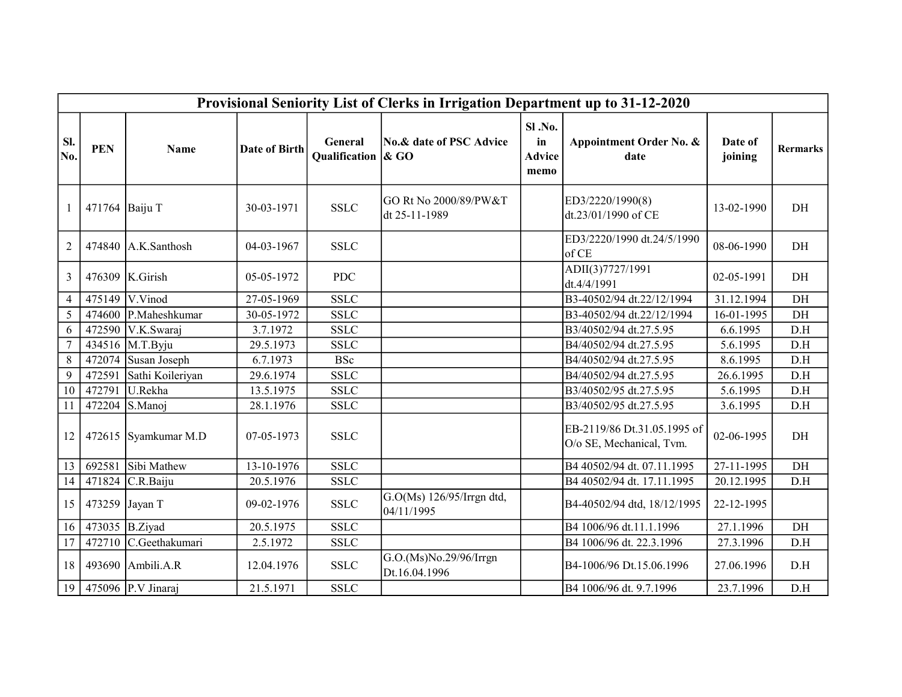| Provisional Seniority List of Clerks in Irrigation Department up to 31-12-2020 | | | | | | | | | |
|---|---|---|---|---|---|---|---|---|---|
| Sl. No. | PEN | Name | Date of Birth | General Qualification | No.& date of PSC Advice & GO | Sl .No. in Advice memo | Appointment Order No. & date | Date of joining | Rermarks |
| 1 | 471764 | Baiju T | 30-03-1971 | SSLC | GO Rt No 2000/89/PW&T dt 25-11-1989 | | ED3/2220/1990(8) dt.23/01/1990 of CE | 13-02-1990 | DH |
| 2 | 474840 | A.K.Santhosh | 04-03-1967 | SSLC | | | ED3/2220/1990 dt.24/5/1990 of CE | 08-06-1990 | DH |
| 3 | 476309 | K.Girish | 05-05-1972 | PDC | | | ADII(3)7727/1991 dt.4/4/1991 | 02-05-1991 | DH |
| 4 | 475149 | V.Vinod | 27-05-1969 | SSLC | | | B3-40502/94 dt.22/12/1994 | 31.12.1994 | DH |
| 5 | 474600 | P.Maheshkumar | 30-05-1972 | SSLC | | | B3-40502/94 dt.22/12/1994 | 16-01-1995 | DH |
| 6 | 472590 | V.K.Swaraj | 3.7.1972 | SSLC | | | B3/40502/94 dt.27.5.95 | 6.6.1995 | D.H |
| 7 | 434516 | M.T.Byju | 29.5.1973 | SSLC | | | B4/40502/94 dt.27.5.95 | 5.6.1995 | D.H |
| 8 | 472074 | Susan Joseph | 6.7.1973 | BSc | | | B4/40502/94 dt.27.5.95 | 8.6.1995 | D.H |
| 9 | 472591 | Sathi Koileriyan | 29.6.1974 | SSLC | | | B4/40502/94 dt.27.5.95 | 26.6.1995 | D.H |
| 10 | 472791 | U.Rekha | 13.5.1975 | SSLC | | | B3/40502/95 dt.27.5.95 | 5.6.1995 | D.H |
| 11 | 472204 | S.Manoj | 28.1.1976 | SSLC | | | B3/40502/95 dt.27.5.95 | 3.6.1995 | D.H |
| 12 | 472615 | Syamkumar M.D | 07-05-1973 | SSLC | | | EB-2119/86 Dt.31.05.1995 of O/o SE, Mechanical, Tvm. | 02-06-1995 | DH |
| 13 | 692581 | Sibi Mathew | 13-10-1976 | SSLC | | | B4 40502/94 dt. 07.11.1995 | 27-11-1995 | DH |
| 14 | 471824 | C.R.Baiju | 20.5.1976 | SSLC | | | B4 40502/94 dt. 17.11.1995 | 20.12.1995 | D.H |
| 15 | 473259 | Jayan T | 09-02-1976 | SSLC | G.O(Ms) 126/95/Irrgn dtd, 04/11/1995 | | B4-40502/94 dtd, 18/12/1995 | 22-12-1995 | |
| 16 | 473035 | B.Ziyad | 20.5.1975 | SSLC | | | B4 1006/96 dt.11.1.1996 | 27.1.1996 | DH |
| 17 | 472710 | C.Geethakumari | 2.5.1972 | SSLC | | | B4 1006/96 dt. 22.3.1996 | 27.3.1996 | D.H |
| 18 | 493690 | Ambili.A.R | 12.04.1976 | SSLC | G.O.(Ms)No.29/96/Irrgn Dt.16.04.1996 | | B4-1006/96 Dt.15.06.1996 | 27.06.1996 | D.H |
| 19 | 475096 | P.V Jinaraj | 21.5.1971 | SSLC | | | B4 1006/96 dt. 9.7.1996 | 23.7.1996 | D.H |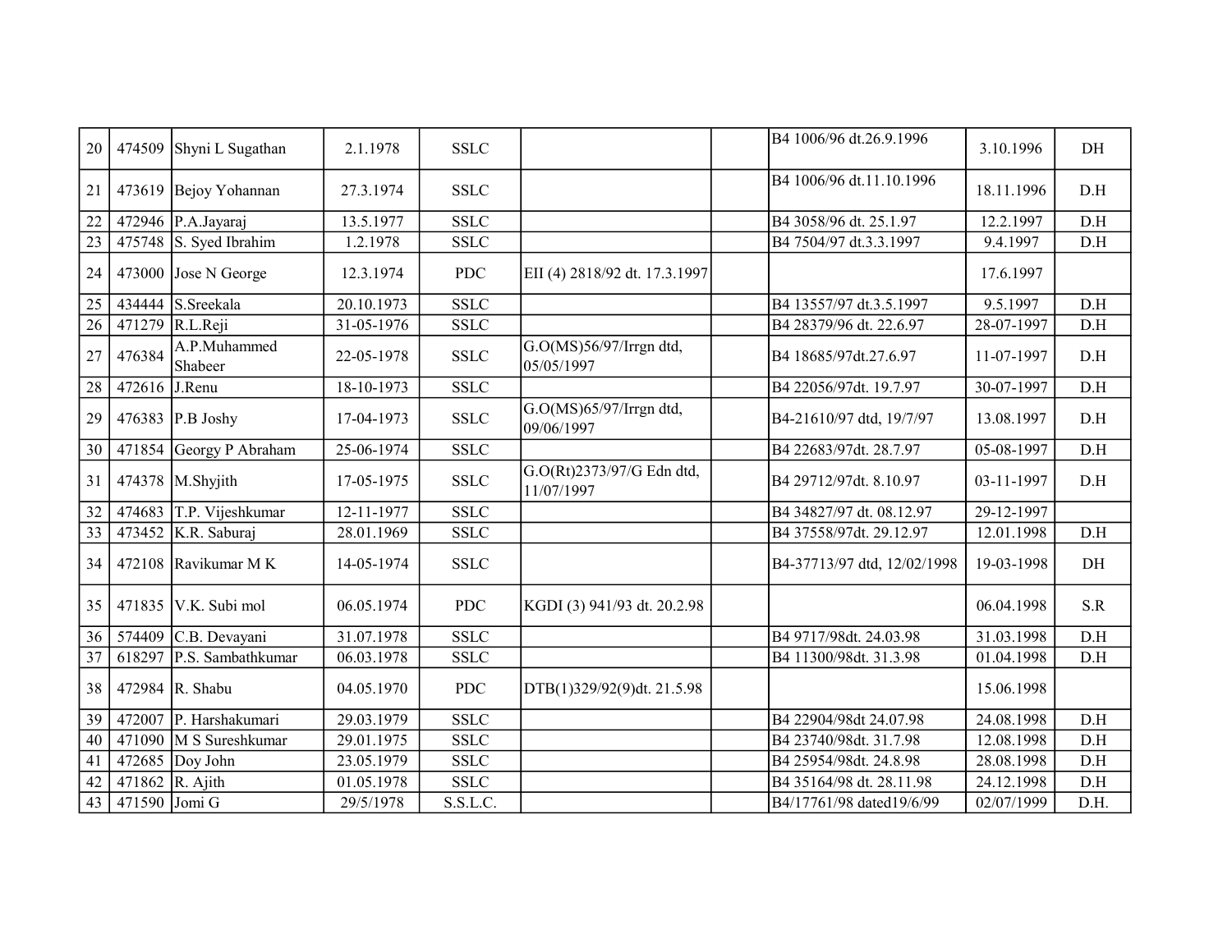| | | | | | | | | | |
|---|---|---|---|---|---|---|---|---|---|
| 20 | 474509 | Shyni L Sugathan | 2.1.1978 | SSLC | | | B4 1006/96 dt.26.9.1996 | 3.10.1996 | DH |
| 21 | 473619 | Bejoy Yohannan | 27.3.1974 | SSLC | | | B4 1006/96 dt.11.10.1996 | 18.11.1996 | D.H |
| 22 | 472946 | P.A.Jayaraj | 13.5.1977 | SSLC | | | B4 3058/96 dt. 25.1.97 | 12.2.1997 | D.H |
| 23 | 475748 | S. Syed Ibrahim | 1.2.1978 | SSLC | | | B4 7504/97 dt.3.3.1997 | 9.4.1997 | D.H |
| 24 | 473000 | Jose N George | 12.3.1974 | PDC | EII (4) 2818/92 dt. 17.3.1997 | | | 17.6.1997 | |
| 25 | 434444 | S.Sreekala | 20.10.1973 | SSLC | | | B4 13557/97 dt.3.5.1997 | 9.5.1997 | D.H |
| 26 | 471279 | R.L.Reji | 31-05-1976 | SSLC | | | B4 28379/96 dt. 22.6.97 | 28-07-1997 | D.H |
| 27 | 476384 | A.P.Muhammed Shabeer | 22-05-1978 | SSLC | G.O(MS)56/97/Irrgn dtd, 05/05/1997 | | B4 18685/97dt.27.6.97 | 11-07-1997 | D.H |
| 28 | 472616 | J.Renu | 18-10-1973 | SSLC | | | B4 22056/97dt. 19.7.97 | 30-07-1997 | D.H |
| 29 | 476383 | P.B Joshy | 17-04-1973 | SSLC | G.O(MS)65/97/Irrgn dtd, 09/06/1997 | | B4-21610/97 dtd, 19/7/97 | 13.08.1997 | D.H |
| 30 | 471854 | Georgy P Abraham | 25-06-1974 | SSLC | | | B4 22683/97dt. 28.7.97 | 05-08-1997 | D.H |
| 31 | 474378 | M.Shyjith | 17-05-1975 | SSLC | G.O(Rt)2373/97/G Edn dtd, 11/07/1997 | | B4 29712/97dt. 8.10.97 | 03-11-1997 | D.H |
| 32 | 474683 | T.P. Vijeshkumar | 12-11-1977 | SSLC | | | B4 34827/97 dt. 08.12.97 | 29-12-1997 | |
| 33 | 473452 | K.R. Saburaj | 28.01.1969 | SSLC | | | B4 37558/97dt. 29.12.97 | 12.01.1998 | D.H |
| 34 | 472108 | Ravikumar M K | 14-05-1974 | SSLC | | | B4-37713/97 dtd, 12/02/1998 | 19-03-1998 | DH |
| 35 | 471835 | V.K. Subi mol | 06.05.1974 | PDC | KGDI (3) 941/93 dt. 20.2.98 | | | 06.04.1998 | S.R |
| 36 | 574409 | C.B. Devayani | 31.07.1978 | SSLC | | | B4 9717/98dt. 24.03.98 | 31.03.1998 | D.H |
| 37 | 618297 | P.S. Sambathkumar | 06.03.1978 | SSLC | | | B4 11300/98dt. 31.3.98 | 01.04.1998 | D.H |
| 38 | 472984 | R. Shabu | 04.05.1970 | PDC | DTB(1)329/92(9)dt. 21.5.98 | | | 15.06.1998 | |
| 39 | 472007 | P. Harshakumari | 29.03.1979 | SSLC | | | B4 22904/98dt 24.07.98 | 24.08.1998 | D.H |
| 40 | 471090 | M S Sureshkumar | 29.01.1975 | SSLC | | | B4 23740/98dt. 31.7.98 | 12.08.1998 | D.H |
| 41 | 472685 | Doy John | 23.05.1979 | SSLC | | | B4 25954/98dt. 24.8.98 | 28.08.1998 | D.H |
| 42 | 471862 | R. Ajith | 01.05.1978 | SSLC | | | B4 35164/98 dt. 28.11.98 | 24.12.1998 | D.H |
| 43 | 471590 | Jomi G | 29/5/1978 | S.S.L.C. | | | B4/17761/98 dated19/6/99 | 02/07/1999 | D.H. |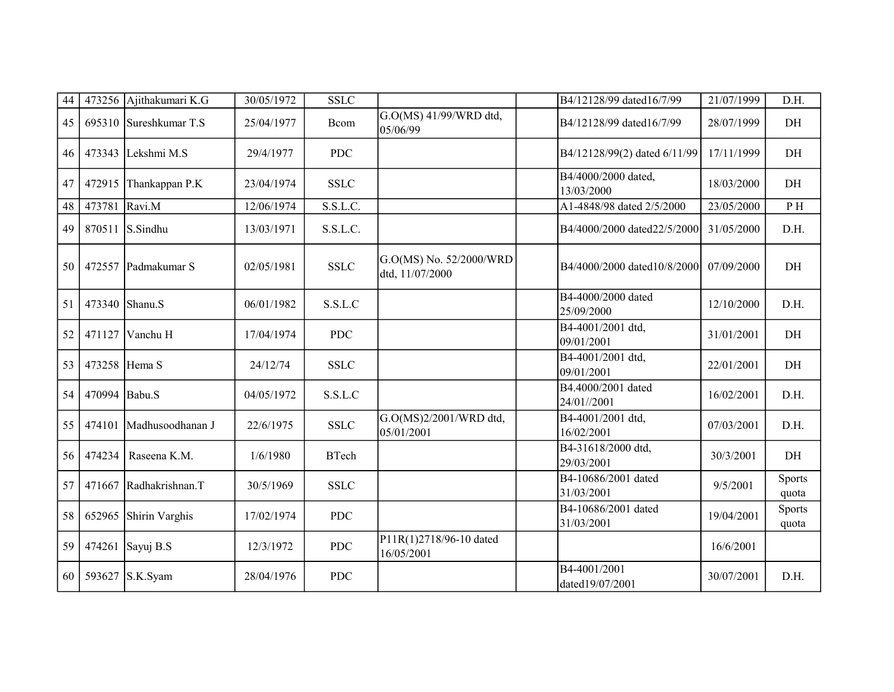| 44 | 473256 | Ajithakumari K.G | 30/05/1972 | SSLC | | | B4/12128/99 dated16/7/99 | 21/07/1999 | D.H. |
|---|---|---|---|---|---|---|---|---|---|
| 45 | 695310 | Sureshkumar T.S | 25/04/1977 | Bcom | G.O(MS) 41/99/WRD dtd, 05/06/99 | | B4/12128/99 dated16/7/99 | 28/07/1999 | DH |
| 46 | 473343 | Lekshmi M.S | 29/4/1977 | PDC | | | B4/12128/99(2) dated 6/11/99 | 17/11/1999 | DH |
| 47 | 472915 | Thankappan P.K | 23/04/1974 | SSLC | | | B4/4000/2000 dated, 13/03/2000 | 18/03/2000 | DH |
| 48 | 473781 | Ravi.M | 12/06/1974 | S.S.L.C. | | | A1-4848/98 dated 2/5/2000 | 23/05/2000 | P H |
| 49 | 870511 | S.Sindhu | 13/03/1971 | S.S.L.C. | | | B4/4000/2000 dated22/5/2000 | 31/05/2000 | D.H. |
| 50 | 472557 | Padmakumar S | 02/05/1981 | SSLC | G.O(MS) No. 52/2000/WRD dtd, 11/07/2000 | | B4/4000/2000 dated10/8/2000 | 07/09/2000 | DH |
| 51 | 473340 | Shanu.S | 06/01/1982 | S.S.L.C | | | B4-4000/2000 dated 25/09/2000 | 12/10/2000 | D.H. |
| 52 | 471127 | Vanchu H | 17/04/1974 | PDC | | | B4-4001/2001 dtd, 09/01/2001 | 31/01/2001 | DH |
| 53 | 473258 | Hema S | 24/12/74 | SSLC | | | B4-4001/2001 dtd, 09/01/2001 | 22/01/2001 | DH |
| 54 | 470994 | Babu.S | 04/05/1972 | S.S.L.C | | | B4.4000/2001 dated 24/01//2001 | 16/02/2001 | D.H. |
| 55 | 474101 | Madhusoodhanan J | 22/6/1975 | SSLC | G.O(MS)2/2001/WRD dtd, 05/01/2001 | | B4-4001/2001 dtd, 16/02/2001 | 07/03/2001 | D.H. |
| 56 | 474234 | Raseena K.M. | 1/6/1980 | BTech | | | B4-31618/2000 dtd, 29/03/2001 | 30/3/2001 | DH |
| 57 | 471667 | Radhakrishnan.T | 30/5/1969 | SSLC | | | B4-10686/2001 dated 31/03/2001 | 9/5/2001 | Sports quota |
| 58 | 652965 | Shirin Varghis | 17/02/1974 | PDC | | | B4-10686/2001 dated 31/03/2001 | 19/04/2001 | Sports quota |
| 59 | 474261 | Sayuj B.S | 12/3/1972 | PDC | P11R(1)2718/96-10 dated 16/05/2001 | | | 16/6/2001 | |
| 60 | 593627 | S.K.Syam | 28/04/1976 | PDC | | | B4-4001/2001 dated19/07/2001 | 30/07/2001 | D.H. |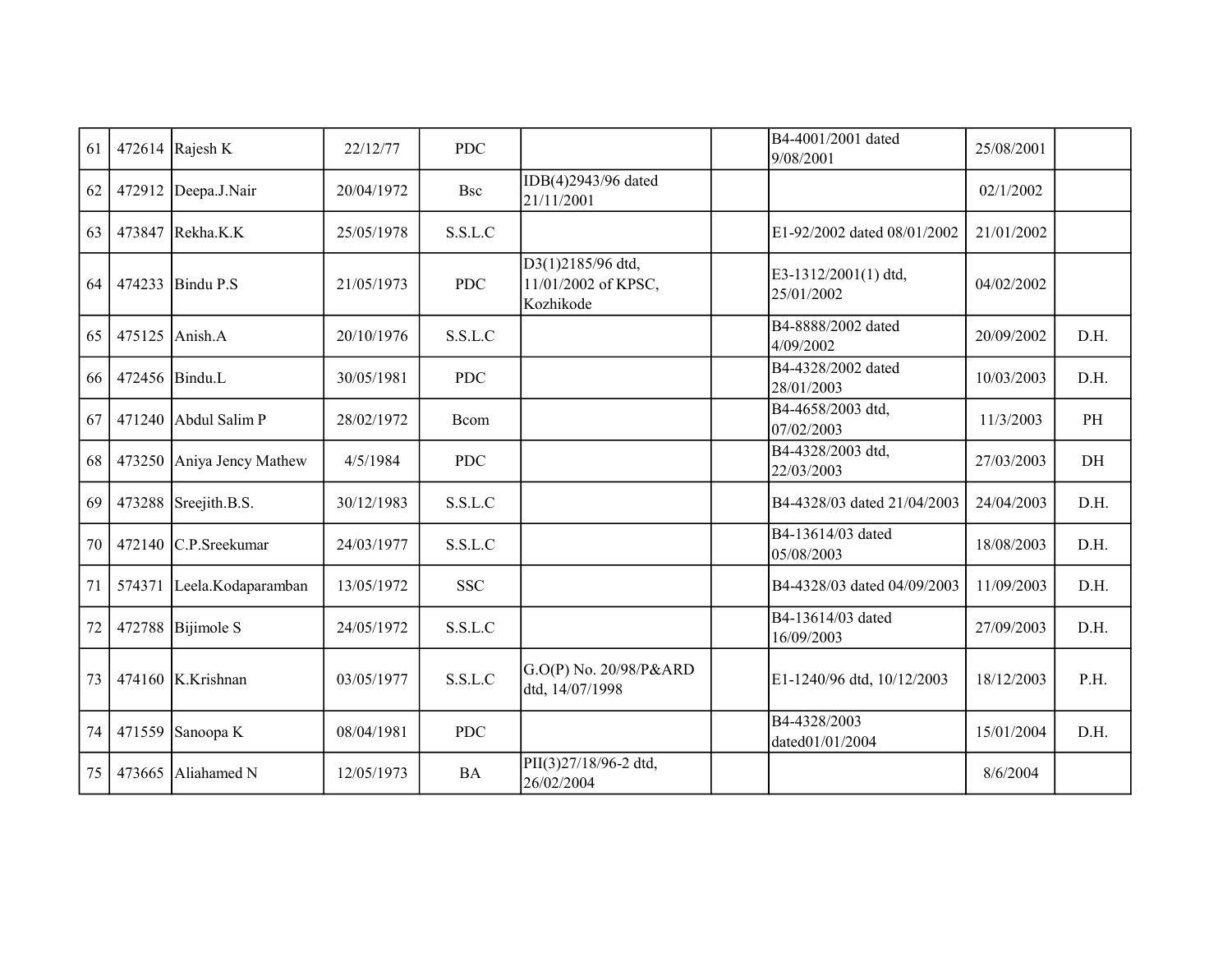| | | | | | | | | | |
|---|---|---|---|---|---|---|---|---|---|
| 61 | 472614 | Rajesh K | 22/12/77 | PDC | | | B4-4001/2001 dated 9/08/2001 | 25/08/2001 | |
| 62 | 472912 | Deepa.J.Nair | 20/04/1972 | Bsc | IDB(4)2943/96 dated 21/11/2001 | | | 02/1/2002 | |
| 63 | 473847 | Rekha.K.K | 25/05/1978 | S.S.L.C | | | E1-92/2002 dated 08/01/2002 | 21/01/2002 | |
| 64 | 474233 | Bindu P.S | 21/05/1973 | PDC | D3(1)2185/96 dtd, 11/01/2002 of KPSC, Kozhikode | | E3-1312/2001(1) dtd, 25/01/2002 | 04/02/2002 | |
| 65 | 475125 | Anish.A | 20/10/1976 | S.S.L.C | | | B4-8888/2002 dated 4/09/2002 | 20/09/2002 | D.H. |
| 66 | 472456 | Bindu.L | 30/05/1981 | PDC | | | B4-4328/2002 dated 28/01/2003 | 10/03/2003 | D.H. |
| 67 | 471240 | Abdul Salim P | 28/02/1972 | Bcom | | | B4-4658/2003 dtd, 07/02/2003 | 11/3/2003 | PH |
| 68 | 473250 | Aniya Jency Mathew | 4/5/1984 | PDC | | | B4-4328/2003 dtd, 22/03/2003 | 27/03/2003 | DH |
| 69 | 473288 | Sreejith.B.S. | 30/12/1983 | S.S.L.C | | | B4-4328/03 dated 21/04/2003 | 24/04/2003 | D.H. |
| 70 | 472140 | C.P.Sreekumar | 24/03/1977 | S.S.L.C | | | B4-13614/03 dated 05/08/2003 | 18/08/2003 | D.H. |
| 71 | 574371 | Leela.Kodaparamban | 13/05/1972 | SSC | | | B4-4328/03 dated 04/09/2003 | 11/09/2003 | D.H. |
| 72 | 472788 | Bijimole S | 24/05/1972 | S.S.L.C | | | B4-13614/03 dated 16/09/2003 | 27/09/2003 | D.H. |
| 73 | 474160 | K.Krishnan | 03/05/1977 | S.S.L.C | G.O(P) No. 20/98/P&ARD dtd, 14/07/1998 | | E1-1240/96 dtd, 10/12/2003 | 18/12/2003 | P.H. |
| 74 | 471559 | Sanoopa K | 08/04/1981 | PDC | | | B4-4328/2003 dated01/01/2004 | 15/01/2004 | D.H. |
| 75 | 473665 | Aliahamed N | 12/05/1973 | BA | PII(3)27/18/96-2 dtd, 26/02/2004 | | | 8/6/2004 | |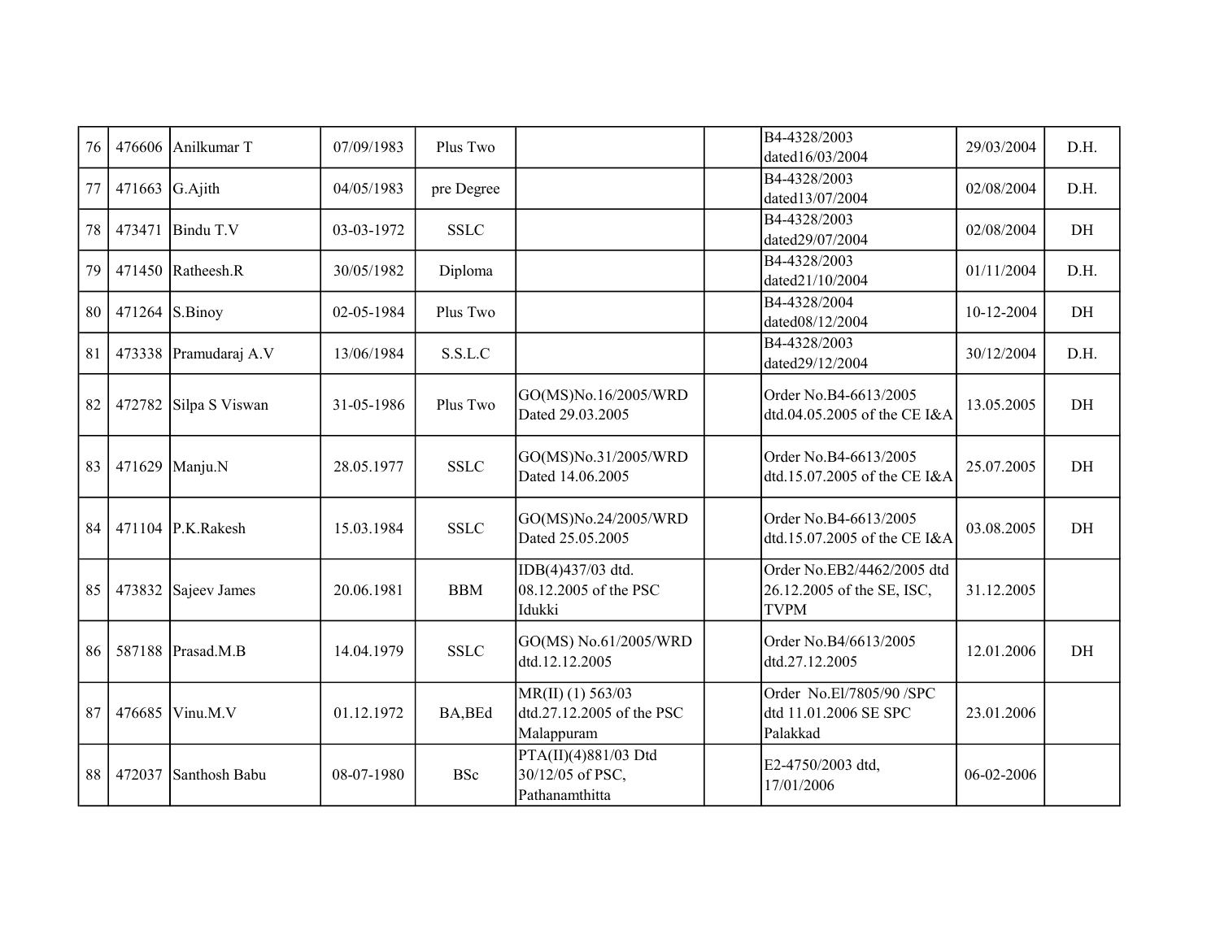| 76 | 476606 | Anilkumar T | 07/09/1983 | Plus Two | | | B4-4328/2003 dated16/03/2004 | 29/03/2004 | D.H. |
|---|---|---|---|---|---|---|---|---|---|
| 77 | 471663 | G.Ajith | 04/05/1983 | pre Degree | | | B4-4328/2003 dated13/07/2004 | 02/08/2004 | D.H. |
| 78 | 473471 | Bindu T.V | 03-03-1972 | SSLC | | | B4-4328/2003 dated29/07/2004 | 02/08/2004 | DH |
| 79 | 471450 | Ratheesh.R | 30/05/1982 | Diploma | | | B4-4328/2003 dated21/10/2004 | 01/11/2004 | D.H. |
| 80 | 471264 | S.Binoy | 02-05-1984 | Plus Two | | | B4-4328/2004 dated08/12/2004 | 10-12-2004 | DH |
| 81 | 473338 | Pramudaraj A.V | 13/06/1984 | S.S.L.C | | | B4-4328/2003 dated29/12/2004 | 30/12/2004 | D.H. |
| 82 | 472782 | Silpa S Viswan | 31-05-1986 | Plus Two | GO(MS)No.16/2005/WRD Dated 29.03.2005 | | Order No.B4-6613/2005 dtd.04.05.2005 of the CE I&A | 13.05.2005 | DH |
| 83 | 471629 | Manju.N | 28.05.1977 | SSLC | GO(MS)No.31/2005/WRD Dated 14.06.2005 | | Order No.B4-6613/2005 dtd.15.07.2005 of the CE I&A | 25.07.2005 | DH |
| 84 | 471104 | P.K.Rakesh | 15.03.1984 | SSLC | GO(MS)No.24/2005/WRD Dated 25.05.2005 | | Order No.B4-6613/2005 dtd.15.07.2005 of the CE I&A | 03.08.2005 | DH |
| 85 | 473832 | Sajeev James | 20.06.1981 | BBM | IDB(4)437/03 dtd. 08.12.2005 of the PSC Idukki | | Order No.EB2/4462/2005 dtd 26.12.2005 of the SE, ISC, TVPM | 31.12.2005 | |
| 86 | 587188 | Prasad.M.B | 14.04.1979 | SSLC | GO(MS) No.61/2005/WRD dtd.12.12.2005 | | Order No.B4/6613/2005 dtd.27.12.2005 | 12.01.2006 | DH |
| 87 | 476685 | Vinu.M.V | 01.12.1972 | BA,BEd | MR(II) (1) 563/03 dtd.27.12.2005 of the PSC Malappuram | | Order No.El/7805/90 /SPC dtd 11.01.2006 SE SPC Palakkad | 23.01.2006 | |
| 88 | 472037 | Santhosh Babu | 08-07-1980 | BSc | PTA(II)(4)881/03 Dtd 30/12/05 of PSC, Pathanamthitta | | E2-4750/2003 dtd, 17/01/2006 | 06-02-2006 | |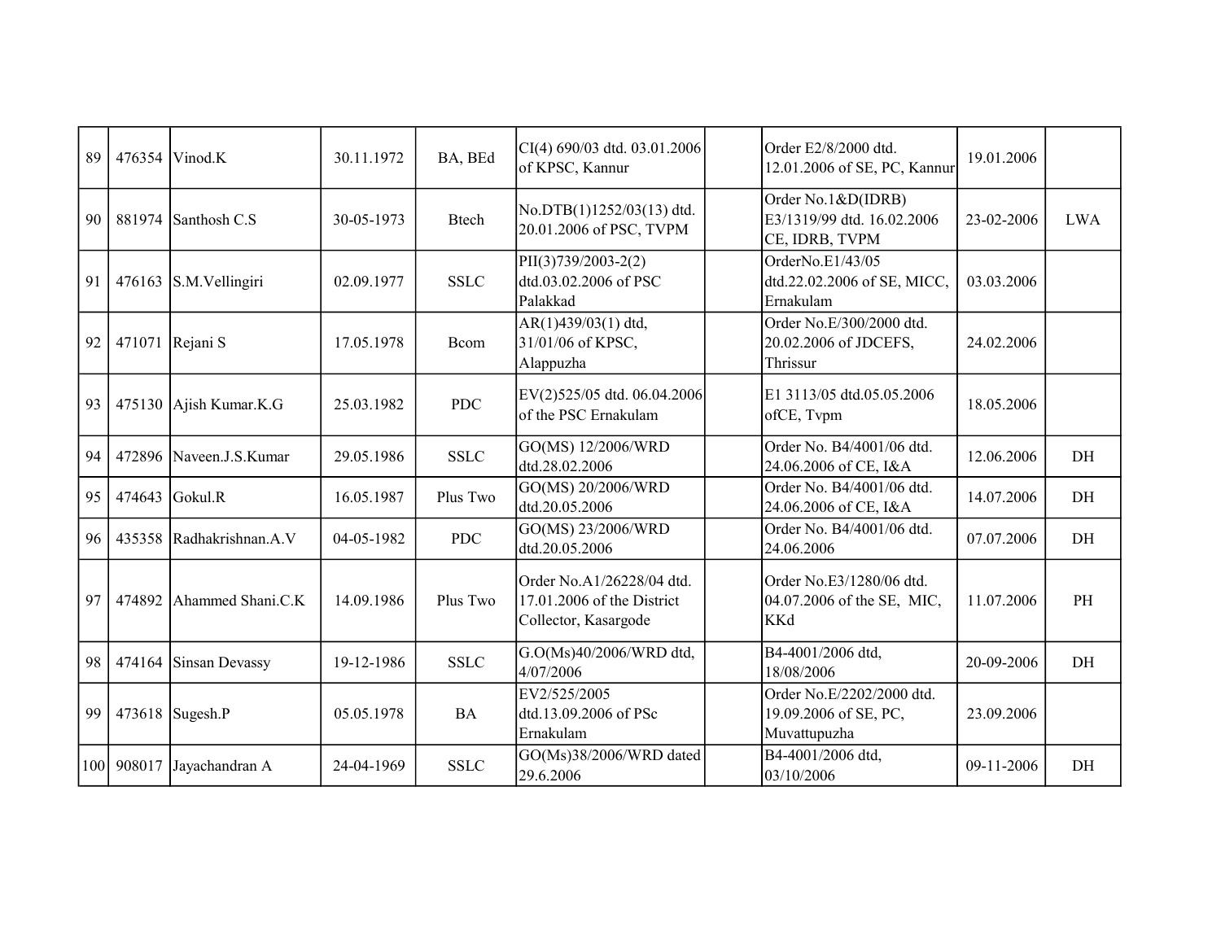| | | | | | | | | | |
|---|---|---|---|---|---|---|---|---|---|
| 89 | 476354 | Vinod.K | 30.11.1972 | BA, BEd | CI(4) 690/03 dtd. 03.01.2006 of KPSC, Kannur | | Order E2/8/2000 dtd. 12.01.2006 of SE, PC, Kannur | 19.01.2006 | |
| 90 | 881974 | Santhosh C.S | 30-05-1973 | Btech | No.DTB(1)1252/03(13) dtd. 20.01.2006 of PSC, TVPM | | Order No.1&D(IDRB) E3/1319/99 dtd. 16.02.2006 CE, IDRB, TVPM | 23-02-2006 | LWA |
| 91 | 476163 | S.M.Vellingiri | 02.09.1977 | SSLC | PII(3)739/2003-2(2) dtd.03.02.2006 of PSC Palakkad | | OrderNo.E1/43/05 dtd.22.02.2006 of SE, MICC, Ernakulam | 03.03.2006 | |
| 92 | 471071 | Rejani S | 17.05.1978 | Bcom | AR(1)439/03(1) dtd, 31/01/06 of KPSC, Alappuzha | | Order No.E/300/2000 dtd. 20.02.2006 of JDCEFS, Thrissur | 24.02.2006 | |
| 93 | 475130 | Ajish Kumar.K.G | 25.03.1982 | PDC | EV(2)525/05 dtd. 06.04.2006 of the PSC Ernakulam | | E1 3113/05 dtd.05.05.2006 ofCE, Tvpm | 18.05.2006 | |
| 94 | 472896 | Naveen.J.S.Kumar | 29.05.1986 | SSLC | GO(MS) 12/2006/WRD dtd.28.02.2006 | | Order No. B4/4001/06 dtd. 24.06.2006 of CE, I&A | 12.06.2006 | DH |
| 95 | 474643 | Gokul.R | 16.05.1987 | Plus Two | GO(MS) 20/2006/WRD dtd.20.05.2006 | | Order No. B4/4001/06 dtd. 24.06.2006 of CE, I&A | 14.07.2006 | DH |
| 96 | 435358 | Radhakrishnan.A.V | 04-05-1982 | PDC | GO(MS) 23/2006/WRD dtd.20.05.2006 | | Order No. B4/4001/06 dtd. 24.06.2006 | 07.07.2006 | DH |
| 97 | 474892 | Ahammed Shani.C.K | 14.09.1986 | Plus Two | Order No.A1/26228/04 dtd. 17.01.2006 of the District Collector, Kasargode | | Order No.E3/1280/06 dtd. 04.07.2006 of the SE, MIC, KKd | 11.07.2006 | PH |
| 98 | 474164 | Sinsan Devassy | 19-12-1986 | SSLC | G.O(Ms)40/2006/WRD dtd, 4/07/2006 | | B4-4001/2006 dtd, 18/08/2006 | 20-09-2006 | DH |
| 99 | 473618 | Sugesh.P | 05.05.1978 | BA | EV2/525/2005 dtd.13.09.2006 of PSc Ernakulam | | Order No.E/2202/2000 dtd. 19.09.2006 of SE, PC, Muvattupuzha | 23.09.2006 | |
| 100 | 908017 | Jayachandran A | 24-04-1969 | SSLC | GO(Ms)38/2006/WRD dated 29.6.2006 | | B4-4001/2006 dtd, 03/10/2006 | 09-11-2006 | DH |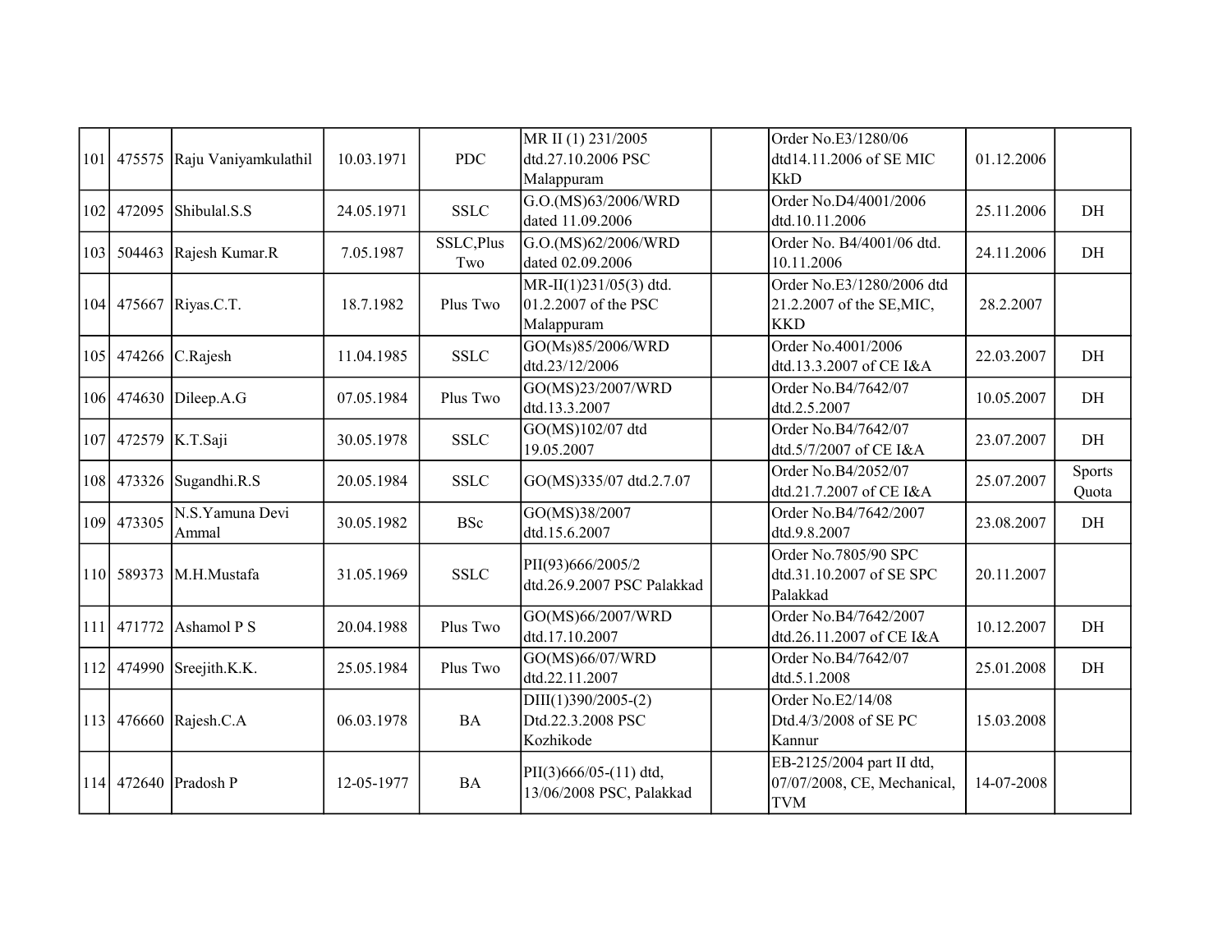| 101 | 475575 | Raju Vaniyamkulathil | 10.03.1971 | PDC | MR II (1) 231/2005 dtd.27.10.2006 PSC Malappuram | | Order No.E3/1280/06 dtd14.11.2006 of SE MIC KkD | 01.12.2006 | |
|---|---|---|---|---|---|---|---|---|---|
| 102 | 472095 | Shibulal.S.S | 24.05.1971 | SSLC | G.O.(MS)63/2006/WRD dated 11.09.2006 | | Order No.D4/4001/2006 dtd.10.11.2006 | 25.11.2006 | DH |
| 103 | 504463 | Rajesh Kumar.R | 7.05.1987 | SSLC,Plus Two | G.O.(MS)62/2006/WRD dated 02.09.2006 | | Order No. B4/4001/06 dtd. 10.11.2006 | 24.11.2006 | DH |
| 104 | 475667 | Riyas.C.T. | 18.7.1982 | Plus Two | MR-II(1)231/05(3) dtd. 01.2.2007 of the PSC Malappuram | | Order No.E3/1280/2006 dtd 21.2.2007 of the SE,MIC, KKD | 28.2.2007 | |
| 105 | 474266 | C.Rajesh | 11.04.1985 | SSLC | GO(Ms)85/2006/WRD dtd.23/12/2006 | | Order No.4001/2006 dtd.13.3.2007 of CE I&A | 22.03.2007 | DH |
| 106 | 474630 | Dileep.A.G | 07.05.1984 | Plus Two | GO(MS)23/2007/WRD dtd.13.3.2007 | | Order No.B4/7642/07 dtd.2.5.2007 | 10.05.2007 | DH |
| 107 | 472579 | K.T.Saji | 30.05.1978 | SSLC | GO(MS)102/07 dtd 19.05.2007 | | Order No.B4/7642/07 dtd.5/7/2007 of CE I&A | 23.07.2007 | DH |
| 108 | 473326 | Sugandhi.R.S | 20.05.1984 | SSLC | GO(MS)335/07 dtd.2.7.07 | | Order No.B4/2052/07 dtd.21.7.2007 of CE I&A | 25.07.2007 | Sports Quota |
| 109 | 473305 | N.S.Yamuna Devi Ammal | 30.05.1982 | BSc | GO(MS)38/2007 dtd.15.6.2007 | | Order No.B4/7642/2007 dtd.9.8.2007 | 23.08.2007 | DH |
| 110 | 589373 | M.H.Mustafa | 31.05.1969 | SSLC | PII(93)666/2005/2 dtd.26.9.2007 PSC Palakkad | | Order No.7805/90 SPC dtd.31.10.2007 of SE SPC Palakkad | 20.11.2007 | |
| 111 | 471772 | Ashamol P S | 20.04.1988 | Plus Two | GO(MS)66/2007/WRD dtd.17.10.2007 | | Order No.B4/7642/2007 dtd.26.11.2007 of CE I&A | 10.12.2007 | DH |
| 112 | 474990 | Sreejith.K.K. | 25.05.1984 | Plus Two | GO(MS)66/07/WRD dtd.22.11.2007 | | Order No.B4/7642/07 dtd.5.1.2008 | 25.01.2008 | DH |
| 113 | 476660 | Rajesh.C.A | 06.03.1978 | BA | DIII(1)390/2005-(2) Dtd.22.3.2008 PSC Kozhikode | | Order No.E2/14/08 Dtd.4/3/2008 of SE PC Kannur | 15.03.2008 | |
| 114 | 472640 | Pradosh P | 12-05-1977 | BA | PII(3)666/05-(11) dtd, 13/06/2008 PSC, Palakkad | | EB-2125/2004 part II dtd, 07/07/2008, CE, Mechanical, TVM | 14-07-2008 | |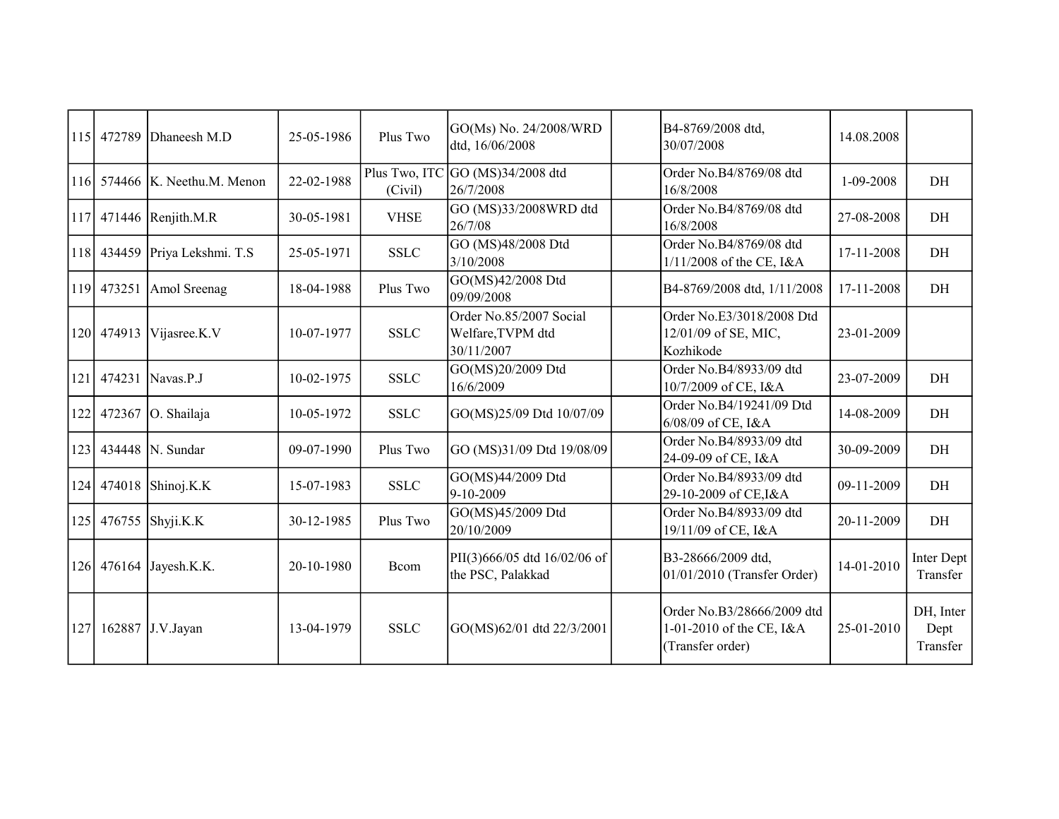| | | | | | | | | | |
|---|---|---|---|---|---|---|---|---|---|
| 115 | 472789 | Dhaneesh M.D | 25-05-1986 | Plus Two | GO(Ms) No. 24/2008/WRD dtd, 16/06/2008 | | B4-8769/2008 dtd, 30/07/2008 | 14.08.2008 | |
| 116 | 574466 | K. Neethu.M. Menon | 22-02-1988 | Plus Two, ITC (Civil) | GO (MS)34/2008 dtd 26/7/2008 | | Order No.B4/8769/08 dtd 16/8/2008 | 1-09-2008 | DH |
| 117 | 471446 | Renjith.M.R | 30-05-1981 | VHSE | GO (MS)33/2008WRD dtd 26/7/08 | | Order No.B4/8769/08 dtd 16/8/2008 | 27-08-2008 | DH |
| 118 | 434459 | Priya Lekshmi. T.S | 25-05-1971 | SSLC | GO (MS)48/2008 Dtd 3/10/2008 | | Order No.B4/8769/08 dtd 1/11/2008 of the CE, I&A | 17-11-2008 | DH |
| 119 | 473251 | Amol Sreenag | 18-04-1988 | Plus Two | GO(MS)42/2008 Dtd 09/09/2008 | | B4-8769/2008 dtd, 1/11/2008 | 17-11-2008 | DH |
| 120 | 474913 | Vijasree.K.V | 10-07-1977 | SSLC | Order No.85/2007 Social Welfare,TVPM dtd 30/11/2007 | | Order No.E3/3018/2008 Dtd 12/01/09 of SE, MIC, Kozhikode | 23-01-2009 | |
| 121 | 474231 | Navas.P.J | 10-02-1975 | SSLC | GO(MS)20/2009 Dtd 16/6/2009 | | Order No.B4/8933/09 dtd 10/7/2009 of CE, I&A | 23-07-2009 | DH |
| 122 | 472367 | O. Shailaja | 10-05-1972 | SSLC | GO(MS)25/09 Dtd 10/07/09 | | Order No.B4/19241/09 Dtd 6/08/09 of CE, I&A | 14-08-2009 | DH |
| 123 | 434448 | N. Sundar | 09-07-1990 | Plus Two | GO (MS)31/09 Dtd 19/08/09 | | Order No.B4/8933/09 dtd 24-09-09 of CE, I&A | 30-09-2009 | DH |
| 124 | 474018 | Shinoj.K.K | 15-07-1983 | SSLC | GO(MS)44/2009 Dtd 9-10-2009 | | Order No.B4/8933/09 dtd 29-10-2009 of CE,I&A | 09-11-2009 | DH |
| 125 | 476755 | Shyji.K.K | 30-12-1985 | Plus Two | GO(MS)45/2009 Dtd 20/10/2009 | | Order No.B4/8933/09 dtd 19/11/09 of CE, I&A | 20-11-2009 | DH |
| 126 | 476164 | Jayesh.K.K. | 20-10-1980 | Bcom | PII(3)666/05 dtd 16/02/06 of the PSC, Palakkad | | B3-28666/2009 dtd, 01/01/2010 (Transfer Order) | 14-01-2010 | Inter Dept Transfer |
| 127 | 162887 | J.V.Jayan | 13-04-1979 | SSLC | GO(MS)62/01 dtd 22/3/2001 | | Order No.B3/28666/2009 dtd 1-01-2010 of the CE, I&A (Transfer order) | 25-01-2010 | DH, Inter Dept Transfer |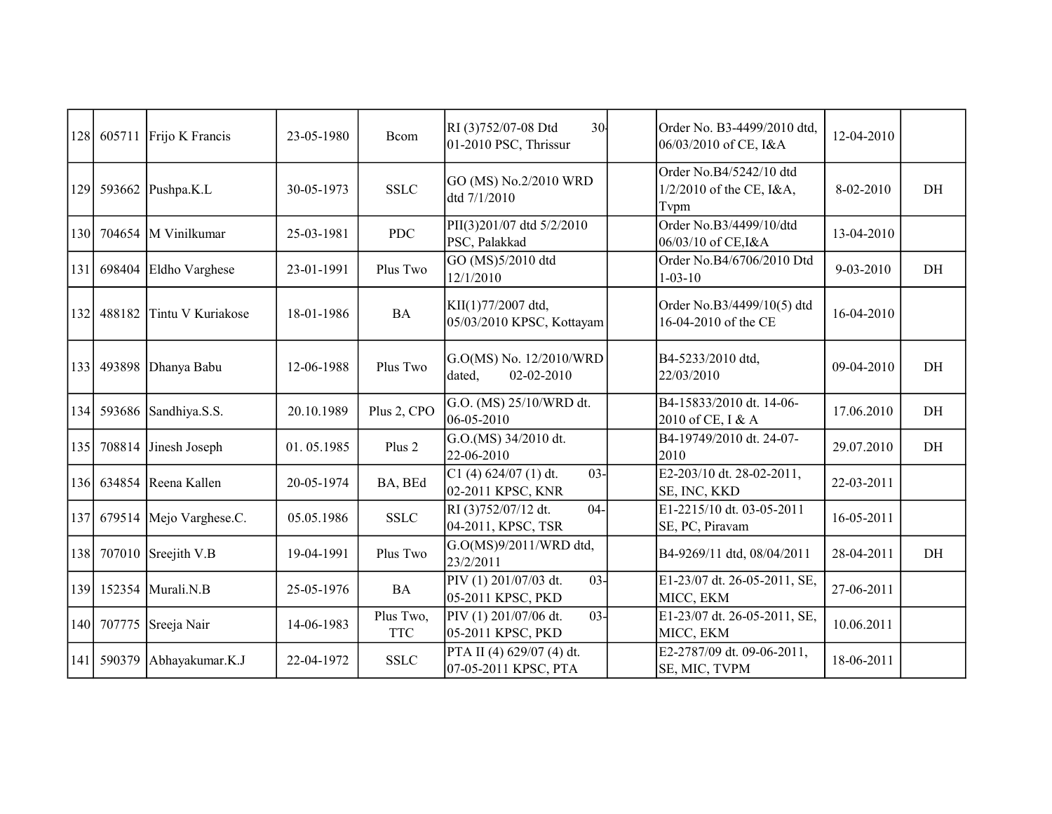| | | | | | | | | | |
|---|---|---|---|---|---|---|---|---|---|
| 128 | 605711 | Frijo K Francis | 23-05-1980 | Bcom | RI (3)752/07-08 Dtd 30-01-2010 PSC, Thrissur | | Order No. B3-4499/2010 dtd, 06/03/2010 of CE, I&A | 12-04-2010 | |
| 129 | 593662 | Pushpa.K.L | 30-05-1973 | SSLC | GO (MS) No.2/2010 WRD dtd 7/1/2010 | | Order No.B4/5242/10 dtd 1/2/2010 of the CE, I&A, Tvpm | 8-02-2010 | DH |
| 130 | 704654 | M Vinilkumar | 25-03-1981 | PDC | PII(3)201/07 dtd 5/2/2010 PSC, Palakkad | | Order No.B3/4499/10/dtd 06/03/10 of CE,I&A | 13-04-2010 | |
| 131 | 698404 | Eldho Varghese | 23-01-1991 | Plus Two | GO (MS)5/2010 dtd 12/1/2010 | | Order No.B4/6706/2010 Dtd 1-03-10 | 9-03-2010 | DH |
| 132 | 488182 | Tintu V Kuriakose | 18-01-1986 | BA | KII(1)77/2007 dtd, 05/03/2010 KPSC, Kottayam | | Order No.B3/4499/10(5) dtd 16-04-2010 of the CE | 16-04-2010 | |
| 133 | 493898 | Dhanya Babu | 12-06-1988 | Plus Two | G.O(MS) No. 12/2010/WRD dated, 02-02-2010 | | B4-5233/2010 dtd, 22/03/2010 | 09-04-2010 | DH |
| 134 | 593686 | Sandhiya.S.S. | 20.10.1989 | Plus 2, CPO | G.O. (MS) 25/10/WRD dt. 06-05-2010 | | B4-15833/2010 dt. 14-06-2010 of CE, I & A | 17.06.2010 | DH |
| 135 | 708814 | Jinesh Joseph | 01. 05.1985 | Plus 2 | G.O.(MS) 34/2010 dt. 22-06-2010 | | B4-19749/2010 dt. 24-07-2010 | 29.07.2010 | DH |
| 136 | 634854 | Reena Kallen | 20-05-1974 | BA, BEd | C1 (4) 624/07 (1) dt. 03-02-2011 KPSC, KNR | | E2-203/10 dt. 28-02-2011, SE, INC, KKD | 22-03-2011 | |
| 137 | 679514 | Mejo Varghese.C. | 05.05.1986 | SSLC | RI (3)752/07/12 dt. 04-04-2011, KPSC, TSR | | E1-2215/10 dt. 03-05-2011 SE, PC, Piravam | 16-05-2011 | |
| 138 | 707010 | Sreejith V.B | 19-04-1991 | Plus Two | G.O(MS)9/2011/WRD dtd, 23/2/2011 | | B4-9269/11 dtd, 08/04/2011 | 28-04-2011 | DH |
| 139 | 152354 | Murali.N.B | 25-05-1976 | BA | PIV (1) 201/07/03 dt. 03-05-2011 KPSC, PKD | | E1-23/07 dt. 26-05-2011, SE, MICC, EKM | 27-06-2011 | |
| 140 | 707775 | Sreeja Nair | 14-06-1983 | Plus Two, TTC | PIV (1) 201/07/06 dt. 03-05-2011 KPSC, PKD | | E1-23/07 dt. 26-05-2011, SE, MICC, EKM | 10.06.2011 | |
| 141 | 590379 | Abhayakumar.K.J | 22-04-1972 | SSLC | PTA II (4) 629/07 (4) dt. 07-05-2011 KPSC, PTA | | E2-2787/09 dt. 09-06-2011, SE, MIC, TVPM | 18-06-2011 | |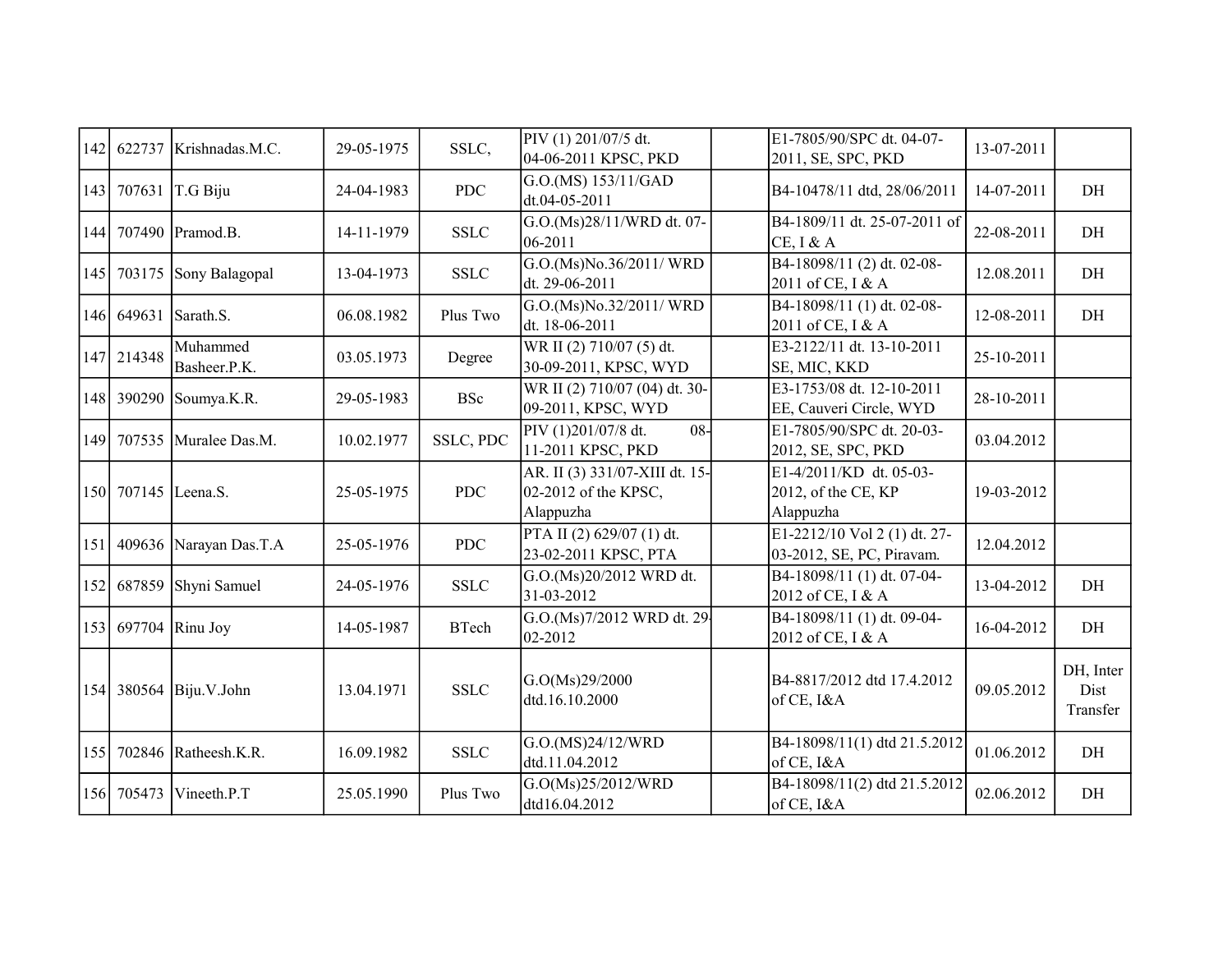| | | | | | | | | | |
|---|---|---|---|---|---|---|---|---|---|
| 142 | 622737 | Krishnadas.M.C. | 29-05-1975 | SSLC, | PIV (1) 201/07/5 dt. 04-06-2011 KPSC, PKD | | E1-7805/90/SPC dt. 04-07-2011, SE, SPC, PKD | 13-07-2011 | |
| 143 | 707631 | T.G Biju | 24-04-1983 | PDC | G.O.(MS) 153/11/GAD dt.04-05-2011 | | B4-10478/11 dtd, 28/06/2011 | 14-07-2011 | DH |
| 144 | 707490 | Pramod.B. | 14-11-1979 | SSLC | G.O.(Ms)28/11/WRD dt. 07-06-2011 | | B4-1809/11 dt. 25-07-2011 of CE, I & A | 22-08-2011 | DH |
| 145 | 703175 | Sony Balagopal | 13-04-1973 | SSLC | G.O.(Ms)No.36/2011/ WRD dt. 29-06-2011 | | B4-18098/11 (2) dt. 02-08-2011 of CE, I & A | 12.08.2011 | DH |
| 146 | 649631 | Sarath.S. | 06.08.1982 | Plus Two | G.O.(Ms)No.32/2011/ WRD dt. 18-06-2011 | | B4-18098/11 (1) dt. 02-08-2011 of CE, I & A | 12-08-2011 | DH |
| 147 | 214348 | Muhammed Basheer.P.K. | 03.05.1973 | Degree | WR II (2) 710/07 (5) dt. 30-09-2011, KPSC, WYD | | E3-2122/11 dt. 13-10-2011 SE, MIC, KKD | 25-10-2011 | |
| 148 | 390290 | Soumya.K.R. | 29-05-1983 | BSc | WR II (2) 710/07 (04) dt. 30-09-2011, KPSC, WYD | | E3-1753/08 dt. 12-10-2011 EE, Cauveri Circle, WYD | 28-10-2011 | |
| 149 | 707535 | Muralee Das.M. | 10.02.1977 | SSLC, PDC | PIV (1)201/07/8 dt. 08-11-2011 KPSC, PKD | | E1-7805/90/SPC dt. 20-03-2012, SE, SPC, PKD | 03.04.2012 | |
| 150 | 707145 | Leena.S. | 25-05-1975 | PDC | AR. II (3) 331/07-XIII dt. 15-02-2012 of the KPSC, Alappuzha | | E1-4/2011/KD dt. 05-03-2012, of the CE, KP Alappuzha | 19-03-2012 | |
| 151 | 409636 | Narayan Das.T.A | 25-05-1976 | PDC | PTA II (2) 629/07 (1) dt. 23-02-2011 KPSC, PTA | | E1-2212/10 Vol 2 (1) dt. 27-03-2012, SE, PC, Piravam. | 12.04.2012 | |
| 152 | 687859 | Shyni Samuel | 24-05-1976 | SSLC | G.O.(Ms)20/2012 WRD dt. 31-03-2012 | | B4-18098/11 (1) dt. 07-04-2012 of CE, I & A | 13-04-2012 | DH |
| 153 | 697704 | Rinu Joy | 14-05-1987 | BTech | G.O.(Ms)7/2012 WRD dt. 29-02-2012 | | B4-18098/11 (1) dt. 09-04-2012 of CE, I & A | 16-04-2012 | DH |
| 154 | 380564 | Biju.V.John | 13.04.1971 | SSLC | G.O(Ms)29/2000 dtd.16.10.2000 | | B4-8817/2012 dtd 17.4.2012 of CE, I&A | 09.05.2012 | DH, Inter Dist Transfer |
| 155 | 702846 | Ratheesh.K.R. | 16.09.1982 | SSLC | G.O.(MS)24/12/WRD dtd.11.04.2012 | | B4-18098/11(1) dtd 21.5.2012 of CE, I&A | 01.06.2012 | DH |
| 156 | 705473 | Vineeth.P.T | 25.05.1990 | Plus Two | G.O(Ms)25/2012/WRD dtd16.04.2012 | | B4-18098/11(2) dtd 21.5.2012 of CE, I&A | 02.06.2012 | DH |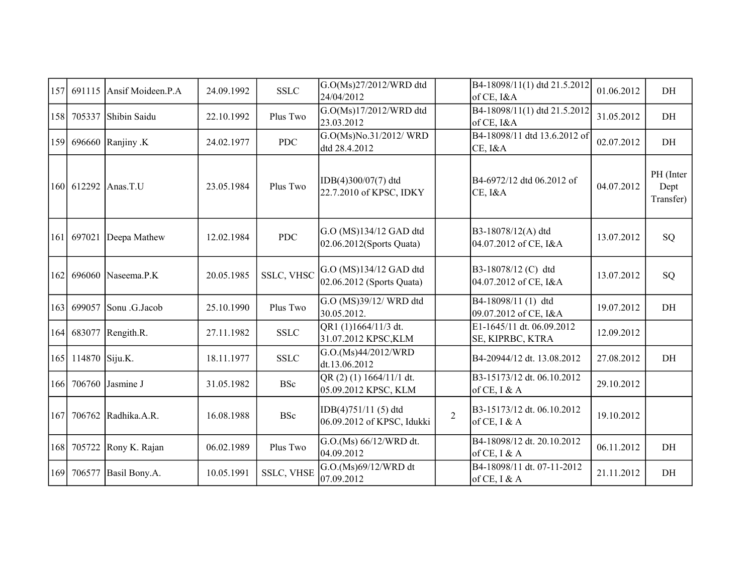| 157 | 691115 | Ansif Moideen.P.A | 24.09.1992 | SSLC | G.O(Ms)27/2012/WRD dtd 24/04/2012 | | B4-18098/11(1) dtd 21.5.2012 of CE, I&A | 01.06.2012 | DH |
|---|---|---|---|---|---|---|---|---|---|
| 158 | 705337 | Shibin Saidu | 22.10.1992 | Plus Two | G.O(Ms)17/2012/WRD dtd 23.03.2012 | | B4-18098/11(1) dtd 21.5.2012 of CE, I&A | 31.05.2012 | DH |
| 159 | 696660 | Ranjiny .K | 24.02.1977 | PDC | G.O(Ms)No.31/2012/ WRD dtd 28.4.2012 | | B4-18098/11 dtd 13.6.2012 of CE, I&A | 02.07.2012 | DH |
| 160 | 612292 | Anas.T.U | 23.05.1984 | Plus Two | IDB(4)300/07(7) dtd 22.7.2010 of KPSC, IDKY | | B4-6972/12 dtd 06.2012 of CE, I&A | 04.07.2012 | PH (Inter Dept Transfer) |
| 161 | 697021 | Deepa Mathew | 12.02.1984 | PDC | G.O (MS)134/12 GAD dtd 02.06.2012(Sports Quata) | | B3-18078/12(A) dtd 04.07.2012 of CE, I&A | 13.07.2012 | SQ |
| 162 | 696060 | Naseema.P.K | 20.05.1985 | SSLC, VHSC | G.O (MS)134/12 GAD dtd 02.06.2012 (Sports Quata) | | B3-18078/12 (C) dtd 04.07.2012 of CE, I&A | 13.07.2012 | SQ |
| 163 | 699057 | Sonu .G.Jacob | 25.10.1990 | Plus Two | G.O (MS)39/12/ WRD dtd 30.05.2012. | | B4-18098/11 (1) dtd 09.07.2012 of CE, I&A | 19.07.2012 | DH |
| 164 | 683077 | Rengith.R. | 27.11.1982 | SSLC | QR1 (1)1664/11/3 dt. 31.07.2012 KPSC,KLM | | E1-1645/11 dt. 06.09.2012 SE, KIPRBC, KTRA | 12.09.2012 | |
| 165 | 114870 | Siju.K. | 18.11.1977 | SSLC | G.O.(Ms)44/2012/WRD dt.13.06.2012 | | B4-20944/12 dt. 13.08.2012 | 27.08.2012 | DH |
| 166 | 706760 | Jasmine J | 31.05.1982 | BSc | QR (2) (1) 1664/11/1 dt. 05.09.2012 KPSC, KLM | | B3-15173/12 dt. 06.10.2012 of CE, I & A | 29.10.2012 | |
| 167 | 706762 | Radhika.A.R. | 16.08.1988 | BSc | IDB(4)751/11 (5) dtd 06.09.2012 of KPSC, Idukki | 2 | B3-15173/12 dt. 06.10.2012 of CE, I & A | 19.10.2012 | |
| 168 | 705722 | Rony K. Rajan | 06.02.1989 | Plus Two | G.O.(Ms) 66/12/WRD dt. 04.09.2012 | | B4-18098/12 dt. 20.10.2012 of CE, I & A | 06.11.2012 | DH |
| 169 | 706577 | Basil Bony.A. | 10.05.1991 | SSLC, VHSE | G.O.(Ms)69/12/WRD dt 07.09.2012 | | B4-18098/11 dt. 07-11-2012 of CE, I & A | 21.11.2012 | DH |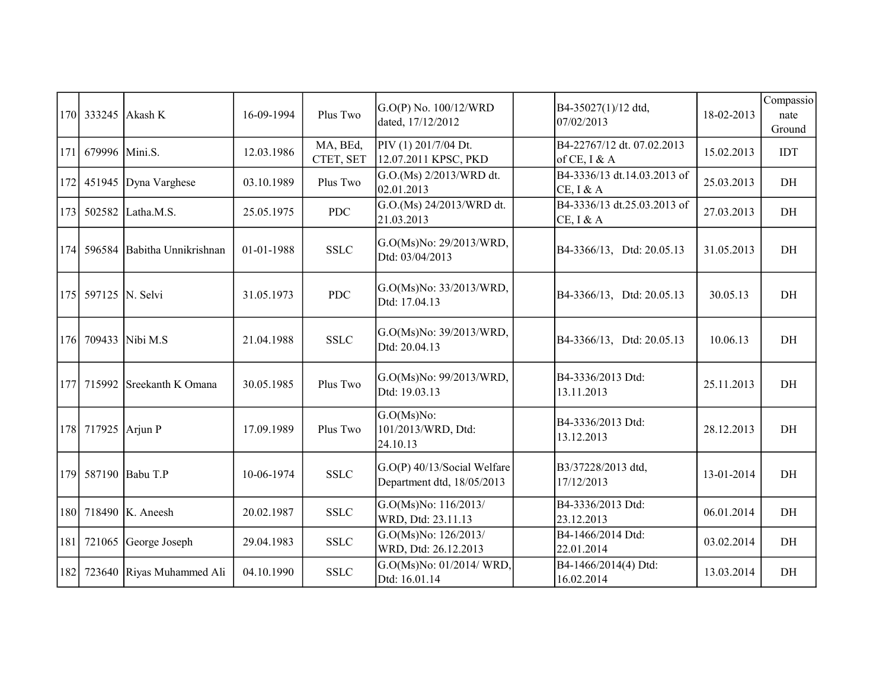| | | | | | | | | | |
|---|---|---|---|---|---|---|---|---|---|
| 170 | 333245 | Akash K | 16-09-1994 | Plus Two | G.O(P) No. 100/12/WRD dated, 17/12/2012 | | B4-35027(1)/12 dtd, 07/02/2013 | 18-02-2013 | Compassionate Ground |
| 171 | 679996 | Mini.S. | 12.03.1986 | MA, BEd, CTET, SET | PIV (1) 201/7/04 Dt. 12.07.2011 KPSC, PKD | | B4-22767/12 dt. 07.02.2013 of CE, I & A | 15.02.2013 | IDT |
| 172 | 451945 | Dyna Varghese | 03.10.1989 | Plus Two | G.O.(Ms) 2/2013/WRD dt. 02.01.2013 | | B4-3336/13 dt.14.03.2013 of CE, I & A | 25.03.2013 | DH |
| 173 | 502582 | Latha.M.S. | 25.05.1975 | PDC | G.O.(Ms) 24/2013/WRD dt. 21.03.2013 | | B4-3336/13 dt.25.03.2013 of CE, I & A | 27.03.2013 | DH |
| 174 | 596584 | Babitha Unnikrishnan | 01-01-1988 | SSLC | G.O(Ms)No: 29/2013/WRD, Dtd: 03/04/2013 | | B4-3366/13, Dtd: 20.05.13 | 31.05.2013 | DH |
| 175 | 597125 | N. Selvi | 31.05.1973 | PDC | G.O(Ms)No: 33/2013/WRD, Dtd: 17.04.13 | | B4-3366/13, Dtd: 20.05.13 | 30.05.13 | DH |
| 176 | 709433 | Nibi M.S | 21.04.1988 | SSLC | G.O(Ms)No: 39/2013/WRD, Dtd: 20.04.13 | | B4-3366/13, Dtd: 20.05.13 | 10.06.13 | DH |
| 177 | 715992 | Sreekanth K Omana | 30.05.1985 | Plus Two | G.O(Ms)No: 99/2013/WRD, Dtd: 19.03.13 | | B4-3336/2013 Dtd: 13.11.2013 | 25.11.2013 | DH |
| 178 | 717925 | Arjun P | 17.09.1989 | Plus Two | G.O(Ms)No: 101/2013/WRD, Dtd: 24.10.13 | | B4-3336/2013 Dtd: 13.12.2013 | 28.12.2013 | DH |
| 179 | 587190 | Babu T.P | 10-06-1974 | SSLC | G.O(P) 40/13/Social Welfare Department dtd, 18/05/2013 | | B3/37228/2013 dtd, 17/12/2013 | 13-01-2014 | DH |
| 180 | 718490 | K. Aneesh | 20.02.1987 | SSLC | G.O(Ms)No: 116/2013/ WRD, Dtd: 23.11.13 | | B4-3336/2013 Dtd: 23.12.2013 | 06.01.2014 | DH |
| 181 | 721065 | George Joseph | 29.04.1983 | SSLC | G.O(Ms)No: 126/2013/ WRD, Dtd: 26.12.2013 | | B4-1466/2014 Dtd: 22.01.2014 | 03.02.2014 | DH |
| 182 | 723640 | Riyas Muhammed Ali | 04.10.1990 | SSLC | G.O(Ms)No: 01/2014/ WRD, Dtd: 16.01.14 | | B4-1466/2014(4) Dtd: 16.02.2014 | 13.03.2014 | DH |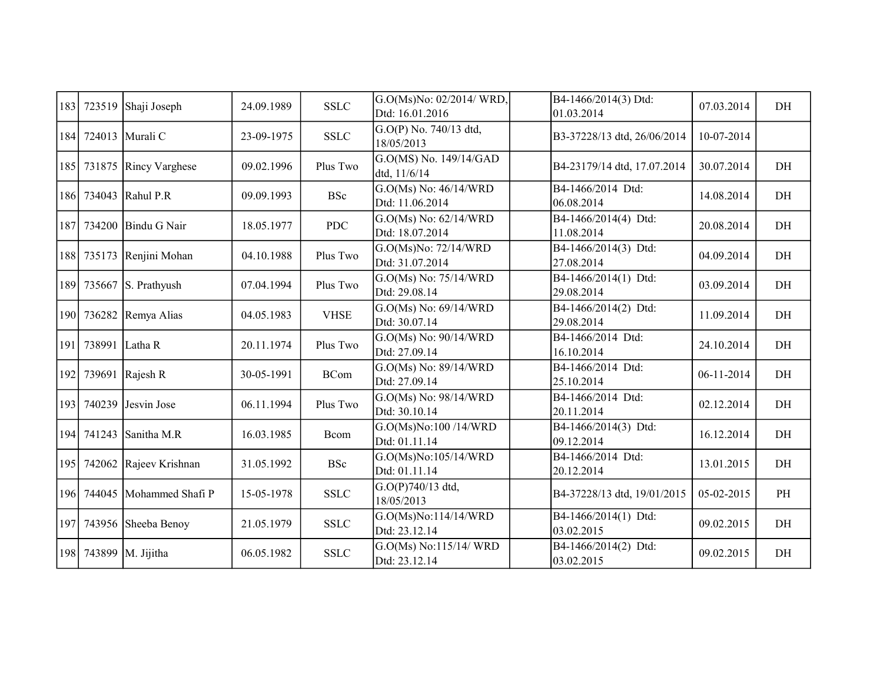| | | | | | | | | | |
|---|---|---|---|---|---|---|---|---|---|
| 183 | 723519 | Shaji Joseph | 24.09.1989 | SSLC | G.O(Ms)No: 02/2014/ WRD, Dtd: 16.01.2016 | | B4-1466/2014(3) Dtd: 01.03.2014 | 07.03.2014 | DH |
| 184 | 724013 | Murali C | 23-09-1975 | SSLC | G.O(P) No. 740/13 dtd, 18/05/2013 | | B3-37228/13 dtd, 26/06/2014 | 10-07-2014 | |
| 185 | 731875 | Rincy Varghese | 09.02.1996 | Plus Two | G.O(MS) No. 149/14/GAD dtd, 11/6/14 | | B4-23179/14 dtd, 17.07.2014 | 30.07.2014 | DH |
| 186 | 734043 | Rahul P.R | 09.09.1993 | BSc | G.O(Ms) No: 46/14/WRD Dtd: 11.06.2014 | | B4-1466/2014 Dtd: 06.08.2014 | 14.08.2014 | DH |
| 187 | 734200 | Bindu G Nair | 18.05.1977 | PDC | G.O(Ms) No: 62/14/WRD Dtd: 18.07.2014 | | B4-1466/2014(4) Dtd: 11.08.2014 | 20.08.2014 | DH |
| 188 | 735173 | Renjini Mohan | 04.10.1988 | Plus Two | G.O(Ms)No: 72/14/WRD Dtd: 31.07.2014 | | B4-1466/2014(3) Dtd: 27.08.2014 | 04.09.2014 | DH |
| 189 | 735667 | S. Prathyush | 07.04.1994 | Plus Two | G.O(Ms) No: 75/14/WRD Dtd: 29.08.14 | | B4-1466/2014(1) Dtd: 29.08.2014 | 03.09.2014 | DH |
| 190 | 736282 | Remya Alias | 04.05.1983 | VHSE | G.O(Ms) No: 69/14/WRD Dtd: 30.07.14 | | B4-1466/2014(2) Dtd: 29.08.2014 | 11.09.2014 | DH |
| 191 | 738991 | Latha R | 20.11.1974 | Plus Two | G.O(Ms) No: 90/14/WRD Dtd: 27.09.14 | | B4-1466/2014 Dtd: 16.10.2014 | 24.10.2014 | DH |
| 192 | 739691 | Rajesh R | 30-05-1991 | BCom | G.O(Ms) No: 89/14/WRD Dtd: 27.09.14 | | B4-1466/2014 Dtd: 25.10.2014 | 06-11-2014 | DH |
| 193 | 740239 | Jesvin Jose | 06.11.1994 | Plus Two | G.O(Ms) No: 98/14/WRD Dtd: 30.10.14 | | B4-1466/2014 Dtd: 20.11.2014 | 02.12.2014 | DH |
| 194 | 741243 | Sanitha M.R | 16.03.1985 | Bcom | G.O(Ms)No:100 /14/WRD Dtd: 01.11.14 | | B4-1466/2014(3) Dtd: 09.12.2014 | 16.12.2014 | DH |
| 195 | 742062 | Rajeev Krishnan | 31.05.1992 | BSc | G.O(Ms)No:105/14/WRD Dtd: 01.11.14 | | B4-1466/2014 Dtd: 20.12.2014 | 13.01.2015 | DH |
| 196 | 744045 | Mohammed Shafi P | 15-05-1978 | SSLC | G.O(P)740/13 dtd, 18/05/2013 | | B4-37228/13 dtd, 19/01/2015 | 05-02-2015 | PH |
| 197 | 743956 | Sheeba Benoy | 21.05.1979 | SSLC | G.O(Ms)No:114/14/WRD Dtd: 23.12.14 | | B4-1466/2014(1) Dtd: 03.02.2015 | 09.02.2015 | DH |
| 198 | 743899 | M. Jijitha | 06.05.1982 | SSLC | G.O(Ms) No:115/14/ WRD Dtd: 23.12.14 | | B4-1466/2014(2) Dtd: 03.02.2015 | 09.02.2015 | DH |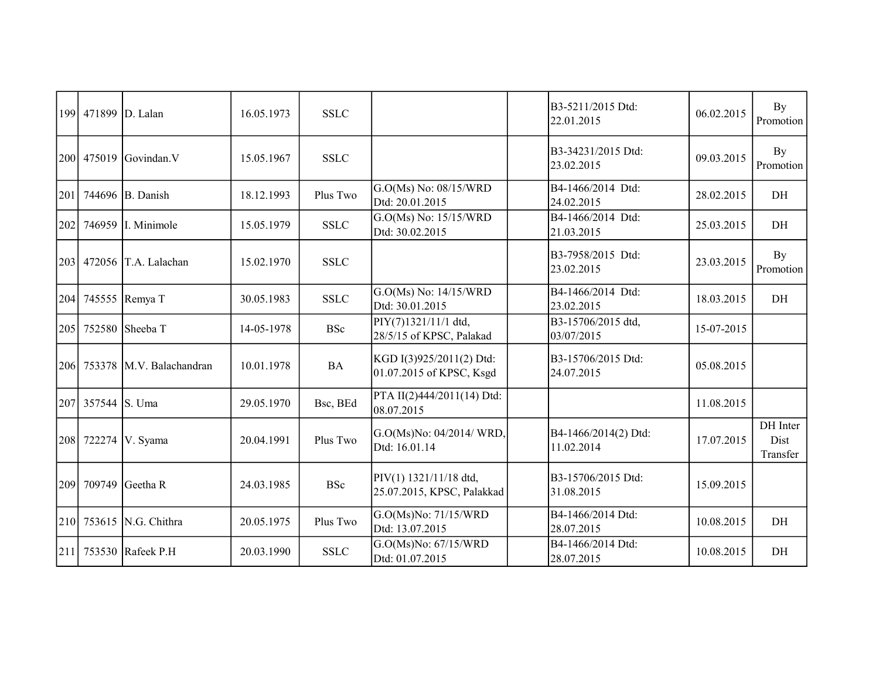| | | | | | | | | | |
|---|---|---|---|---|---|---|---|---|---|
| 199 | 471899 | D. Lalan | 16.05.1973 | SSLC | | | B3-5211/2015 Dtd: 22.01.2015 | 06.02.2015 | By Promotion |
| 200 | 475019 | Govindan.V | 15.05.1967 | SSLC | | | B3-34231/2015 Dtd: 23.02.2015 | 09.03.2015 | By Promotion |
| 201 | 744696 | B. Danish | 18.12.1993 | Plus Two | G.O(Ms) No: 08/15/WRD Dtd: 20.01.2015 | | B4-1466/2014 Dtd: 24.02.2015 | 28.02.2015 | DH |
| 202 | 746959 | I. Minimole | 15.05.1979 | SSLC | G.O(Ms) No: 15/15/WRD Dtd: 30.02.2015 | | B4-1466/2014 Dtd: 21.03.2015 | 25.03.2015 | DH |
| 203 | 472056 | T.A. Lalachan | 15.02.1970 | SSLC | | | B3-7958/2015 Dtd: 23.02.2015 | 23.03.2015 | By Promotion |
| 204 | 745555 | Remya T | 30.05.1983 | SSLC | G.O(Ms) No: 14/15/WRD Dtd: 30.01.2015 | | B4-1466/2014 Dtd: 23.02.2015 | 18.03.2015 | DH |
| 205 | 752580 | Sheeba T | 14-05-1978 | BSc | PIY(7)1321/11/1 dtd, 28/5/15 of KPSC, Palakad | | B3-15706/2015 dtd, 03/07/2015 | 15-07-2015 | |
| 206 | 753378 | M.V. Balachandran | 10.01.1978 | BA | KGD I(3)925/2011(2) Dtd: 01.07.2015 of KPSC, Ksgd | | B3-15706/2015 Dtd: 24.07.2015 | 05.08.2015 | |
| 207 | 357544 | S. Uma | 29.05.1970 | Bsc, BEd | PTA II(2)444/2011(14) Dtd: 08.07.2015 | | | 11.08.2015 | |
| 208 | 722274 | V. Syama | 20.04.1991 | Plus Two | G.O(Ms)No: 04/2014/ WRD, Dtd: 16.01.14 | | B4-1466/2014(2) Dtd: 11.02.2014 | 17.07.2015 | DH Inter Dist Transfer |
| 209 | 709749 | Geetha R | 24.03.1985 | BSc | PIV(1) 1321/11/18 dtd, 25.07.2015, KPSC, Palakkad | | B3-15706/2015 Dtd: 31.08.2015 | 15.09.2015 | |
| 210 | 753615 | N.G. Chithra | 20.05.1975 | Plus Two | G.O(Ms)No: 71/15/WRD Dtd: 13.07.2015 | | B4-1466/2014 Dtd: 28.07.2015 | 10.08.2015 | DH |
| 211 | 753530 | Rafeek P.H | 20.03.1990 | SSLC | G.O(Ms)No: 67/15/WRD Dtd: 01.07.2015 | | B4-1466/2014 Dtd: 28.07.2015 | 10.08.2015 | DH |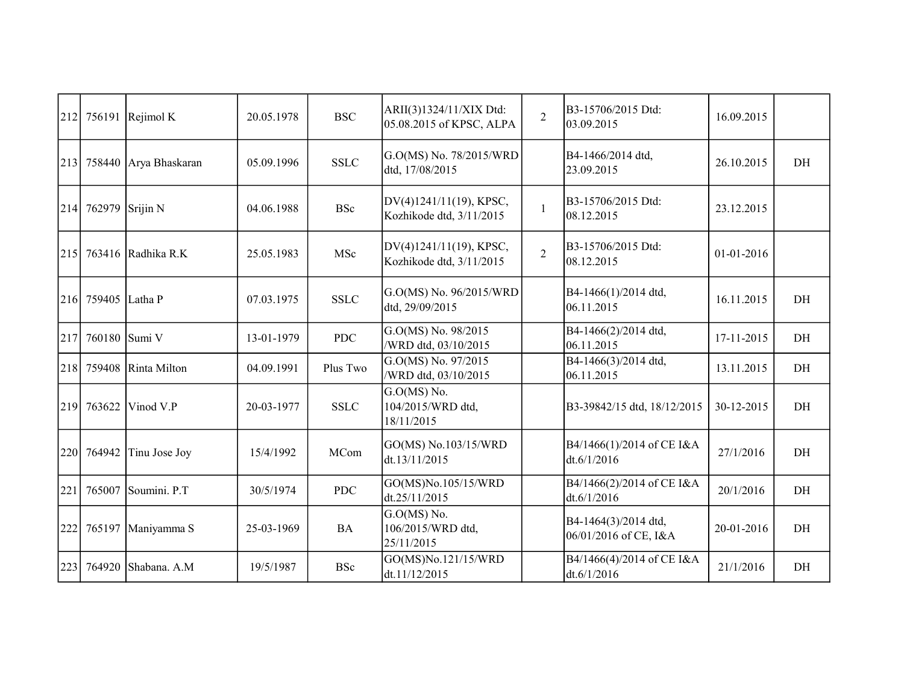| | | | | | | | | | |
|---|---|---|---|---|---|---|---|---|---|
| 212 | 756191 | Rejimol K | 20.05.1978 | BSC | ARII(3)1324/11/XIX Dtd: 05.08.2015 of KPSC, ALPA | 2 | B3-15706/2015 Dtd: 03.09.2015 | 16.09.2015 | |
| 213 | 758440 | Arya Bhaskaran | 05.09.1996 | SSLC | G.O(MS) No. 78/2015/WRD dtd, 17/08/2015 | | B4-1466/2014 dtd, 23.09.2015 | 26.10.2015 | DH |
| 214 | 762979 | Srijin N | 04.06.1988 | BSc | DV(4)1241/11(19), KPSC, Kozhikode dtd, 3/11/2015 | 1 | B3-15706/2015 Dtd: 08.12.2015 | 23.12.2015 | |
| 215 | 763416 | Radhika R.K | 25.05.1983 | MSc | DV(4)1241/11(19), KPSC, Kozhikode dtd, 3/11/2015 | 2 | B3-15706/2015 Dtd: 08.12.2015 | 01-01-2016 | |
| 216 | 759405 | Latha P | 07.03.1975 | SSLC | G.O(MS) No. 96/2015/WRD dtd, 29/09/2015 | | B4-1466(1)/2014 dtd, 06.11.2015 | 16.11.2015 | DH |
| 217 | 760180 | Sumi V | 13-01-1979 | PDC | G.O(MS) No. 98/2015 /WRD dtd, 03/10/2015 | | B4-1466(2)/2014 dtd, 06.11.2015 | 17-11-2015 | DH |
| 218 | 759408 | Rinta Milton | 04.09.1991 | Plus Two | G.O(MS) No. 97/2015 /WRD dtd, 03/10/2015 | | B4-1466(3)/2014 dtd, 06.11.2015 | 13.11.2015 | DH |
| 219 | 763622 | Vinod V.P | 20-03-1977 | SSLC | G.O(MS) No. 104/2015/WRD dtd, 18/11/2015 | | B3-39842/15 dtd, 18/12/2015 | 30-12-2015 | DH |
| 220 | 764942 | Tinu Jose Joy | 15/4/1992 | MCom | GO(MS) No.103/15/WRD dt.13/11/2015 | | B4/1466(1)/2014 of CE I&A dt.6/1/2016 | 27/1/2016 | DH |
| 221 | 765007 | Soumini. P.T | 30/5/1974 | PDC | GO(MS)No.105/15/WRD dt.25/11/2015 | | B4/1466(2)/2014 of CE I&A dt.6/1/2016 | 20/1/2016 | DH |
| 222 | 765197 | Maniyamma S | 25-03-1969 | BA | G.O(MS) No. 106/2015/WRD dtd, 25/11/2015 | | B4-1464(3)/2014 dtd, 06/01/2016 of CE, I&A | 20-01-2016 | DH |
| 223 | 764920 | Shabana. A.M | 19/5/1987 | BSc | GO(MS)No.121/15/WRD dt.11/12/2015 | | B4/1466(4)/2014 of CE I&A dt.6/1/2016 | 21/1/2016 | DH |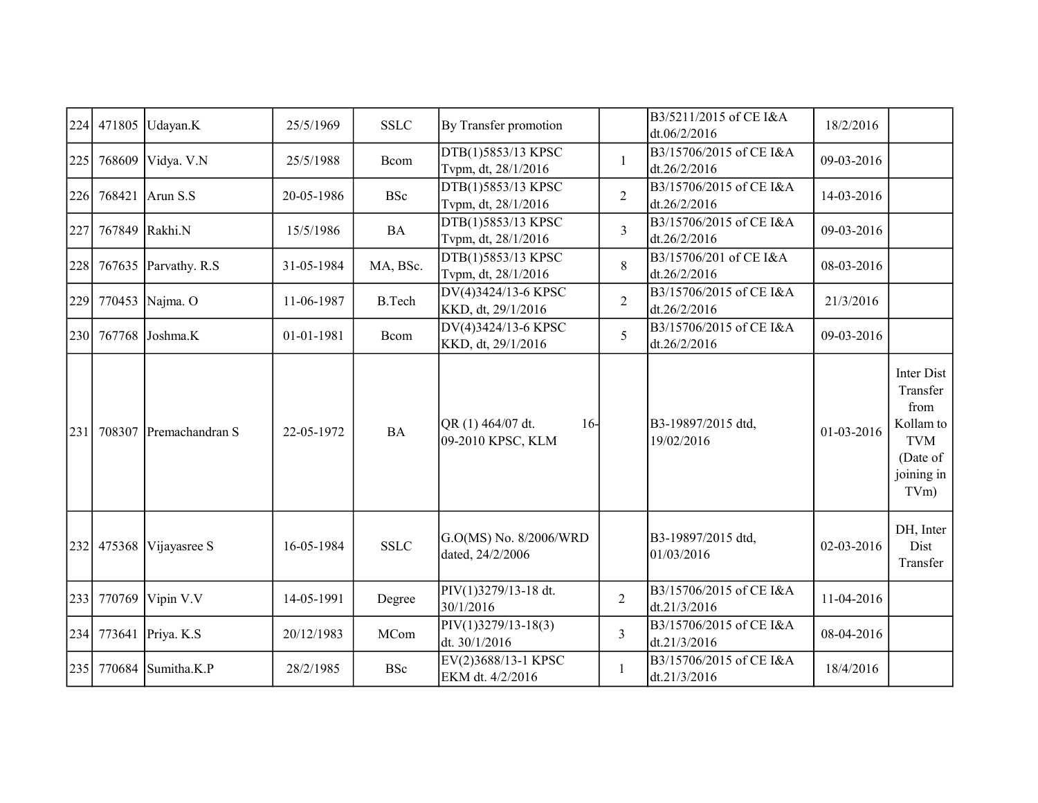| 224 | 471805 | Udayan.K | 25/5/1969 | SSLC | By Transfer promotion | | B3/5211/2015 of CE I&A dt.06/2/2016 | 18/2/2016 | |
|---|---|---|---|---|---|---|---|---|---|
| 225 | 768609 | Vidya. V.N | 25/5/1988 | Bcom | DTB(1)5853/13 KPSC Tvpm, dt, 28/1/2016 | 1 | B3/15706/2015 of CE I&A dt.26/2/2016 | 09-03-2016 | |
| 226 | 768421 | Arun S.S | 20-05-1986 | BSc | DTB(1)5853/13 KPSC Tvpm, dt, 28/1/2016 | 2 | B3/15706/2015 of CE I&A dt.26/2/2016 | 14-03-2016 | |
| 227 | 767849 | Rakhi.N | 15/5/1986 | BA | DTB(1)5853/13 KPSC Tvpm, dt, 28/1/2016 | 3 | B3/15706/2015 of CE I&A dt.26/2/2016 | 09-03-2016 | |
| 228 | 767635 | Parvathy. R.S | 31-05-1984 | MA, BSc. | DTB(1)5853/13 KPSC Tvpm, dt, 28/1/2016 | 8 | B3/15706/201 of CE I&A dt.26/2/2016 | 08-03-2016 | |
| 229 | 770453 | Najma. O | 11-06-1987 | B.Tech | DV(4)3424/13-6 KPSC KKD, dt, 29/1/2016 | 2 | B3/15706/2015 of CE I&A dt.26/2/2016 | 21/3/2016 | |
| 230 | 767768 | Joshma.K | 01-01-1981 | Bcom | DV(4)3424/13-6 KPSC KKD, dt, 29/1/2016 | 5 | B3/15706/2015 of CE I&A dt.26/2/2016 | 09-03-2016 | |
| 231 | 708307 | Premachandran S | 22-05-1972 | BA | QR (1) 464/07 dt. 16-09-2010 KPSC, KLM | | B3-19897/2015 dtd, 19/02/2016 | 01-03-2016 | Inter Dist Transfer from Kollam to TVM (Date of joining in TVm) |
| 232 | 475368 | Vijayasree S | 16-05-1984 | SSLC | G.O(MS) No. 8/2006/WRD dated, 24/2/2006 | | B3-19897/2015 dtd, 01/03/2016 | 02-03-2016 | DH, Inter Dist Transfer |
| 233 | 770769 | Vipin V.V | 14-05-1991 | Degree | PIV(1)3279/13-18 dt. 30/1/2016 | 2 | B3/15706/2015 of CE I&A dt.21/3/2016 | 11-04-2016 | |
| 234 | 773641 | Priya. K.S | 20/12/1983 | MCom | PIV(1)3279/13-18(3) dt. 30/1/2016 | 3 | B3/15706/2015 of CE I&A dt.21/3/2016 | 08-04-2016 | |
| 235 | 770684 | Sumitha.K.P | 28/2/1985 | BSc | EV(2)3688/13-1 KPSC EKM dt. 4/2/2016 | 1 | B3/15706/2015 of CE I&A dt.21/3/2016 | 18/4/2016 | |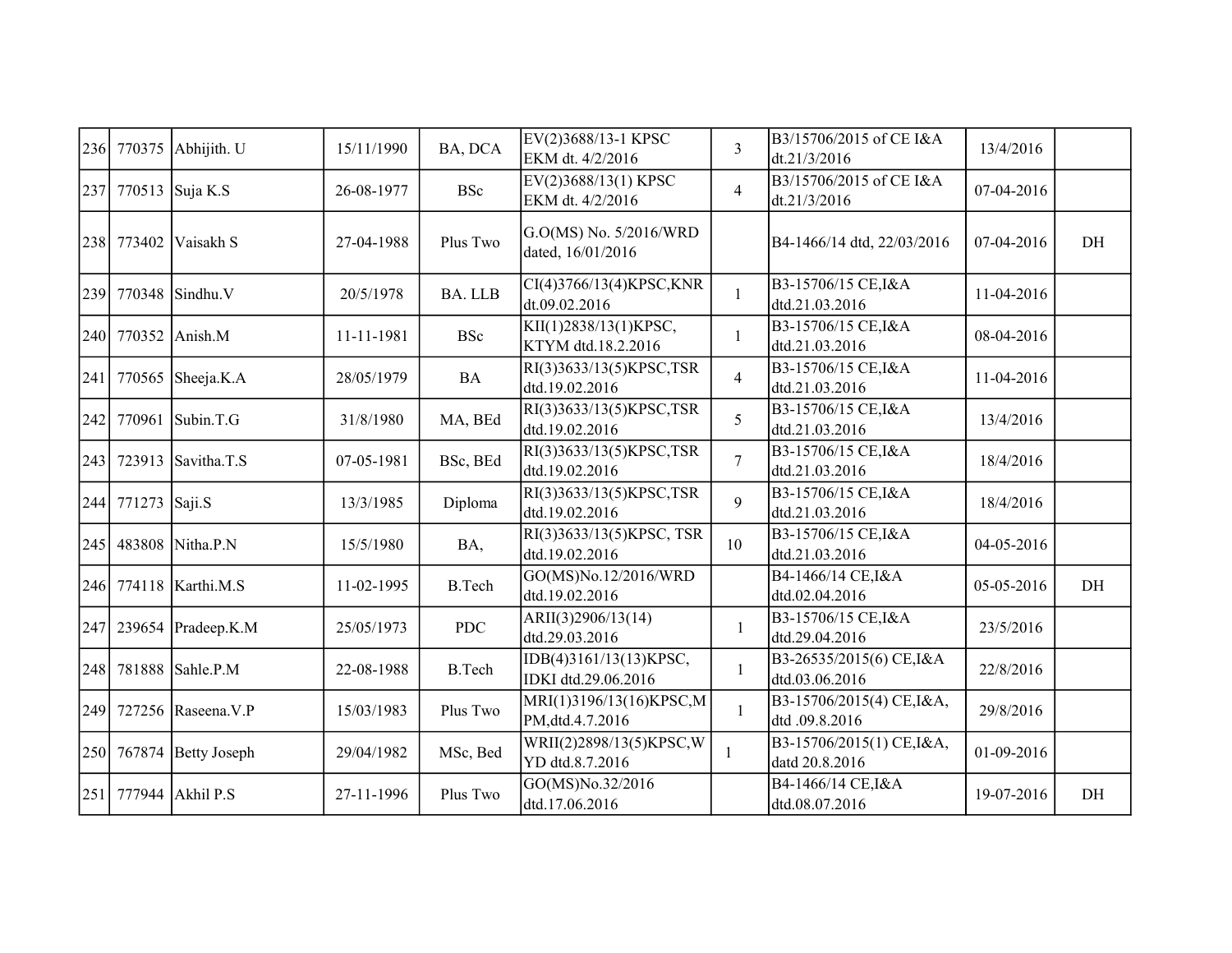| | | | | | | | | | |
|---|---|---|---|---|---|---|---|---|---|
| 236 | 770375 | Abhijith. U | 15/11/1990 | BA, DCA | EV(2)3688/13-1 KPSC EKM dt. 4/2/2016 | 3 | B3/15706/2015 of CE I&A dt.21/3/2016 | 13/4/2016 | |
| 237 | 770513 | Suja K.S | 26-08-1977 | BSc | EV(2)3688/13(1) KPSC EKM dt. 4/2/2016 | 4 | B3/15706/2015 of CE I&A dt.21/3/2016 | 07-04-2016 | |
| 238 | 773402 | Vaisakh S | 27-04-1988 | Plus Two | G.O(MS) No. 5/2016/WRD dated, 16/01/2016 | | B4-1466/14 dtd, 22/03/2016 | 07-04-2016 | DH |
| 239 | 770348 | Sindhu.V | 20/5/1978 | BA. LLB | CI(4)3766/13(4)KPSC,KNR dt.09.02.2016 | 1 | B3-15706/15 CE,I&A dtd.21.03.2016 | 11-04-2016 | |
| 240 | 770352 | Anish.M | 11-11-1981 | BSc | KII(1)2838/13(1)KPSC, KTYM dtd.18.2.2016 | 1 | B3-15706/15 CE,I&A dtd.21.03.2016 | 08-04-2016 | |
| 241 | 770565 | Sheeja.K.A | 28/05/1979 | BA | RI(3)3633/13(5)KPSC,TSR dtd.19.02.2016 | 4 | B3-15706/15 CE,I&A dtd.21.03.2016 | 11-04-2016 | |
| 242 | 770961 | Subin.T.G | 31/8/1980 | MA, BEd | RI(3)3633/13(5)KPSC,TSR dtd.19.02.2016 | 5 | B3-15706/15 CE,I&A dtd.21.03.2016 | 13/4/2016 | |
| 243 | 723913 | Savitha.T.S | 07-05-1981 | BSc, BEd | RI(3)3633/13(5)KPSC,TSR dtd.19.02.2016 | 7 | B3-15706/15 CE,I&A dtd.21.03.2016 | 18/4/2016 | |
| 244 | 771273 | Saji.S | 13/3/1985 | Diploma | RI(3)3633/13(5)KPSC,TSR dtd.19.02.2016 | 9 | B3-15706/15 CE,I&A dtd.21.03.2016 | 18/4/2016 | |
| 245 | 483808 | Nitha.P.N | 15/5/1980 | BA, | RI(3)3633/13(5)KPSC, TSR dtd.19.02.2016 | 10 | B3-15706/15 CE,I&A dtd.21.03.2016 | 04-05-2016 | |
| 246 | 774118 | Karthi.M.S | 11-02-1995 | B.Tech | GO(MS)No.12/2016/WRD dtd.19.02.2016 | | B4-1466/14 CE,I&A dtd.02.04.2016 | 05-05-2016 | DH |
| 247 | 239654 | Pradeep.K.M | 25/05/1973 | PDC | ARII(3)2906/13(14) dtd.29.03.2016 | 1 | B3-15706/15 CE,I&A dtd.29.04.2016 | 23/5/2016 | |
| 248 | 781888 | Sahle.P.M | 22-08-1988 | B.Tech | IDB(4)3161/13(13)KPSC, IDKI dtd.29.06.2016 | 1 | B3-26535/2015(6) CE,I&A dtd.03.06.2016 | 22/8/2016 | |
| 249 | 727256 | Raseena.V.P | 15/03/1983 | Plus Two | MRI(1)3196/13(16)KPSC,MPM,dtd.4.7.2016 | 1 | B3-15706/2015(4) CE,I&A, dtd .09.8.2016 | 29/8/2016 | |
| 250 | 767874 | Betty Joseph | 29/04/1982 | MSc, Bed | WRII(2)2898/13(5)KPSC,WYD dtd.8.7.2016 | 1 | B3-15706/2015(1) CE,I&A, datd 20.8.2016 | 01-09-2016 | |
| 251 | 777944 | Akhil P.S | 27-11-1996 | Plus Two | GO(MS)No.32/2016 dtd.17.06.2016 | | B4-1466/14 CE,I&A dtd.08.07.2016 | 19-07-2016 | DH |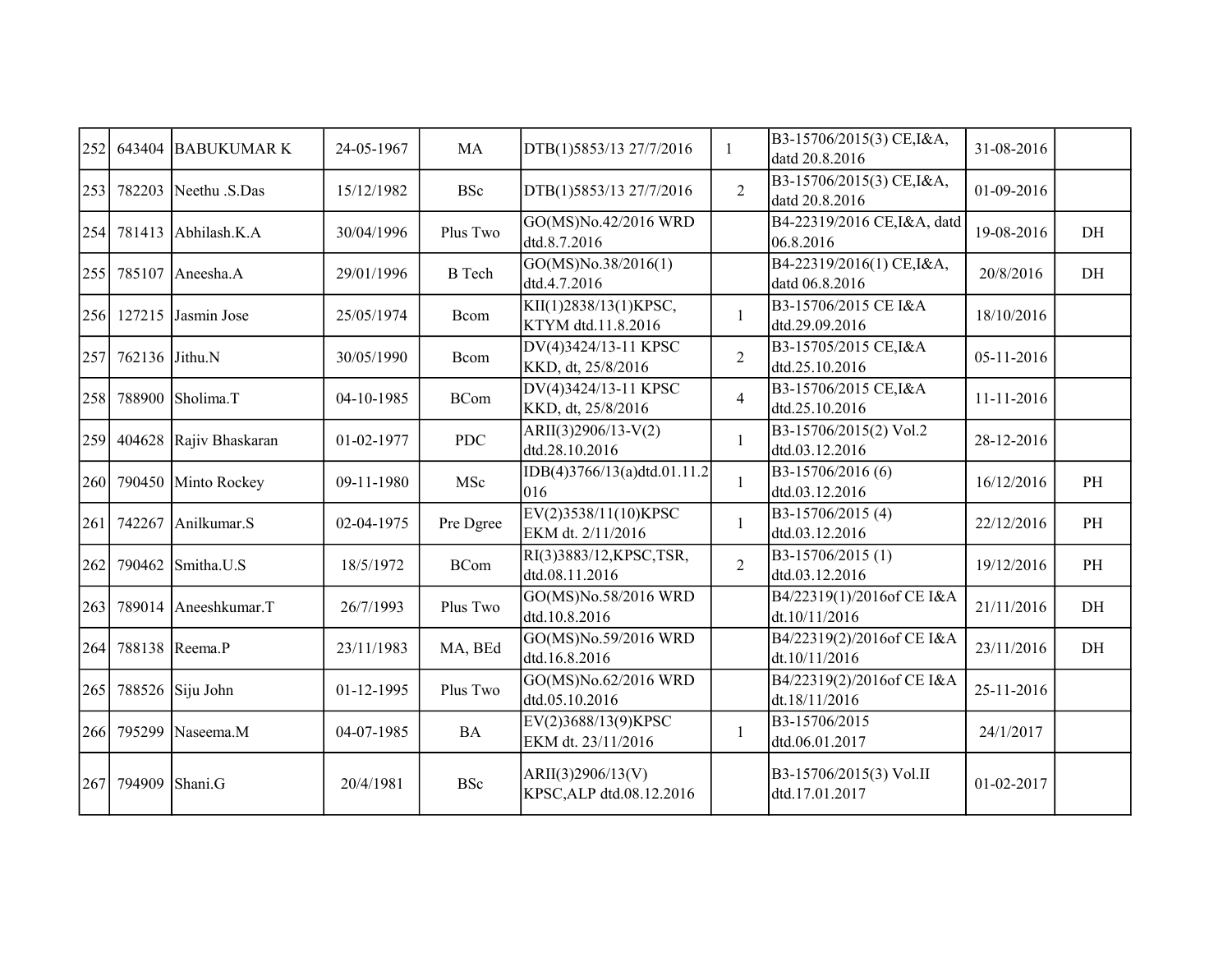| | | | | | | | | | |
|---|---|---|---|---|---|---|---|---|---|
| 252 | 643404 | BABUKUMAR K | 24-05-1967 | MA | DTB(1)5853/13 27/7/2016 | 1 | B3-15706/2015(3) CE,I&A, datd 20.8.2016 | 31-08-2016 | |
| 253 | 782203 | Neethu .S.Das | 15/12/1982 | BSc | DTB(1)5853/13 27/7/2016 | 2 | B3-15706/2015(3) CE,I&A, datd 20.8.2016 | 01-09-2016 | |
| 254 | 781413 | Abhilash.K.A | 30/04/1996 | Plus Two | GO(MS)No.42/2016 WRD dtd.8.7.2016 | | B4-22319/2016 CE,I&A, datd 06.8.2016 | 19-08-2016 | DH |
| 255 | 785107 | Aneesha.A | 29/01/1996 | B Tech | GO(MS)No.38/2016(1) dtd.4.7.2016 | | B4-22319/2016(1) CE,I&A, datd 06.8.2016 | 20/8/2016 | DH |
| 256 | 127215 | Jasmin Jose | 25/05/1974 | Bcom | KII(1)2838/13(1)KPSC, KTYM dtd.11.8.2016 | 1 | B3-15706/2015 CE I&A dtd.29.09.2016 | 18/10/2016 | |
| 257 | 762136 | Jithu.N | 30/05/1990 | Bcom | DV(4)3424/13-11 KPSC KKD, dt, 25/8/2016 | 2 | B3-15705/2015 CE,I&A dtd.25.10.2016 | 05-11-2016 | |
| 258 | 788900 | Sholima.T | 04-10-1985 | BCom | DV(4)3424/13-11 KPSC KKD, dt, 25/8/2016 | 4 | B3-15706/2015 CE,I&A dtd.25.10.2016 | 11-11-2016 | |
| 259 | 404628 | Rajiv Bhaskaran | 01-02-1977 | PDC | ARII(3)2906/13-V(2) dtd.28.10.2016 | 1 | B3-15706/2015(2) Vol.2 dtd.03.12.2016 | 28-12-2016 | |
| 260 | 790450 | Minto Rockey | 09-11-1980 | MSc | IDB(4)3766/13(a)dtd.01.11.2016 | 1 | B3-15706/2016 (6) dtd.03.12.2016 | 16/12/2016 | PH |
| 261 | 742267 | Anilkumar.S | 02-04-1975 | Pre Dgree | EV(2)3538/11(10)KPSC EKM dt. 2/11/2016 | 1 | B3-15706/2015 (4) dtd.03.12.2016 | 22/12/2016 | PH |
| 262 | 790462 | Smitha.U.S | 18/5/1972 | BCom | RI(3)3883/12,KPSC,TSR, dtd.08.11.2016 | 2 | B3-15706/2015 (1) dtd.03.12.2016 | 19/12/2016 | PH |
| 263 | 789014 | Aneeshkumar.T | 26/7/1993 | Plus Two | GO(MS)No.58/2016 WRD dtd.10.8.2016 | | B4/22319(1)/2016of CE I&A dt.10/11/2016 | 21/11/2016 | DH |
| 264 | 788138 | Reema.P | 23/11/1983 | MA, BEd | GO(MS)No.59/2016 WRD dtd.16.8.2016 | | B4/22319(2)/2016of CE I&A dt.10/11/2016 | 23/11/2016 | DH |
| 265 | 788526 | Siju John | 01-12-1995 | Plus Two | GO(MS)No.62/2016 WRD dtd.05.10.2016 | | B4/22319(2)/2016of CE I&A dt.18/11/2016 | 25-11-2016 | |
| 266 | 795299 | Naseema.M | 04-07-1985 | BA | EV(2)3688/13(9)KPSC EKM dt. 23/11/2016 | 1 | B3-15706/2015 dtd.06.01.2017 | 24/1/2017 | |
| 267 | 794909 | Shani.G | 20/4/1981 | BSc | ARII(3)2906/13(V) KPSC,ALP dtd.08.12.2016 | | B3-15706/2015(3) Vol.II dtd.17.01.2017 | 01-02-2017 | |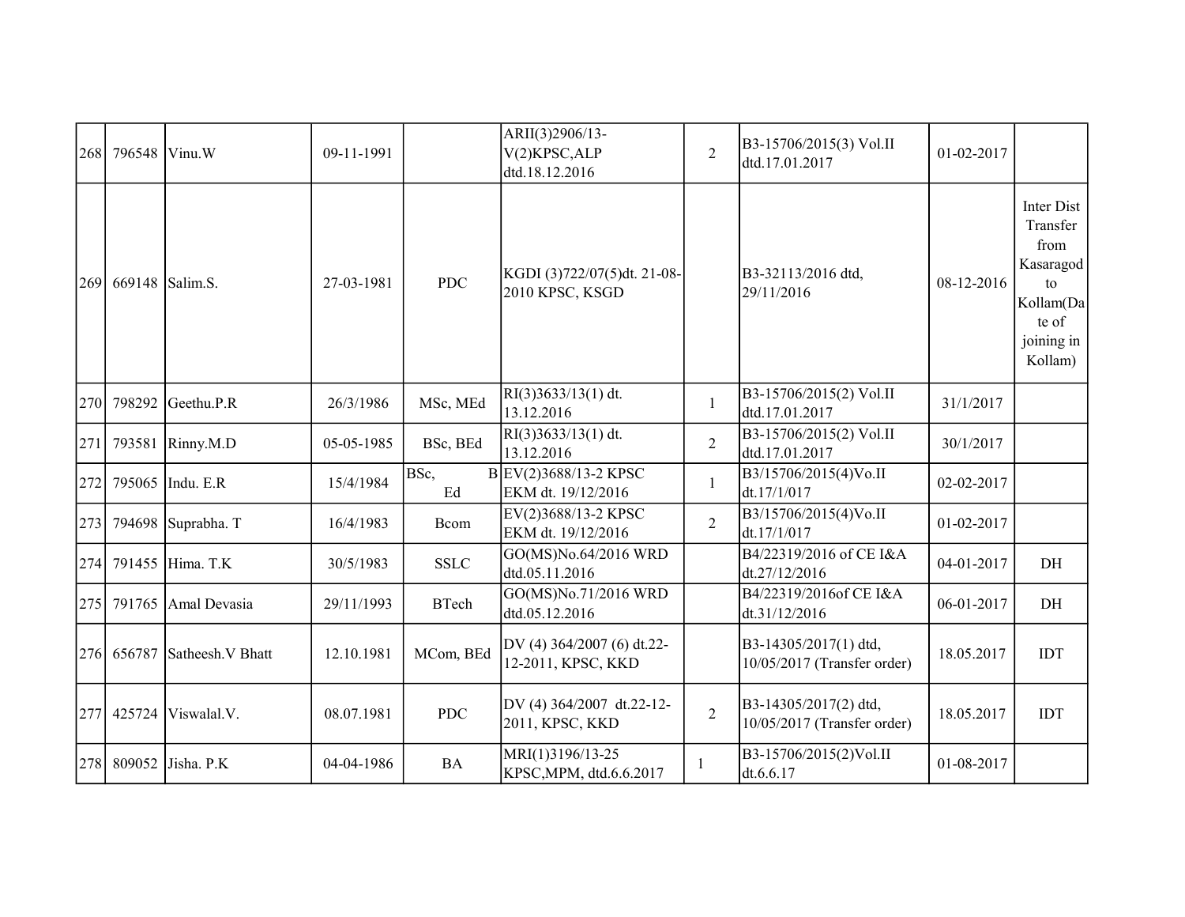| | | | | | | | | | |
|---|---|---|---|---|---|---|---|---|---|
| 268 | 796548 | Vinu.W | 09-11-1991 | | ARII(3)2906/13-V(2)KPSC,ALP dtd.18.12.2016 | 2 | B3-15706/2015(3) Vol.II dtd.17.01.2017 | 01-02-2017 | |
| 269 | 669148 | Salim.S. | 27-03-1981 | PDC | KGDI (3)722/07(5)dt. 21-08-2010 KPSC, KSGD | | B3-32113/2016 dtd, 29/11/2016 | 08-12-2016 | Inter Dist Transfer from Kasaragod to Kollam(Date of joining in Kollam) |
| 270 | 798292 | Geethu.P.R | 26/3/1986 | MSc, MEd | RI(3)3633/13(1) dt. 13.12.2016 | 1 | B3-15706/2015(2) Vol.II dtd.17.01.2017 | 31/1/2017 | |
| 271 | 793581 | Rinny.M.D | 05-05-1985 | BSc, BEd | RI(3)3633/13(1) dt. 13.12.2016 | 2 | B3-15706/2015(2) Vol.II dtd.17.01.2017 | 30/1/2017 | |
| 272 | 795065 | Indu. E.R | 15/4/1984 | BSc, B Ed | EV(2)3688/13-2 KPSC EKM dt. 19/12/2016 | 1 | B3/15706/2015(4)Vo.II dt.17/1/017 | 02-02-2017 | |
| 273 | 794698 | Suprabha. T | 16/4/1983 | Bcom | EV(2)3688/13-2 KPSC EKM dt. 19/12/2016 | 2 | B3/15706/2015(4)Vo.II dt.17/1/017 | 01-02-2017 | |
| 274 | 791455 | Hima. T.K | 30/5/1983 | SSLC | GO(MS)No.64/2016 WRD dtd.05.11.2016 | | B4/22319/2016 of CE I&A dt.27/12/2016 | 04-01-2017 | DH |
| 275 | 791765 | Amal Devasia | 29/11/1993 | BTech | GO(MS)No.71/2016 WRD dtd.05.12.2016 | | B4/22319/2016of CE I&A dt.31/12/2016 | 06-01-2017 | DH |
| 276 | 656787 | Satheesh.V Bhatt | 12.10.1981 | MCom, BEd | DV (4) 364/2007 (6) dt.22-12-2011, KPSC, KKD | | B3-14305/2017(1) dtd, 10/05/2017 (Transfer order) | 18.05.2017 | IDT |
| 277 | 425724 | Viswalal.V. | 08.07.1981 | PDC | DV (4) 364/2007 dt.22-12-2011, KPSC, KKD | 2 | B3-14305/2017(2) dtd, 10/05/2017 (Transfer order) | 18.05.2017 | IDT |
| 278 | 809052 | Jisha. P.K | 04-04-1986 | BA | MRI(1)3196/13-25 KPSC,MPM, dtd.6.6.2017 | 1 | B3-15706/2015(2)Vol.II dt.6.6.17 | 01-08-2017 | |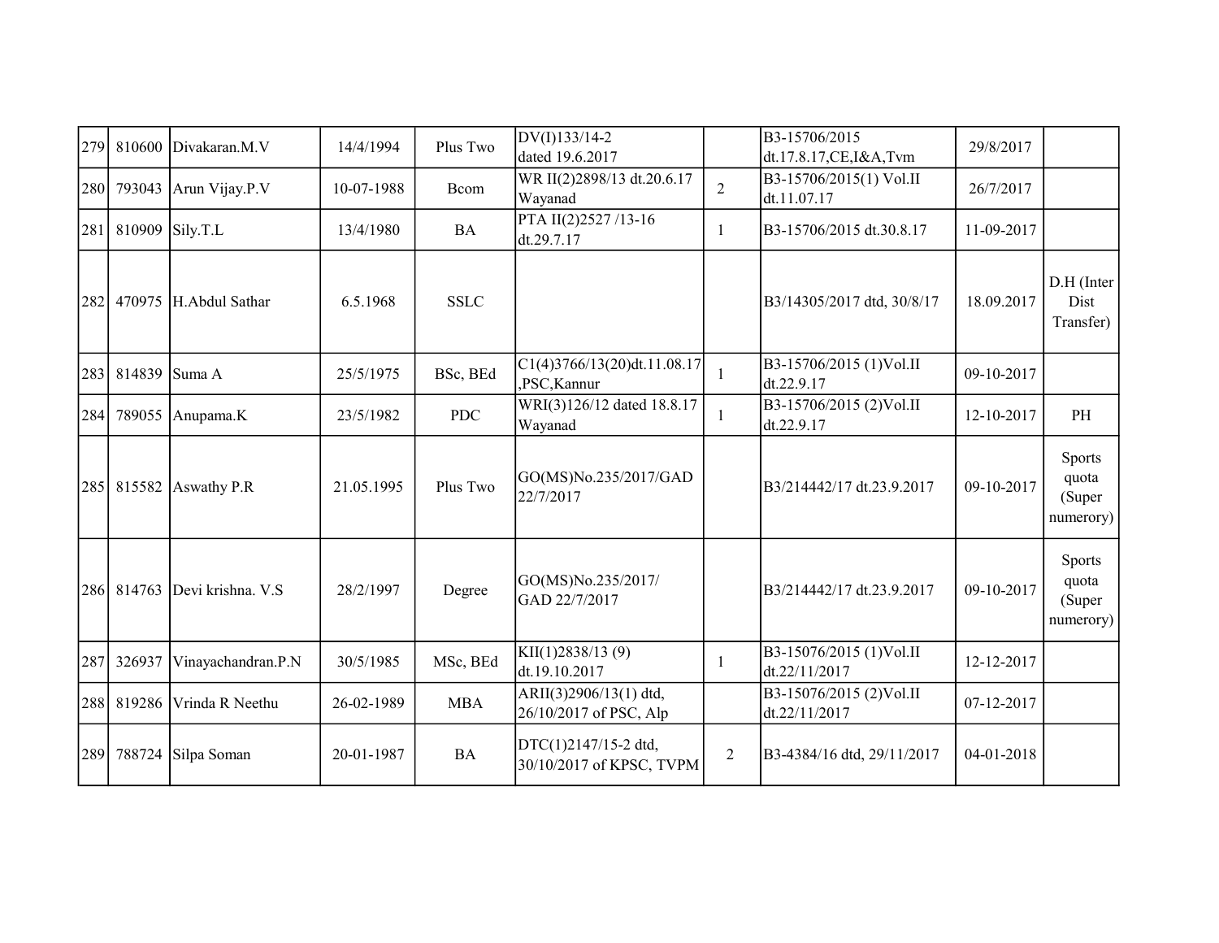| | | | | | | | | | |
|---|---|---|---|---|---|---|---|---|---|
| 279 | 810600 | Divakaran.M.V | 14/4/1994 | Plus Two | DV(I)133/14-2 dated 19.6.2017 | | B3-15706/2015 dt.17.8.17,CE,I&A,Tvm | 29/8/2017 | |
| 280 | 793043 | Arun Vijay.P.V | 10-07-1988 | Bcom | WR II(2)2898/13 dt.20.6.17 Wayanad | 2 | B3-15706/2015(1) Vol.II dt.11.07.17 | 26/7/2017 | |
| 281 | 810909 | Sily.T.L | 13/4/1980 | BA | PTA II(2)2527 /13-16 dt.29.7.17 | 1 | B3-15706/2015 dt.30.8.17 | 11-09-2017 | |
| 282 | 470975 | H.Abdul Sathar | 6.5.1968 | SSLC | | | B3/14305/2017 dtd, 30/8/17 | 18.09.2017 | D.H (Inter Dist Transfer) |
| 283 | 814839 | Suma A | 25/5/1975 | BSc, BEd | C1(4)3766/13(20)dt.11.08.17 ,PSC,Kannur | 1 | B3-15706/2015 (1)Vol.II dt.22.9.17 | 09-10-2017 | |
| 284 | 789055 | Anupama.K | 23/5/1982 | PDC | WRI(3)126/12 dated 18.8.17 Wayanad | 1 | B3-15706/2015 (2)Vol.II dt.22.9.17 | 12-10-2017 | PH |
| 285 | 815582 | Aswathy P.R | 21.05.1995 | Plus Two | GO(MS)No.235/2017/GAD 22/7/2017 | | B3/214442/17 dt.23.9.2017 | 09-10-2017 | Sports quota (Super numerory) |
| 286 | 814763 | Devi krishna. V.S | 28/2/1997 | Degree | GO(MS)No.235/2017/ GAD 22/7/2017 | | B3/214442/17 dt.23.9.2017 | 09-10-2017 | Sports quota (Super numerory) |
| 287 | 326937 | Vinayachandran.P.N | 30/5/1985 | MSc, BEd | KII(1)2838/13 (9) dt.19.10.2017 | 1 | B3-15076/2015 (1)Vol.II dt.22/11/2017 | 12-12-2017 | |
| 288 | 819286 | Vrinda R Neethu | 26-02-1989 | MBA | ARII(3)2906/13(1) dtd, 26/10/2017 of PSC, Alp | | B3-15076/2015 (2)Vol.II dt.22/11/2017 | 07-12-2017 | |
| 289 | 788724 | Silpa Soman | 20-01-1987 | BA | DTC(1)2147/15-2 dtd, 30/10/2017 of KPSC, TVPM | 2 | B3-4384/16 dtd, 29/11/2017 | 04-01-2018 | |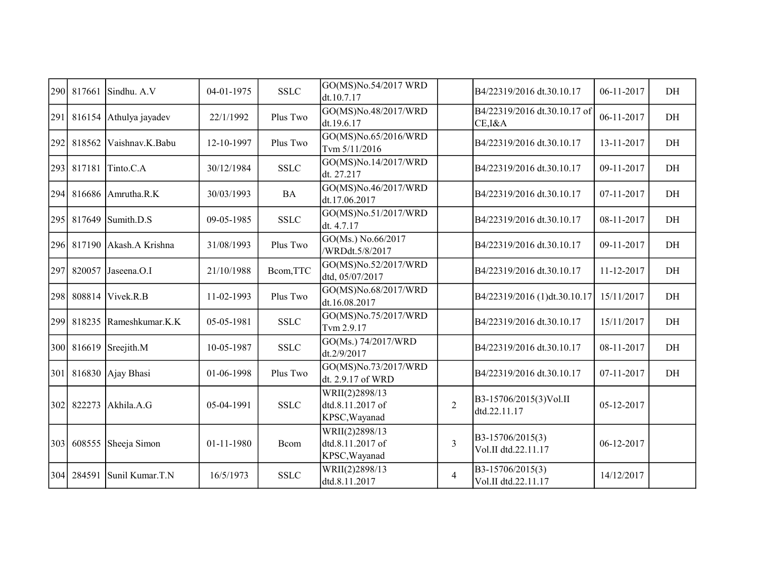| | | | | | | | | | |
|---|---|---|---|---|---|---|---|---|---|
| 290 | 817661 | Sindhu. A.V | 04-01-1975 | SSLC | GO(MS)No.54/2017 WRD dt.10.7.17 | | B4/22319/2016 dt.30.10.17 | 06-11-2017 | DH |
| 291 | 816154 | Athulya jayadev | 22/1/1992 | Plus Two | GO(MS)No.48/2017/WRD dt.19.6.17 | | B4/22319/2016 dt.30.10.17 of CE,I&A | 06-11-2017 | DH |
| 292 | 818562 | Vaishnav.K.Babu | 12-10-1997 | Plus Two | GO(MS)No.65/2016/WRD Tvm 5/11/2016 | | B4/22319/2016 dt.30.10.17 | 13-11-2017 | DH |
| 293 | 817181 | Tinto.C.A | 30/12/1984 | SSLC | GO(MS)No.14/2017/WRD dt. 27.217 | | B4/22319/2016 dt.30.10.17 | 09-11-2017 | DH |
| 294 | 816686 | Amrutha.R.K | 30/03/1993 | BA | GO(MS)No.46/2017/WRD dt.17.06.2017 | | B4/22319/2016 dt.30.10.17 | 07-11-2017 | DH |
| 295 | 817649 | Sumith.D.S | 09-05-1985 | SSLC | GO(MS)No.51/2017/WRD dt. 4.7.17 | | B4/22319/2016 dt.30.10.17 | 08-11-2017 | DH |
| 296 | 817190 | Akash.A Krishna | 31/08/1993 | Plus Two | GO(Ms.) No.66/2017 /WRDdt.5/8/2017 | | B4/22319/2016 dt.30.10.17 | 09-11-2017 | DH |
| 297 | 820057 | Jaseena.O.I | 21/10/1988 | Bcom,TTC | GO(MS)No.52/2017/WRD dtd, 05/07/2017 | | B4/22319/2016 dt.30.10.17 | 11-12-2017 | DH |
| 298 | 808814 | Vivek.R.B | 11-02-1993 | Plus Two | GO(MS)No.68/2017/WRD dt.16.08.2017 | | B4/22319/2016 (1)dt.30.10.17 | 15/11/2017 | DH |
| 299 | 818235 | Rameshkumar.K.K | 05-05-1981 | SSLC | GO(MS)No.75/2017/WRD Tvm 2.9.17 | | B4/22319/2016 dt.30.10.17 | 15/11/2017 | DH |
| 300 | 816619 | Sreejith.M | 10-05-1987 | SSLC | GO(Ms.) 74/2017/WRD dt.2/9/2017 | | B4/22319/2016 dt.30.10.17 | 08-11-2017 | DH |
| 301 | 816830 | Ajay Bhasi | 01-06-1998 | Plus Two | GO(MS)No.73/2017/WRD dt. 2.9.17 of WRD | | B4/22319/2016 dt.30.10.17 | 07-11-2017 | DH |
| 302 | 822273 | Akhila.A.G | 05-04-1991 | SSLC | WRII(2)2898/13 dtd.8.11.2017 of KPSC,Wayanad | 2 | B3-15706/2015(3)Vol.II dtd.22.11.17 | 05-12-2017 | |
| 303 | 608555 | Sheeja Simon | 01-11-1980 | Bcom | WRII(2)2898/13 dtd.8.11.2017 of KPSC,Wayanad | 3 | B3-15706/2015(3) Vol.II dtd.22.11.17 | 06-12-2017 | |
| 304 | 284591 | Sunil Kumar.T.N | 16/5/1973 | SSLC | WRII(2)2898/13 dtd.8.11.2017 | 4 | B3-15706/2015(3) Vol.II dtd.22.11.17 | 14/12/2017 | |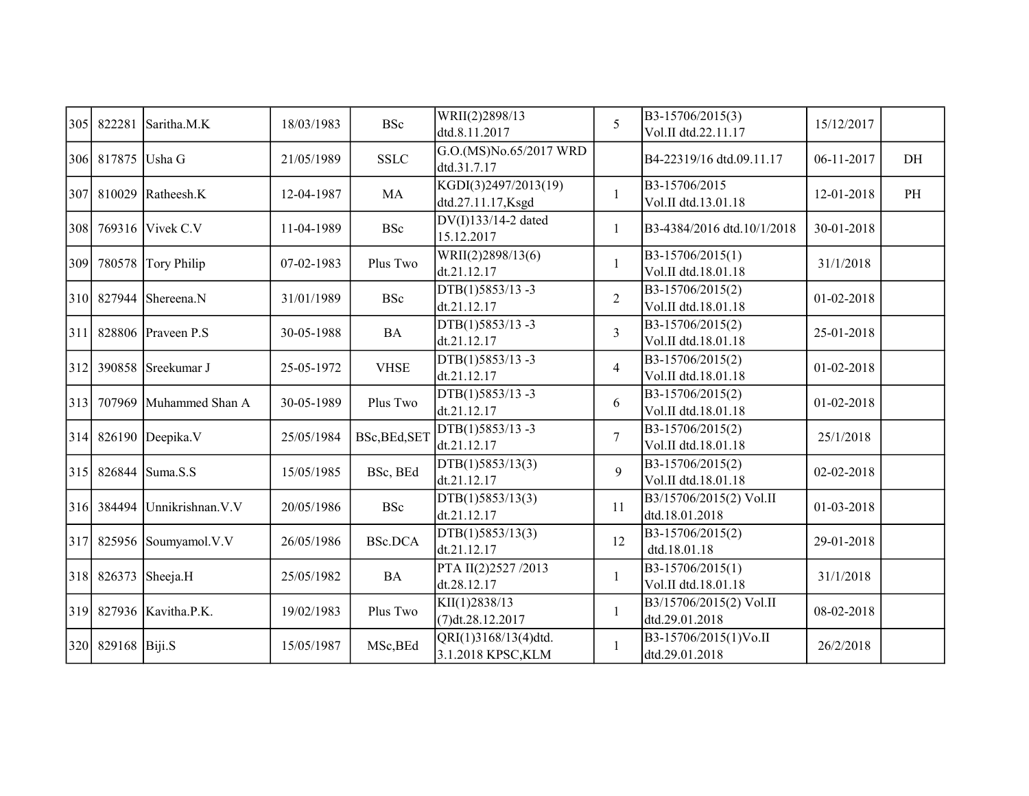| | | | | | | | | | |
|---|---|---|---|---|---|---|---|---|---|
| 305 | 822281 | Saritha.M.K | 18/03/1983 | BSc | WRII(2)2898/13 dtd.8.11.2017 | 5 | B3-15706/2015(3) Vol.II dtd.22.11.17 | 15/12/2017 | |
| 306 | 817875 | Usha G | 21/05/1989 | SSLC | G.O.(MS)No.65/2017 WRD dtd.31.7.17 | | B4-22319/16 dtd.09.11.17 | 06-11-2017 | DH |
| 307 | 810029 | Ratheesh.K | 12-04-1987 | MA | KGDI(3)2497/2013(19) dtd.27.11.17,Ksgd | 1 | B3-15706/2015 Vol.II dtd.13.01.18 | 12-01-2018 | PH |
| 308 | 769316 | Vivek C.V | 11-04-1989 | BSc | DV(I)133/14-2 dated 15.12.2017 | 1 | B3-4384/2016 dtd.10/1/2018 | 30-01-2018 | |
| 309 | 780578 | Tory Philip | 07-02-1983 | Plus Two | WRII(2)2898/13(6) dt.21.12.17 | 1 | B3-15706/2015(1) Vol.II dtd.18.01.18 | 31/1/2018 | |
| 310 | 827944 | Shereena.N | 31/01/1989 | BSc | DTB(1)5853/13 -3 dt.21.12.17 | 2 | B3-15706/2015(2) Vol.II dtd.18.01.18 | 01-02-2018 | |
| 311 | 828806 | Praveen P.S | 30-05-1988 | BA | DTB(1)5853/13 -3 dt.21.12.17 | 3 | B3-15706/2015(2) Vol.II dtd.18.01.18 | 25-01-2018 | |
| 312 | 390858 | Sreekumar J | 25-05-1972 | VHSE | DTB(1)5853/13 -3 dt.21.12.17 | 4 | B3-15706/2015(2) Vol.II dtd.18.01.18 | 01-02-2018 | |
| 313 | 707969 | Muhammed Shan A | 30-05-1989 | Plus Two | DTB(1)5853/13 -3 dt.21.12.17 | 6 | B3-15706/2015(2) Vol.II dtd.18.01.18 | 01-02-2018 | |
| 314 | 826190 | Deepika.V | 25/05/1984 | BSc,BEd,SET | DTB(1)5853/13 -3 dt.21.12.17 | 7 | B3-15706/2015(2) Vol.II dtd.18.01.18 | 25/1/2018 | |
| 315 | 826844 | Suma.S.S | 15/05/1985 | BSc, BEd | DTB(1)5853/13(3) dt.21.12.17 | 9 | B3-15706/2015(2) Vol.II dtd.18.01.18 | 02-02-2018 | |
| 316 | 384494 | Unnikrishnan.V.V | 20/05/1986 | BSc | DTB(1)5853/13(3) dt.21.12.17 | 11 | B3/15706/2015(2) Vol.II dtd.18.01.2018 | 01-03-2018 | |
| 317 | 825956 | Soumyamol.V.V | 26/05/1986 | BSc.DCA | DTB(1)5853/13(3) dt.21.12.17 | 12 | B3-15706/2015(2) dtd.18.01.18 | 29-01-2018 | |
| 318 | 826373 | Sheeja.H | 25/05/1982 | BA | PTA II(2)2527 /2013 dt.28.12.17 | 1 | B3-15706/2015(1) Vol.II dtd.18.01.18 | 31/1/2018 | |
| 319 | 827936 | Kavitha.P.K. | 19/02/1983 | Plus Two | KII(1)2838/13 (7)dt.28.12.2017 | 1 | B3/15706/2015(2) Vol.II dtd.29.01.2018 | 08-02-2018 | |
| 320 | 829168 | Biji.S | 15/05/1987 | MSc,BEd | QRI(1)3168/13(4)dtd. 3.1.2018 KPSC,KLM | 1 | B3-15706/2015(1)Vo.II dtd.29.01.2018 | 26/2/2018 | |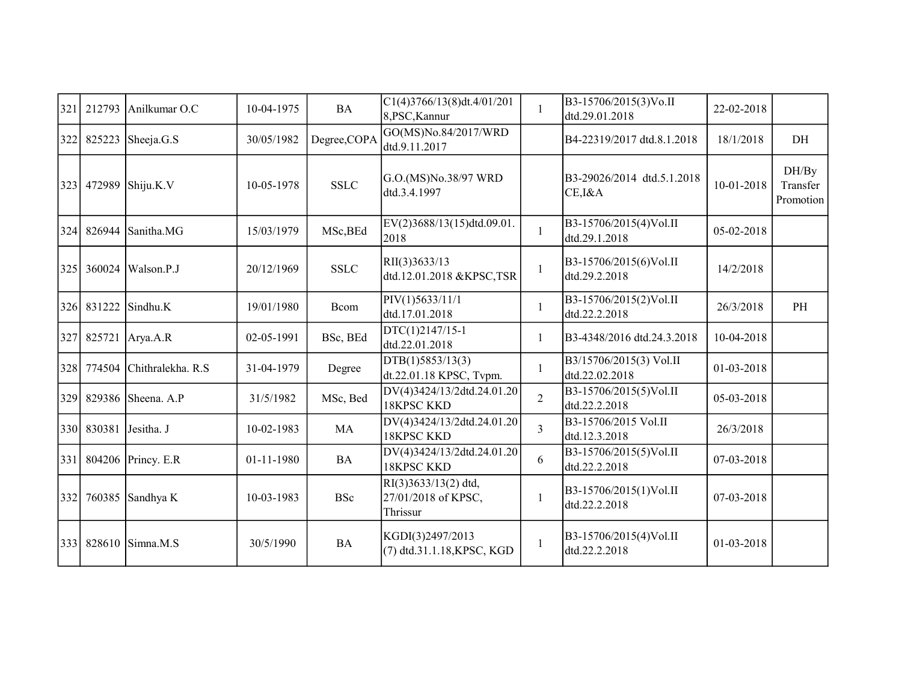| | | | | | | | | | |
|---|---|---|---|---|---|---|---|---|---|
| 321 | 212793 | Anilkumar O.C | 10-04-1975 | BA | C1(4)3766/13(8)dt.4/01/2018,PSC,Kannur | 1 | B3-15706/2015(3)Vo.II dtd.29.01.2018 | 22-02-2018 | |
| 322 | 825223 | Sheeja.G.S | 30/05/1982 | Degree,COPA | GO(MS)No.84/2017/WRD dtd.9.11.2017 | | B4-22319/2017 dtd.8.1.2018 | 18/1/2018 | DH |
| 323 | 472989 | Shiju.K.V | 10-05-1978 | SSLC | G.O.(MS)No.38/97 WRD dtd.3.4.1997 | | B3-29026/2014 dtd.5.1.2018 CE,I&A | 10-01-2018 | DH/By Transfer Promotion |
| 324 | 826944 | Sanitha.MG | 15/03/1979 | MSc,BEd | EV(2)3688/13(15)dtd.09.01.2018 | 1 | B3-15706/2015(4)Vol.II dtd.29.1.2018 | 05-02-2018 | |
| 325 | 360024 | Walson.P.J | 20/12/1969 | SSLC | RII(3)3633/13 dtd.12.01.2018 &KPSC,TSR | 1 | B3-15706/2015(6)Vol.II dtd.29.2.2018 | 14/2/2018 | |
| 326 | 831222 | Sindhu.K | 19/01/1980 | Bcom | PIV(1)5633/11/1 dtd.17.01.2018 | 1 | B3-15706/2015(2)Vol.II dtd.22.2.2018 | 26/3/2018 | PH |
| 327 | 825721 | Arya.A.R | 02-05-1991 | BSc, BEd | DTC(1)2147/15-1 dtd.22.01.2018 | 1 | B3-4348/2016 dtd.24.3.2018 | 10-04-2018 | |
| 328 | 774504 | Chithralekha. R.S | 31-04-1979 | Degree | DTB(1)5853/13(3) dt.22.01.18 KPSC, Tvpm. | 1 | B3/15706/2015(3) Vol.II dtd.22.02.2018 | 01-03-2018 | |
| 329 | 829386 | Sheena. A.P | 31/5/1982 | MSc, Bed | DV(4)3424/13/2dtd.24.01.2018KPSC KKD | 2 | B3-15706/2015(5)Vol.II dtd.22.2.2018 | 05-03-2018 | |
| 330 | 830381 | Jesitha. J | 10-02-1983 | MA | DV(4)3424/13/2dtd.24.01.2018KPSC KKD | 3 | B3-15706/2015 Vol.II dtd.12.3.2018 | 26/3/2018 | |
| 331 | 804206 | Princy. E.R | 01-11-1980 | BA | DV(4)3424/13/2dtd.24.01.2018KPSC KKD | 6 | B3-15706/2015(5)Vol.II dtd.22.2.2018 | 07-03-2018 | |
| 332 | 760385 | Sandhya K | 10-03-1983 | BSc | RI(3)3633/13(2) dtd, 27/01/2018 of KPSC, Thrissur | 1 | B3-15706/2015(1)Vol.II dtd.22.2.2018 | 07-03-2018 | |
| 333 | 828610 | Simna.M.S | 30/5/1990 | BA | KGDI(3)2497/2013 (7) dtd.31.1.18,KPSC, KGD | 1 | B3-15706/2015(4)Vol.II dtd.22.2.2018 | 01-03-2018 | |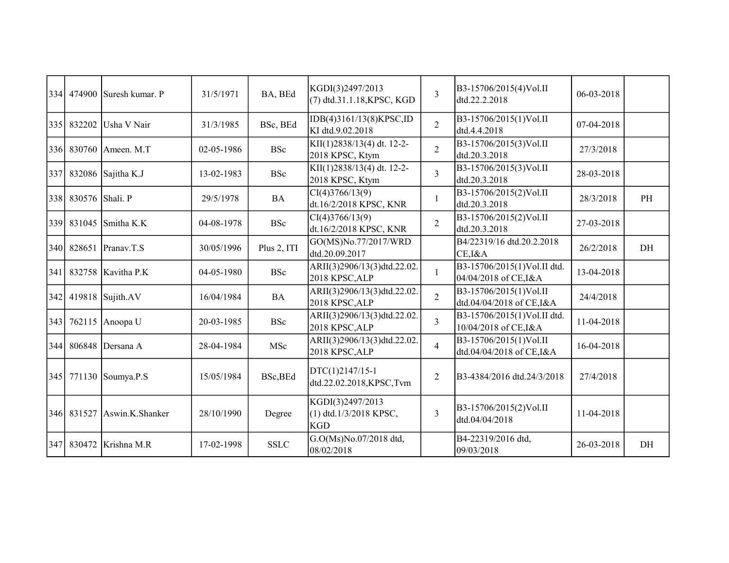| | | | | | | | | | |
|---|---|---|---|---|---|---|---|---|---|
| 334 | 474900 | Suresh kumar. P | 31/5/1971 | BA, BEd | KGDI(3)2497/2013 (7) dtd.31.1.18,KPSC, KGD | 3 | B3-15706/2015(4)Vol.II dtd.22.2.2018 | 06-03-2018 | |
| 335 | 832202 | Usha V Nair | 31/3/1985 | BSc, BEd | IDB(4)3161/13(8)KPSC,IDKI dtd.9.02.2018 | 2 | B3-15706/2015(1)Vol.II dtd.4.4.2018 | 07-04-2018 | |
| 336 | 830760 | Ameen. M.T | 02-05-1986 | BSc | KII(1)2838/13(4) dt. 12-2-2018 KPSC, Ktym | 2 | B3-15706/2015(3)Vol.II dtd.20.3.2018 | 27/3/2018 | |
| 337 | 832086 | Sajitha K.J | 13-02-1983 | BSc | KII(1)2838/13(4) dt. 12-2-2018 KPSC, Ktym | 3 | B3-15706/2015(3)Vol.II dtd.20.3.2018 | 28-03-2018 | |
| 338 | 830576 | Shali. P | 29/5/1978 | BA | CI(4)3766/13(9) dt.16/2/2018 KPSC, KNR | 1 | B3-15706/2015(2)Vol.II dtd.20.3.2018 | 28/3/2018 | PH |
| 339 | 831045 | Smitha K.K | 04-08-1978 | BSc | CI(4)3766/13(9) dt.16/2/2018 KPSC, KNR | 2 | B3-15706/2015(2)Vol.II dtd.20.3.2018 | 27-03-2018 | |
| 340 | 828651 | Pranav.T.S | 30/05/1996 | Plus 2, ITI | GO(MS)No.77/2017/WRD dtd.20.09.2017 | | B4/22319/16 dtd.20.2.2018 CE,I&A | 26/2/2018 | DH |
| 341 | 832758 | Kavitha P.K | 04-05-1980 | BSc | ARII(3)2906/13(3)dtd.22.02.2018 KPSC,ALP | 1 | B3-15706/2015(1)Vol.II dtd. 04/04/2018 of CE,I&A | 13-04-2018 | |
| 342 | 419818 | Sujith.AV | 16/04/1984 | BA | ARII(3)2906/13(3)dtd.22.02.2018 KPSC,ALP | 2 | B3-15706/2015(1)Vol.II dtd.04/04/2018 of CE,I&A | 24/4/2018 | |
| 343 | 762115 | Anoopa U | 20-03-1985 | BSc | ARII(3)2906/13(3)dtd.22.02.2018 KPSC,ALP | 3 | B3-15706/2015(1)Vol.II dtd. 10/04/2018 of CE,I&A | 11-04-2018 | |
| 344 | 806848 | Dersana A | 28-04-1984 | MSc | ARII(3)2906/13(3)dtd.22.02.2018 KPSC,ALP | 4 | B3-15706/2015(1)Vol.II dtd.04/04/2018 of CE,I&A | 16-04-2018 | |
| 345 | 771130 | Soumya.P.S | 15/05/1984 | BSc,BEd | DTC(1)2147/15-1 dtd.22.02.2018,KPSC,Tvm | 2 | B3-4384/2016 dtd.24/3/2018 | 27/4/2018 | |
| 346 | 831527 | Aswin.K.Shanker | 28/10/1990 | Degree | KGDI(3)2497/2013 (1) dtd.1/3/2018 KPSC, KGD | 3 | B3-15706/2015(2)Vol.II dtd.04/04/2018 | 11-04-2018 | |
| 347 | 830472 | Krishna M.R | 17-02-1998 | SSLC | G.O(Ms)No.07/2018 dtd, 08/02/2018 | | B4-22319/2016 dtd, 09/03/2018 | 26-03-2018 | DH |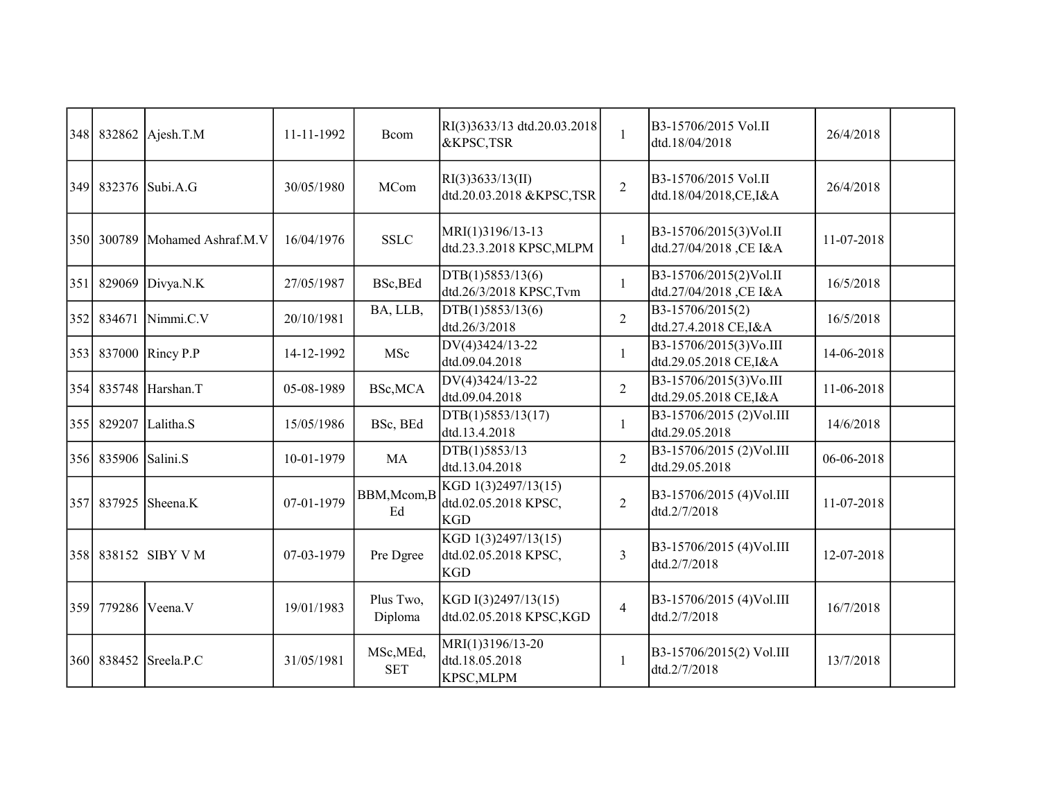| | | | | | | | | | |
|---|---|---|---|---|---|---|---|---|---|
| 348 | 832862 | Ajesh.T.M | 11-11-1992 | Bcom | RI(3)3633/13 dtd.20.03.2018 &KPSC,TSR | 1 | B3-15706/2015 Vol.II dtd.18/04/2018 | 26/4/2018 | |
| 349 | 832376 | Subi.A.G | 30/05/1980 | MCom | RI(3)3633/13(II) dtd.20.03.2018 &KPSC,TSR | 2 | B3-15706/2015 Vol.II dtd.18/04/2018,CE,I&A | 26/4/2018 | |
| 350 | 300789 | Mohamed Ashraf.M.V | 16/04/1976 | SSLC | MRI(1)3196/13-13 dtd.23.3.2018 KPSC,MLPM | 1 | B3-15706/2015(3)Vol.II dtd.27/04/2018 ,CE I&A | 11-07-2018 | |
| 351 | 829069 | Divya.N.K | 27/05/1987 | BSc,BEd | DTB(1)5853/13(6) dtd.26/3/2018 KPSC,Tvm | 1 | B3-15706/2015(2)Vol.II dtd.27/04/2018 ,CE I&A | 16/5/2018 | |
| 352 | 834671 | Nimmi.C.V | 20/10/1981 | BA, LLB, | DTB(1)5853/13(6) dtd.26/3/2018 | 2 | B3-15706/2015(2) dtd.27.4.2018 CE,I&A | 16/5/2018 | |
| 353 | 837000 | Rincy P.P | 14-12-1992 | MSc | DV(4)3424/13-22 dtd.09.04.2018 | 1 | B3-15706/2015(3)Vo.III dtd.29.05.2018 CE,I&A | 14-06-2018 | |
| 354 | 835748 | Harshan.T | 05-08-1989 | BSc,MCA | DV(4)3424/13-22 dtd.09.04.2018 | 2 | B3-15706/2015(3)Vo.III dtd.29.05.2018 CE,I&A | 11-06-2018 | |
| 355 | 829207 | Lalitha.S | 15/05/1986 | BSc, BEd | DTB(1)5853/13(17) dtd.13.4.2018 | 1 | B3-15706/2015 (2)Vol.III dtd.29.05.2018 | 14/6/2018 | |
| 356 | 835906 | Salini.S | 10-01-1979 | MA | DTB(1)5853/13 dtd.13.04.2018 | 2 | B3-15706/2015 (2)Vol.III dtd.29.05.2018 | 06-06-2018 | |
| 357 | 837925 | Sheena.K | 07-01-1979 | BBM,Mcom,BEd | KGD 1(3)2497/13(15) dtd.02.05.2018 KPSC, KGD | 2 | B3-15706/2015 (4)Vol.III dtd.2/7/2018 | 11-07-2018 | |
| 358 | 838152 | SIBY V M | 07-03-1979 | Pre Dgree | KGD 1(3)2497/13(15) dtd.02.05.2018 KPSC, KGD | 3 | B3-15706/2015 (4)Vol.III dtd.2/7/2018 | 12-07-2018 | |
| 359 | 779286 | Veena.V | 19/01/1983 | Plus Two, Diploma | KGD I(3)2497/13(15) dtd.02.05.2018 KPSC,KGD | 4 | B3-15706/2015 (4)Vol.III dtd.2/7/2018 | 16/7/2018 | |
| 360 | 838452 | Sreela.P.C | 31/05/1981 | MSc,MEd, SET | MRI(1)3196/13-20 dtd.18.05.2018 KPSC,MLPM | 1 | B3-15706/2015(2) Vol.III dtd.2/7/2018 | 13/7/2018 | |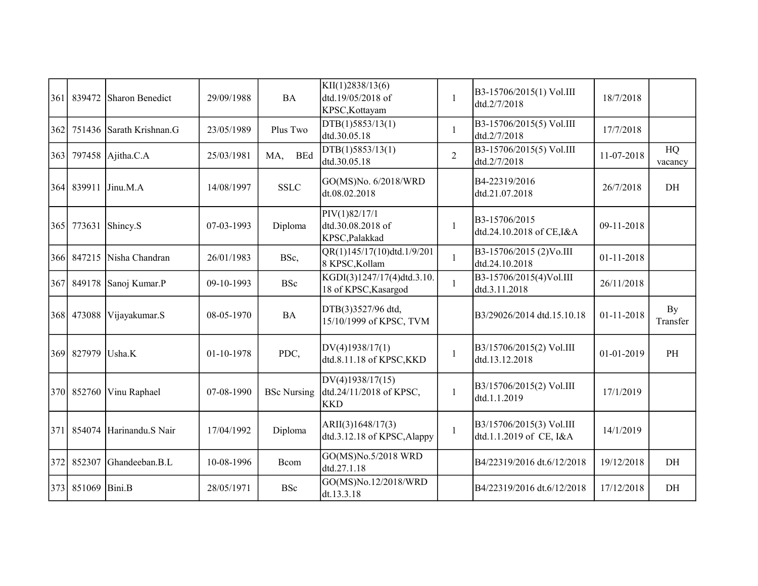| | | | | | | | | | |
|---|---|---|---|---|---|---|---|---|---|
| 361 | 839472 | Sharon Benedict | 29/09/1988 | BA | KII(1)2838/13(6) dtd.19/05/2018 of KPSC,Kottayam | 1 | B3-15706/2015(1) Vol.III dtd.2/7/2018 | 18/7/2018 | |
| 362 | 751436 | Sarath Krishnan.G | 23/05/1989 | Plus Two | DTB(1)5853/13(1) dtd.30.05.18 | 1 | B3-15706/2015(5) Vol.III dtd.2/7/2018 | 17/7/2018 | |
| 363 | 797458 | Ajitha.C.A | 25/03/1981 | MA, BEd | DTB(1)5853/13(1) dtd.30.05.18 | 2 | B3-15706/2015(5) Vol.III dtd.2/7/2018 | 11-07-2018 | HQ vacancy |
| 364 | 839911 | Jinu.M.A | 14/08/1997 | SSLC | GO(MS)No. 6/2018/WRD dt.08.02.2018 | | B4-22319/2016 dtd.21.07.2018 | 26/7/2018 | DH |
| 365 | 773631 | Shincy.S | 07-03-1993 | Diploma | PIV(1)82/17/1 dtd.30.08.2018 of KPSC,Palakkad | 1 | B3-15706/2015 dtd.24.10.2018 of CE,I&A | 09-11-2018 | |
| 366 | 847215 | Nisha Chandran | 26/01/1983 | BSc, | QR(1)145/17(10)dtd.1/9/2018 KPSC,Kollam | 1 | B3-15706/2015 (2)Vo.III dtd.24.10.2018 | 01-11-2018 | |
| 367 | 849178 | Sanoj Kumar.P | 09-10-1993 | BSc | KGDI(3)1247/17(4)dtd.3.10.18 of KPSC,Kasargod | 1 | B3-15706/2015(4)Vol.III dtd.3.11.2018 | 26/11/2018 | |
| 368 | 473088 | Vijayakumar.S | 08-05-1970 | BA | DTB(3)3527/96 dtd, 15/10/1999 of KPSC, TVM | | B3/29026/2014 dtd.15.10.18 | 01-11-2018 | By Transfer |
| 369 | 827979 | Usha.K | 01-10-1978 | PDC, | DV(4)1938/17(1) dtd.8.11.18 of KPSC,KKD | 1 | B3/15706/2015(2) Vol.III dtd.13.12.2018 | 01-01-2019 | PH |
| 370 | 852760 | Vinu Raphael | 07-08-1990 | BSc Nursing | DV(4)1938/17(15) dtd.24/11/2018 of KPSC, KKD | 1 | B3/15706/2015(2) Vol.III dtd.1.1.2019 | 17/1/2019 | |
| 371 | 854074 | Harinandu.S Nair | 17/04/1992 | Diploma | ARII(3)1648/17(3) dtd.3.12.18 of KPSC,Alappy | 1 | B3/15706/2015(3) Vol.III dtd.1.1.2019 of CE, I&A | 14/1/2019 | |
| 372 | 852307 | Ghandeeban.B.L | 10-08-1996 | Bcom | GO(MS)No.5/2018 WRD dtd.27.1.18 | | B4/22319/2016 dt.6/12/2018 | 19/12/2018 | DH |
| 373 | 851069 | Bini.B | 28/05/1971 | BSc | GO(MS)No.12/2018/WRD dt.13.3.18 | | B4/22319/2016 dt.6/12/2018 | 17/12/2018 | DH |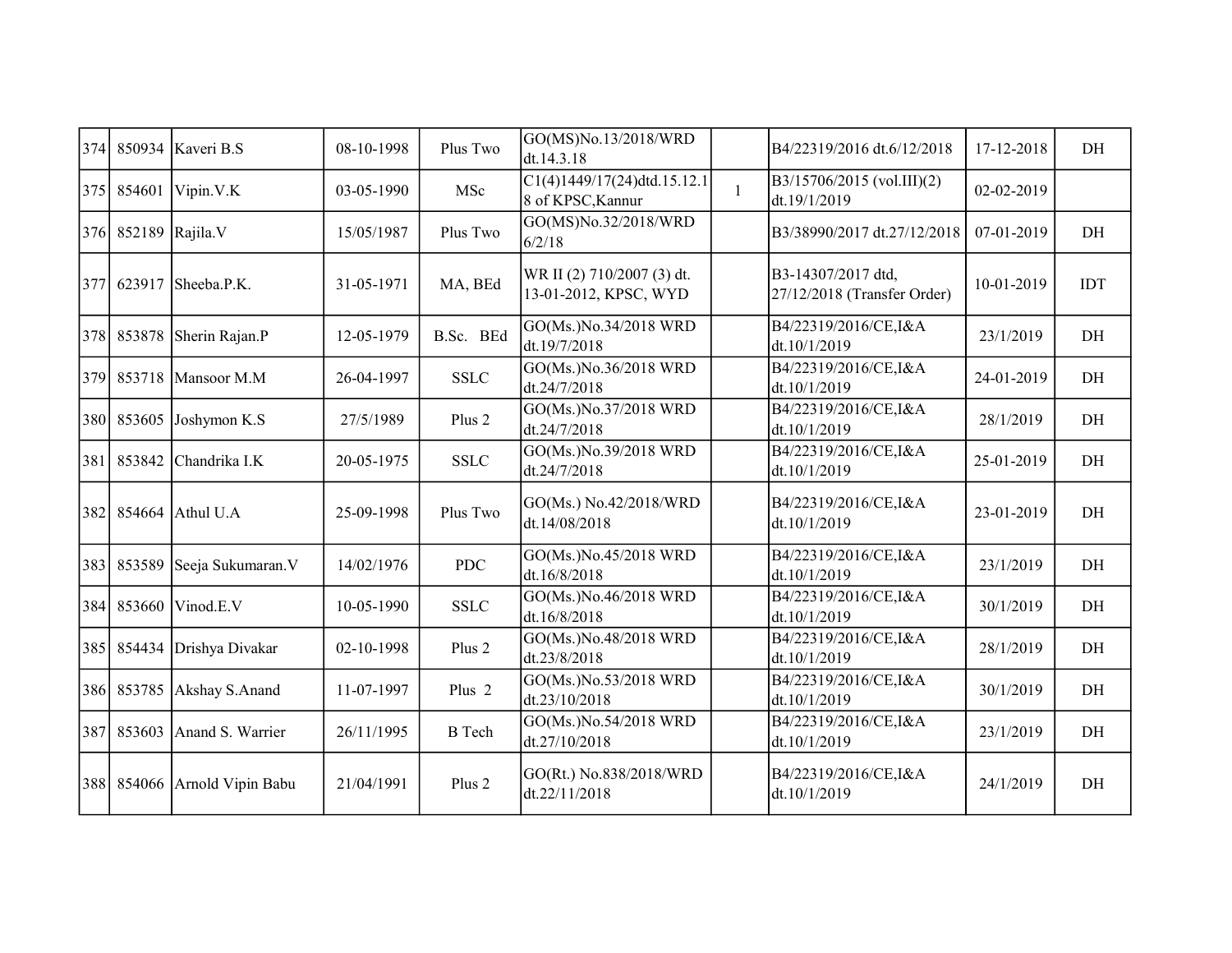| 374 | 850934 | Kaveri B.S | 08-10-1998 | Plus Two | GO(MS)No.13/2018/WRD dt.14.3.18 | | B4/22319/2016 dt.6/12/2018 | 17-12-2018 | DH |
|---|---|---|---|---|---|---|---|---|---|
| 375 | 854601 | Vipin.V.K | 03-05-1990 | MSc | C1(4)1449/17(24)dtd.15.12.18 of KPSC,Kannur | 1 | B3/15706/2015 (vol.III)(2) dt.19/1/2019 | 02-02-2019 | |
| 376 | 852189 | Rajila.V | 15/05/1987 | Plus Two | GO(MS)No.32/2018/WRD 6/2/18 | | B3/38990/2017 dt.27/12/2018 | 07-01-2019 | DH |
| 377 | 623917 | Sheeba.P.K. | 31-05-1971 | MA, BEd | WR II (2) 710/2007 (3) dt. 13-01-2012, KPSC, WYD | | B3-14307/2017 dtd, 27/12/2018 (Transfer Order) | 10-01-2019 | IDT |
| 378 | 853878 | Sherin Rajan.P | 12-05-1979 | B.Sc. BEd | GO(Ms.)No.34/2018 WRD dt.19/7/2018 | | B4/22319/2016/CE,I&A dt.10/1/2019 | 23/1/2019 | DH |
| 379 | 853718 | Mansoor M.M | 26-04-1997 | SSLC | GO(Ms.)No.36/2018 WRD dt.24/7/2018 | | B4/22319/2016/CE,I&A dt.10/1/2019 | 24-01-2019 | DH |
| 380 | 853605 | Joshymon K.S | 27/5/1989 | Plus 2 | GO(Ms.)No.37/2018 WRD dt.24/7/2018 | | B4/22319/2016/CE,I&A dt.10/1/2019 | 28/1/2019 | DH |
| 381 | 853842 | Chandrika I.K | 20-05-1975 | SSLC | GO(Ms.)No.39/2018 WRD dt.24/7/2018 | | B4/22319/2016/CE,I&A dt.10/1/2019 | 25-01-2019 | DH |
| 382 | 854664 | Athul U.A | 25-09-1998 | Plus Two | GO(Ms.) No.42/2018/WRD dt.14/08/2018 | | B4/22319/2016/CE,I&A dt.10/1/2019 | 23-01-2019 | DH |
| 383 | 853589 | Seeja Sukumaran.V | 14/02/1976 | PDC | GO(Ms.)No.45/2018 WRD dt.16/8/2018 | | B4/22319/2016/CE,I&A dt.10/1/2019 | 23/1/2019 | DH |
| 384 | 853660 | Vinod.E.V | 10-05-1990 | SSLC | GO(Ms.)No.46/2018 WRD dt.16/8/2018 | | B4/22319/2016/CE,I&A dt.10/1/2019 | 30/1/2019 | DH |
| 385 | 854434 | Drishya Divakar | 02-10-1998 | Plus 2 | GO(Ms.)No.48/2018 WRD dt.23/8/2018 | | B4/22319/2016/CE,I&A dt.10/1/2019 | 28/1/2019 | DH |
| 386 | 853785 | Akshay S.Anand | 11-07-1997 | Plus 2 | GO(Ms.)No.53/2018 WRD dt.23/10/2018 | | B4/22319/2016/CE,I&A dt.10/1/2019 | 30/1/2019 | DH |
| 387 | 853603 | Anand S. Warrier | 26/11/1995 | B Tech | GO(Ms.)No.54/2018 WRD dt.27/10/2018 | | B4/22319/2016/CE,I&A dt.10/1/2019 | 23/1/2019 | DH |
| 388 | 854066 | Arnold Vipin Babu | 21/04/1991 | Plus 2 | GO(Rt.) No.838/2018/WRD dt.22/11/2018 | | B4/22319/2016/CE,I&A dt.10/1/2019 | 24/1/2019 | DH |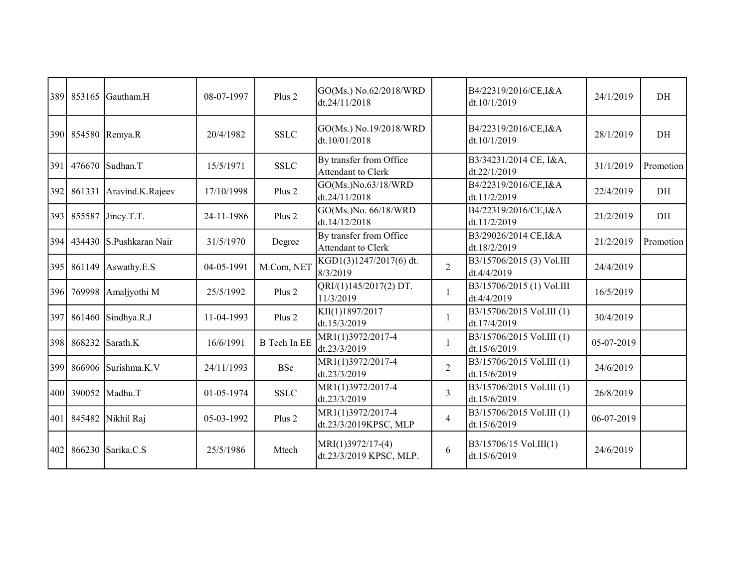| | | | | | | | | | |
|---|---|---|---|---|---|---|---|---|---|
| 389 | 853165 | Gautham.H | 08-07-1997 | Plus 2 | GO(Ms.) No.62/2018/WRD dt.24/11/2018 | | B4/22319/2016/CE,I&A dt.10/1/2019 | 24/1/2019 | DH |
| 390 | 854580 | Remya.R | 20/4/1982 | SSLC | GO(Ms.) No.19/2018/WRD dt.10/01/2018 | | B4/22319/2016/CE,I&A dt.10/1/2019 | 28/1/2019 | DH |
| 391 | 476670 | Sudhan.T | 15/5/1971 | SSLC | By transfer from Office Attendant to Clerk | | B3/34231/2014 CE, I&A, dt.22/1/2019 | 31/1/2019 | Promotion |
| 392 | 861331 | Aravind.K.Rajeev | 17/10/1998 | Plus 2 | GO(Ms.)No.63/18/WRD dt.24/11/2018 | | B4/22319/2016/CE,I&A dt.11/2/2019 | 22/4/2019 | DH |
| 393 | 855587 | Jincy.T.T. | 24-11-1986 | Plus 2 | GO(Ms.)No. 66/18/WRD dt.14/12/2018 | | B4/22319/2016/CE,I&A dt.11/2/2019 | 21/2/2019 | DH |
| 394 | 434430 | S.Pushkaran Nair | 31/5/1970 | Degree | By transfer from Office Attendant to Clerk | | B3/29026/2014 CE,I&A dt.18/2/2019 | 21/2/2019 | Promotion |
| 395 | 861149 | Aswathy.E.S | 04-05-1991 | M.Com, NET | KGD1(3)1247/2017(6) dt. 8/3/2019 | 2 | B3/15706/2015 (3) Vol.III dt.4/4/2019 | 24/4/2019 | |
| 396 | 769998 | Amaljyothi M | 25/5/1992 | Plus 2 | QRI/(1)145/2017(2) DT. 11/3/2019 | 1 | B3/15706/2015 (1) Vol.III dt.4/4/2019 | 16/5/2019 | |
| 397 | 861460 | Sindhya.R.J | 11-04-1993 | Plus 2 | KII(1)1897/2017 dt.15/3/2019 | 1 | B3/15706/2015 Vol.III (1) dt.17/4/2019 | 30/4/2019 | |
| 398 | 868232 | Sarath.K | 16/6/1991 | B Tech In EE | MR1(1)3972/2017-4 dt.23/3/2019 | 1 | B3/15706/2015 Vol.III (1) dt.15/6/2019 | 05-07-2019 | |
| 399 | 866906 | Surishma.K.V | 24/11/1993 | BSc | MR1(1)3972/2017-4 dt.23/3/2019 | 2 | B3/15706/2015 Vol.III (1) dt.15/6/2019 | 24/6/2019 | |
| 400 | 390052 | Madhu.T | 01-05-1974 | SSLC | MR1(1)3972/2017-4 dt.23/3/2019 | 3 | B3/15706/2015 Vol.III (1) dt.15/6/2019 | 26/8/2019 | |
| 401 | 845482 | Nikhil Raj | 05-03-1992 | Plus 2 | MR1(1)3972/2017-4 dt.23/3/2019KPSC, MLP | 4 | B3/15706/2015 Vol.III (1) dt.15/6/2019 | 06-07-2019 | |
| 402 | 866230 | Sarika.C.S | 25/5/1986 | Mtech | MRI(1)3972/17-(4) dt.23/3/2019 KPSC, MLP. | 6 | B3/15706/15 Vol.III(1) dt.15/6/2019 | 24/6/2019 | |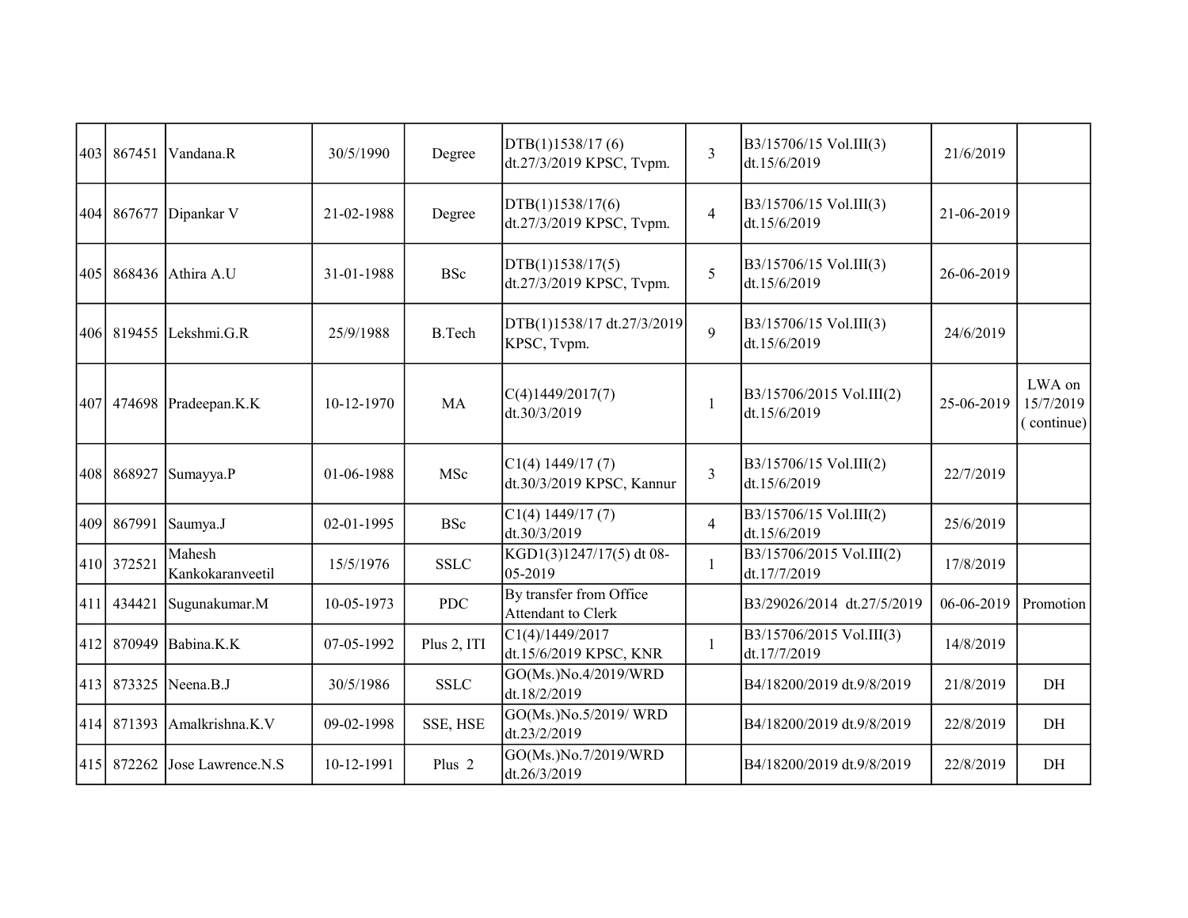| | | | | | | | | | |
|---|---|---|---|---|---|---|---|---|---|
| 403 | 867451 | Vandana.R | 30/5/1990 | Degree | DTB(1)1538/17 (6) dt.27/3/2019 KPSC, Tvpm. | 3 | B3/15706/15 Vol.III(3) dt.15/6/2019 | 21/6/2019 | |
| 404 | 867677 | Dipankar V | 21-02-1988 | Degree | DTB(1)1538/17(6) dt.27/3/2019 KPSC, Tvpm. | 4 | B3/15706/15 Vol.III(3) dt.15/6/2019 | 21-06-2019 | |
| 405 | 868436 | Athira A.U | 31-01-1988 | BSc | DTB(1)1538/17(5) dt.27/3/2019 KPSC, Tvpm. | 5 | B3/15706/15 Vol.III(3) dt.15/6/2019 | 26-06-2019 | |
| 406 | 819455 | Lekshmi.G.R | 25/9/1988 | B.Tech | DTB(1)1538/17 dt.27/3/2019 KPSC, Tvpm. | 9 | B3/15706/15 Vol.III(3) dt.15/6/2019 | 24/6/2019 | |
| 407 | 474698 | Pradeepan.K.K | 10-12-1970 | MA | C(4)1449/2017(7) dt.30/3/2019 | 1 | B3/15706/2015 Vol.III(2) dt.15/6/2019 | 25-06-2019 | LWA on 15/7/2019 ( continue) |
| 408 | 868927 | Sumayya.P | 01-06-1988 | MSc | C1(4) 1449/17 (7) dt.30/3/2019 KPSC, Kannur | 3 | B3/15706/15 Vol.III(2) dt.15/6/2019 | 22/7/2019 | |
| 409 | 867991 | Saumya.J | 02-01-1995 | BSc | C1(4) 1449/17 (7) dt.30/3/2019 | 4 | B3/15706/15 Vol.III(2) dt.15/6/2019 | 25/6/2019 | |
| 410 | 372521 | Mahesh Kankokaranveetil | 15/5/1976 | SSLC | KGD1(3)1247/17(5) dt 08-05-2019 | 1 | B3/15706/2015 Vol.III(2) dt.17/7/2019 | 17/8/2019 | |
| 411 | 434421 | Sugunakumar.M | 10-05-1973 | PDC | By transfer from Office Attendant to Clerk | | B3/29026/2014 dt.27/5/2019 | 06-06-2019 | Promotion |
| 412 | 870949 | Babina.K.K | 07-05-1992 | Plus 2, ITI | C1(4)/1449/2017 dt.15/6/2019 KPSC, KNR | 1 | B3/15706/2015 Vol.III(3) dt.17/7/2019 | 14/8/2019 | |
| 413 | 873325 | Neena.B.J | 30/5/1986 | SSLC | GO(Ms.)No.4/2019/WRD dt.18/2/2019 | | B4/18200/2019 dt.9/8/2019 | 21/8/2019 | DH |
| 414 | 871393 | Amalkrishna.K.V | 09-02-1998 | SSE, HSE | GO(Ms.)No.5/2019/ WRD dt.23/2/2019 | | B4/18200/2019 dt.9/8/2019 | 22/8/2019 | DH |
| 415 | 872262 | Jose Lawrence.N.S | 10-12-1991 | Plus 2 | GO(Ms.)No.7/2019/WRD dt.26/3/2019 | | B4/18200/2019 dt.9/8/2019 | 22/8/2019 | DH |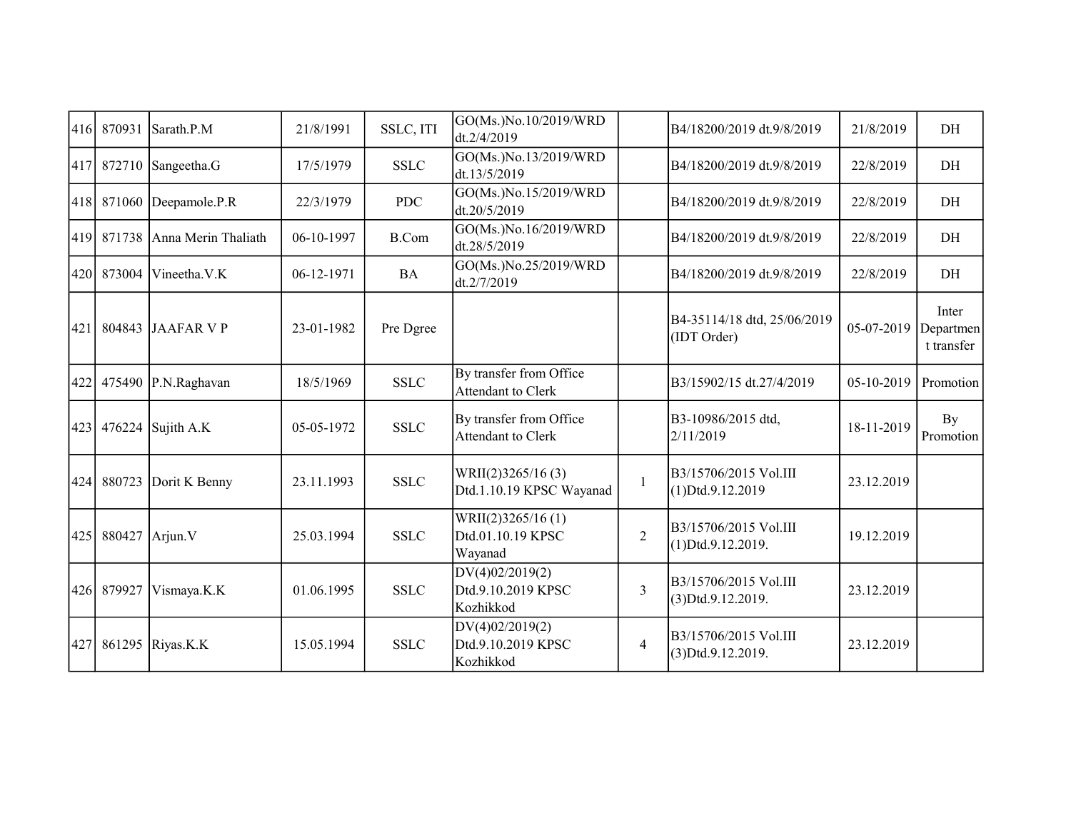| | | | | | | | | | |
|---|---|---|---|---|---|---|---|---|---|
| 416 | 870931 | Sarath.P.M | 21/8/1991 | SSLC, ITI | GO(Ms.)No.10/2019/WRD dt.2/4/2019 | | B4/18200/2019 dt.9/8/2019 | 21/8/2019 | DH |
| 417 | 872710 | Sangeetha.G | 17/5/1979 | SSLC | GO(Ms.)No.13/2019/WRD dt.13/5/2019 | | B4/18200/2019 dt.9/8/2019 | 22/8/2019 | DH |
| 418 | 871060 | Deepamole.P.R | 22/3/1979 | PDC | GO(Ms.)No.15/2019/WRD dt.20/5/2019 | | B4/18200/2019 dt.9/8/2019 | 22/8/2019 | DH |
| 419 | 871738 | Anna Merin Thaliath | 06-10-1997 | B.Com | GO(Ms.)No.16/2019/WRD dt.28/5/2019 | | B4/18200/2019 dt.9/8/2019 | 22/8/2019 | DH |
| 420 | 873004 | Vineetha.V.K | 06-12-1971 | BA | GO(Ms.)No.25/2019/WRD dt.2/7/2019 | | B4/18200/2019 dt.9/8/2019 | 22/8/2019 | DH |
| 421 | 804843 | JAAFAR V P | 23-01-1982 | Pre Dgree | | | B4-35114/18 dtd, 25/06/2019 (IDT Order) | 05-07-2019 | Inter Department transfer |
| 422 | 475490 | P.N.Raghavan | 18/5/1969 | SSLC | By transfer from Office Attendant to Clerk | | B3/15902/15 dt.27/4/2019 | 05-10-2019 | Promotion |
| 423 | 476224 | Sujith A.K | 05-05-1972 | SSLC | By transfer from Office Attendant to Clerk | | B3-10986/2015 dtd, 2/11/2019 | 18-11-2019 | By Promotion |
| 424 | 880723 | Dorit K Benny | 23.11.1993 | SSLC | WRII(2)3265/16 (3) Dtd.1.10.19 KPSC Wayanad | 1 | B3/15706/2015 Vol.III (1)Dtd.9.12.2019 | 23.12.2019 | |
| 425 | 880427 | Arjun.V | 25.03.1994 | SSLC | WRII(2)3265/16 (1) Dtd.01.10.19 KPSC Wayanad | 2 | B3/15706/2015 Vol.III (1)Dtd.9.12.2019. | 19.12.2019 | |
| 426 | 879927 | Vismaya.K.K | 01.06.1995 | SSLC | DV(4)02/2019(2) Dtd.9.10.2019 KPSC Kozhikkod | 3 | B3/15706/2015 Vol.III (3)Dtd.9.12.2019. | 23.12.2019 | |
| 427 | 861295 | Riyas.K.K | 15.05.1994 | SSLC | DV(4)02/2019(2) Dtd.9.10.2019 KPSC Kozhikkod | 4 | B3/15706/2015 Vol.III (3)Dtd.9.12.2019. | 23.12.2019 | |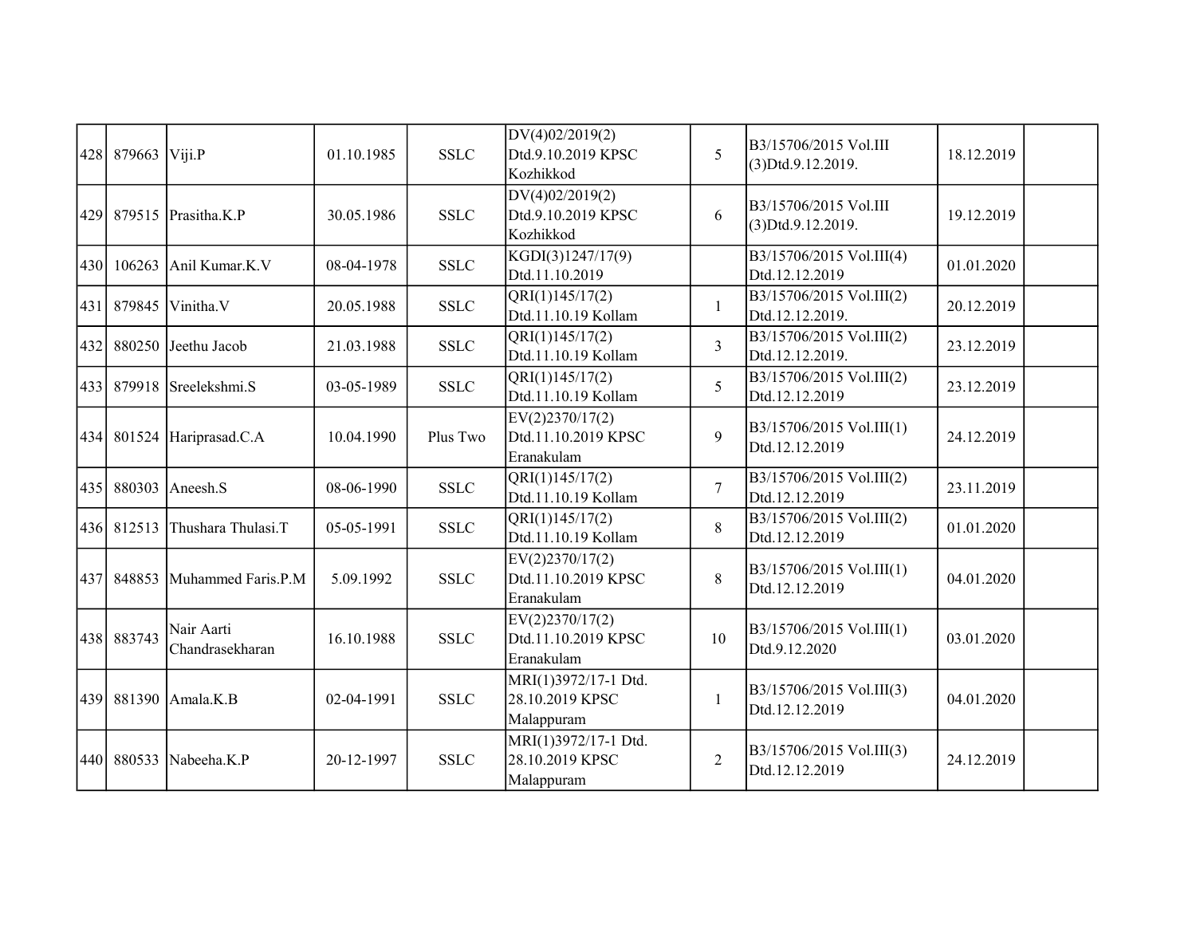| | | | | | | | | | |
|---|---|---|---|---|---|---|---|---|---|
| 428 | 879663 | Viji.P | 01.10.1985 | SSLC | DV(4)02/2019(2) Dtd.9.10.2019 KPSC Kozhikkod | 5 | B3/15706/2015 Vol.III (3)Dtd.9.12.2019. | 18.12.2019 | |
| 429 | 879515 | Prasitha.K.P | 30.05.1986 | SSLC | DV(4)02/2019(2) Dtd.9.10.2019 KPSC Kozhikkod | 6 | B3/15706/2015 Vol.III (3)Dtd.9.12.2019. | 19.12.2019 | |
| 430 | 106263 | Anil Kumar.K.V | 08-04-1978 | SSLC | KGDI(3)1247/17(9) Dtd.11.10.2019 | | B3/15706/2015 Vol.III(4) Dtd.12.12.2019 | 01.01.2020 | |
| 431 | 879845 | Vinitha.V | 20.05.1988 | SSLC | QRI(1)145/17(2) Dtd.11.10.19 Kollam | 1 | B3/15706/2015 Vol.III(2) Dtd.12.12.2019. | 20.12.2019 | |
| 432 | 880250 | Jeethu Jacob | 21.03.1988 | SSLC | QRI(1)145/17(2) Dtd.11.10.19 Kollam | 3 | B3/15706/2015 Vol.III(2) Dtd.12.12.2019. | 23.12.2019 | |
| 433 | 879918 | Sreelekshmi.S | 03-05-1989 | SSLC | QRI(1)145/17(2) Dtd.11.10.19 Kollam | 5 | B3/15706/2015 Vol.III(2) Dtd.12.12.2019 | 23.12.2019 | |
| 434 | 801524 | Hariprasad.C.A | 10.04.1990 | Plus Two | EV(2)2370/17(2) Dtd.11.10.2019 KPSC Eranakulam | 9 | B3/15706/2015 Vol.III(1) Dtd.12.12.2019 | 24.12.2019 | |
| 435 | 880303 | Aneesh.S | 08-06-1990 | SSLC | QRI(1)145/17(2) Dtd.11.10.19 Kollam | 7 | B3/15706/2015 Vol.III(2) Dtd.12.12.2019 | 23.11.2019 | |
| 436 | 812513 | Thushara Thulasi.T | 05-05-1991 | SSLC | QRI(1)145/17(2) Dtd.11.10.19 Kollam | 8 | B3/15706/2015 Vol.III(2) Dtd.12.12.2019 | 01.01.2020 | |
| 437 | 848853 | Muhammed Faris.P.M | 5.09.1992 | SSLC | EV(2)2370/17(2) Dtd.11.10.2019 KPSC Eranakulam | 8 | B3/15706/2015 Vol.III(1) Dtd.12.12.2019 | 04.01.2020 | |
| 438 | 883743 | Nair Aarti Chandrasekharan | 16.10.1988 | SSLC | EV(2)2370/17(2) Dtd.11.10.2019 KPSC Eranakulam | 10 | B3/15706/2015 Vol.III(1) Dtd.9.12.2020 | 03.01.2020 | |
| 439 | 881390 | Amala.K.B | 02-04-1991 | SSLC | MRI(1)3972/17-1 Dtd. 28.10.2019 KPSC Malappuram | 1 | B3/15706/2015 Vol.III(3) Dtd.12.12.2019 | 04.01.2020 | |
| 440 | 880533 | Nabeeha.K.P | 20-12-1997 | SSLC | MRI(1)3972/17-1 Dtd. 28.10.2019 KPSC Malappuram | 2 | B3/15706/2015 Vol.III(3) Dtd.12.12.2019 | 24.12.2019 | |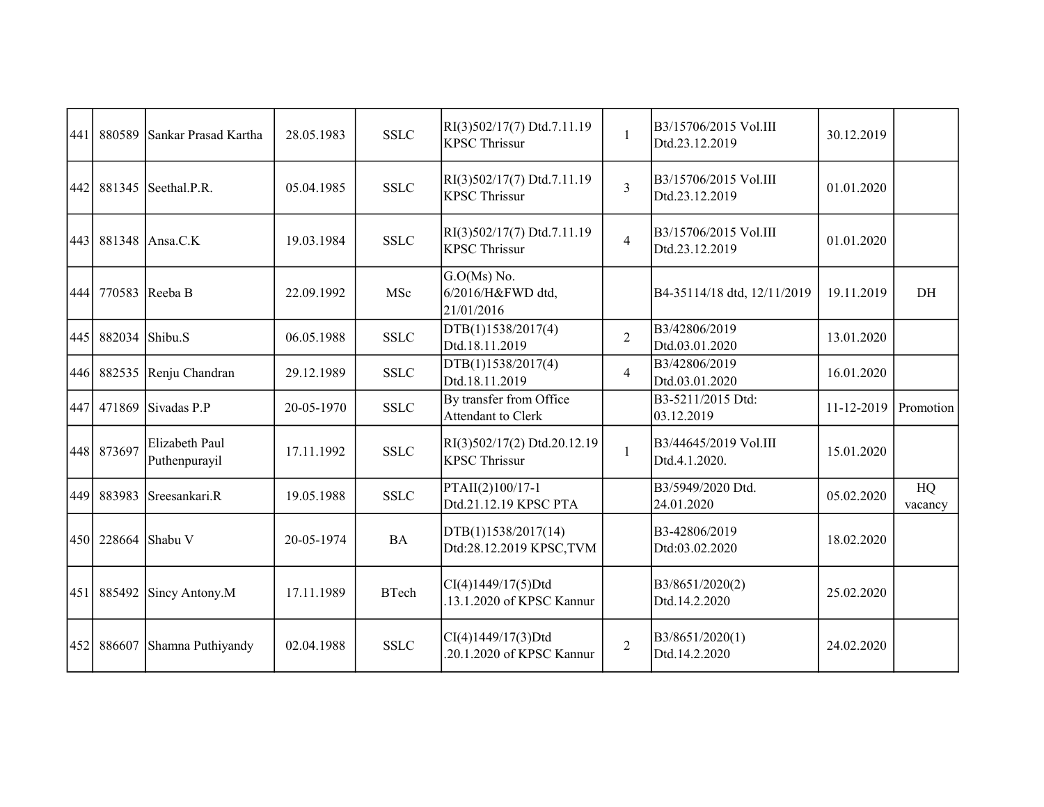| | | | | | | | | | |
|---|---|---|---|---|---|---|---|---|---|
| 441 | 880589 | Sankar Prasad Kartha | 28.05.1983 | SSLC | RI(3)502/17(7) Dtd.7.11.19 KPSC Thrissur | 1 | B3/15706/2015 Vol.III Dtd.23.12.2019 | 30.12.2019 | |
| 442 | 881345 | Seethal.P.R. | 05.04.1985 | SSLC | RI(3)502/17(7) Dtd.7.11.19 KPSC Thrissur | 3 | B3/15706/2015 Vol.III Dtd.23.12.2019 | 01.01.2020 | |
| 443 | 881348 | Ansa.C.K | 19.03.1984 | SSLC | RI(3)502/17(7) Dtd.7.11.19 KPSC Thrissur | 4 | B3/15706/2015 Vol.III Dtd.23.12.2019 | 01.01.2020 | |
| 444 | 770583 | Reeba B | 22.09.1992 | MSc | G.O(Ms) No. 6/2016/H&FWD dtd, 21/01/2016 | | B4-35114/18 dtd, 12/11/2019 | 19.11.2019 | DH |
| 445 | 882034 | Shibu.S | 06.05.1988 | SSLC | DTB(1)1538/2017(4) Dtd.18.11.2019 | 2 | B3/42806/2019 Dtd.03.01.2020 | 13.01.2020 | |
| 446 | 882535 | Renju Chandran | 29.12.1989 | SSLC | DTB(1)1538/2017(4) Dtd.18.11.2019 | 4 | B3/42806/2019 Dtd.03.01.2020 | 16.01.2020 | |
| 447 | 471869 | Sivadas P.P | 20-05-1970 | SSLC | By transfer from Office Attendant to Clerk | | B3-5211/2015 Dtd: 03.12.2019 | 11-12-2019 | Promotion |
| 448 | 873697 | Elizabeth Paul Puthenpurayil | 17.11.1992 | SSLC | RI(3)502/17(2) Dtd.20.12.19 KPSC Thrissur | 1 | B3/44645/2019 Vol.III Dtd.4.1.2020. | 15.01.2020 | |
| 449 | 883983 | Sreesankari.R | 19.05.1988 | SSLC | PTAII(2)100/17-1 Dtd.21.12.19 KPSC PTA | | B3/5949/2020 Dtd. 24.01.2020 | 05.02.2020 | HQ vacancy |
| 450 | 228664 | Shabu V | 20-05-1974 | BA | DTB(1)1538/2017(14) Dtd:28.12.2019 KPSC,TVM | | B3-42806/2019 Dtd:03.02.2020 | 18.02.2020 | |
| 451 | 885492 | Sincy Antony.M | 17.11.1989 | BTech | CI(4)1449/17(5)Dtd .13.1.2020 of KPSC Kannur | | B3/8651/2020(2) Dtd.14.2.2020 | 25.02.2020 | |
| 452 | 886607 | Shamna Puthiyandy | 02.04.1988 | SSLC | CI(4)1449/17(3)Dtd .20.1.2020 of KPSC Kannur | 2 | B3/8651/2020(1) Dtd.14.2.2020 | 24.02.2020 | |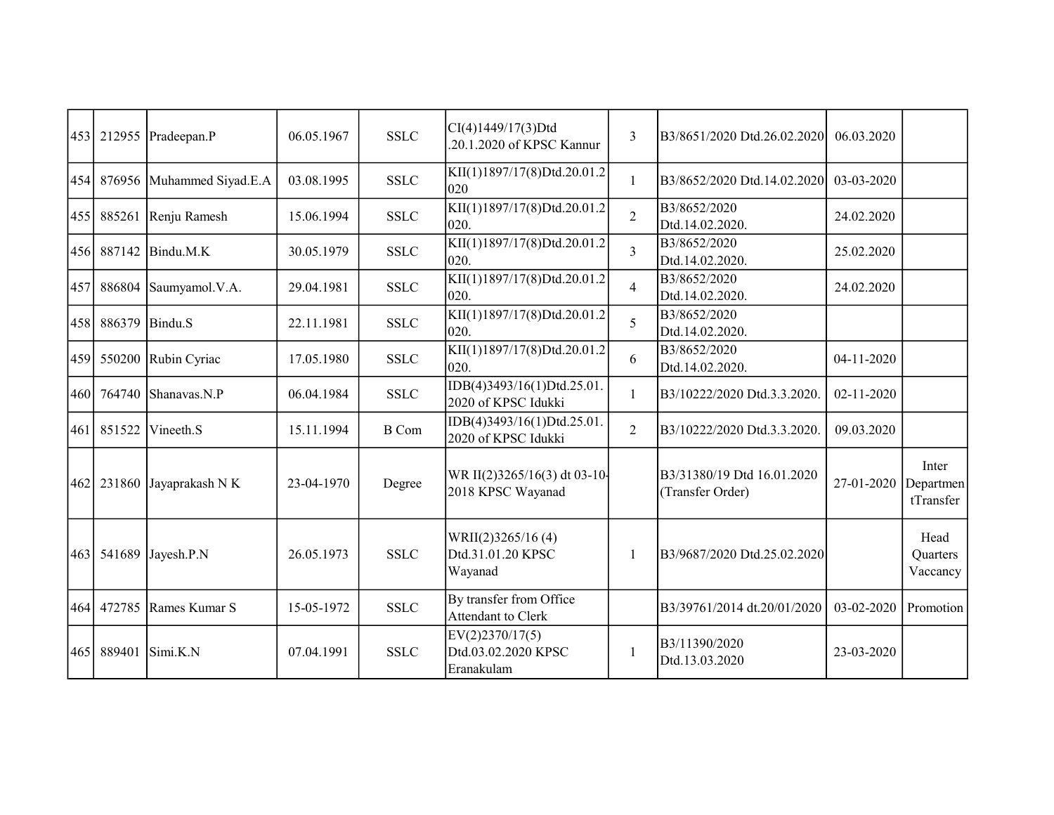| | | | | | | | | | |
|---|---|---|---|---|---|---|---|---|---|
| 453 | 212955 | Pradeepan.P | 06.05.1967 | SSLC | CI(4)1449/17(3)Dtd .20.1.2020 of KPSC Kannur | 3 | B3/8651/2020 Dtd.26.02.2020 | 06.03.2020 | |
| 454 | 876956 | Muhammed Siyad.E.A | 03.08.1995 | SSLC | KII(1)1897/17(8)Dtd.20.01.2020 | 1 | B3/8652/2020 Dtd.14.02.2020 | 03-03-2020 | |
| 455 | 885261 | Renju Ramesh | 15.06.1994 | SSLC | KII(1)1897/17(8)Dtd.20.01.2020. | 2 | B3/8652/2020 Dtd.14.02.2020. | 24.02.2020 | |
| 456 | 887142 | Bindu.M.K | 30.05.1979 | SSLC | KII(1)1897/17(8)Dtd.20.01.2020. | 3 | B3/8652/2020 Dtd.14.02.2020. | 25.02.2020 | |
| 457 | 886804 | Saumyamol.V.A. | 29.04.1981 | SSLC | KII(1)1897/17(8)Dtd.20.01.2020. | 4 | B3/8652/2020 Dtd.14.02.2020. | 24.02.2020 | |
| 458 | 886379 | Bindu.S | 22.11.1981 | SSLC | KII(1)1897/17(8)Dtd.20.01.2020. | 5 | B3/8652/2020 Dtd.14.02.2020. | | |
| 459 | 550200 | Rubin Cyriac | 17.05.1980 | SSLC | KII(1)1897/17(8)Dtd.20.01.2020. | 6 | B3/8652/2020 Dtd.14.02.2020. | 04-11-2020 | |
| 460 | 764740 | Shanavas.N.P | 06.04.1984 | SSLC | IDB(4)3493/16(1)Dtd.25.01.2020 of KPSC Idukki | 1 | B3/10222/2020 Dtd.3.3.2020. | 02-11-2020 | |
| 461 | 851522 | Vineeth.S | 15.11.1994 | B Com | IDB(4)3493/16(1)Dtd.25.01.2020 of KPSC Idukki | 2 | B3/10222/2020 Dtd.3.3.2020. | 09.03.2020 | |
| 462 | 231860 | Jayaprakash N K | 23-04-1970 | Degree | WR II(2)3265/16(3) dt 03-10-2018 KPSC Wayanad | | B3/31380/19 Dtd 16.01.2020 (Transfer Order) | 27-01-2020 | Inter DepartmentTransfer |
| 463 | 541689 | Jayesh.P.N | 26.05.1973 | SSLC | WRII(2)3265/16 (4) Dtd.31.01.20 KPSC Wayanad | 1 | B3/9687/2020 Dtd.25.02.2020 | | Head Quarters Vaccancy |
| 464 | 472785 | Rames Kumar S | 15-05-1972 | SSLC | By transfer from Office Attendant to Clerk | | B3/39761/2014 dt.20/01/2020 | 03-02-2020 | Promotion |
| 465 | 889401 | Simi.K.N | 07.04.1991 | SSLC | EV(2)2370/17(5) Dtd.03.02.2020 KPSC Eranakulam | 1 | B3/11390/2020 Dtd.13.03.2020 | 23-03-2020 | |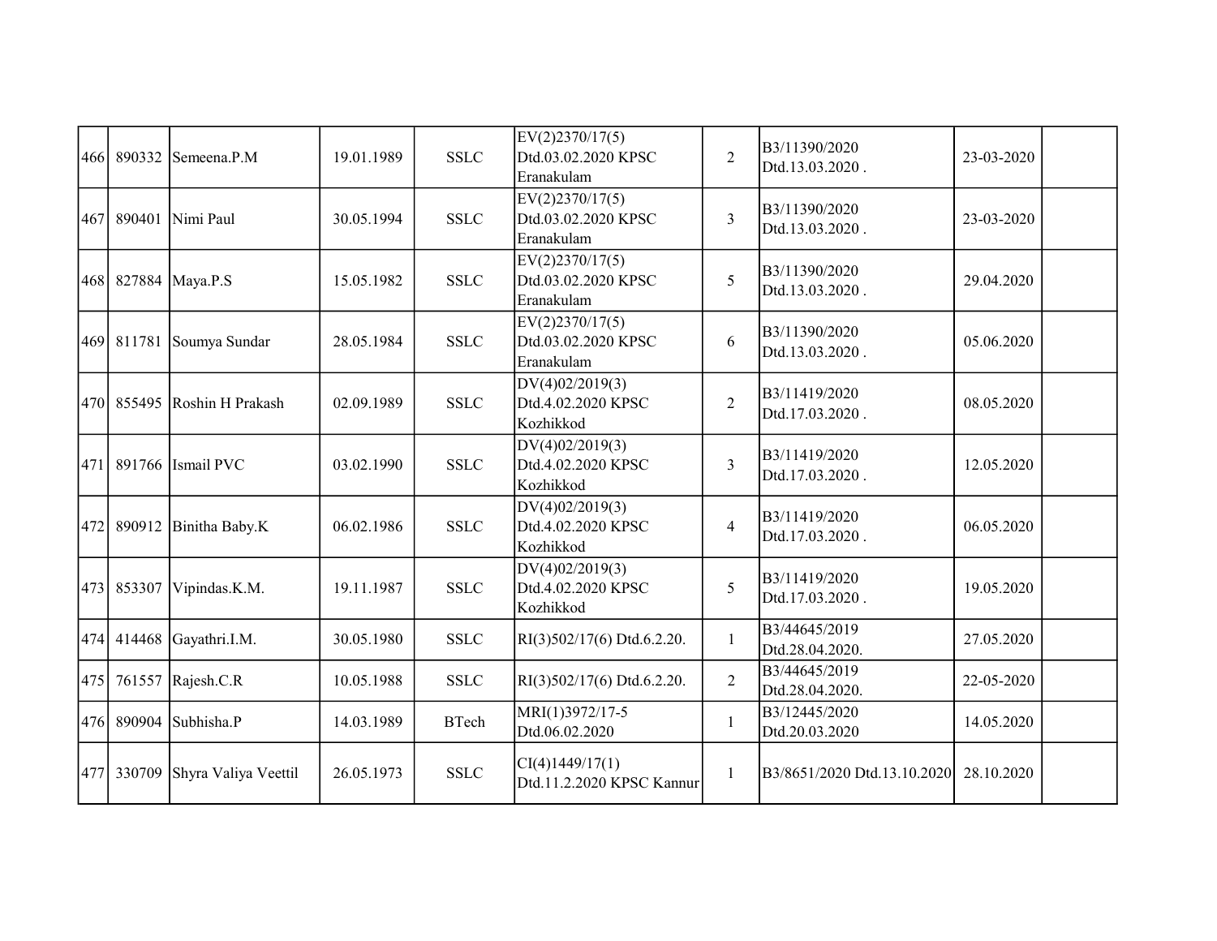| | | | | | | | | | |
|---|---|---|---|---|---|---|---|---|---|
| 466 | 890332 | Semeena.P.M | 19.01.1989 | SSLC | EV(2)2370/17(5) Dtd.03.02.2020 KPSC Eranakulam | 2 | B3/11390/2020 Dtd.13.03.2020 . | 23-03-2020 | |
| 467 | 890401 | Nimi Paul | 30.05.1994 | SSLC | EV(2)2370/17(5) Dtd.03.02.2020 KPSC Eranakulam | 3 | B3/11390/2020 Dtd.13.03.2020 . | 23-03-2020 | |
| 468 | 827884 | Maya.P.S | 15.05.1982 | SSLC | EV(2)2370/17(5) Dtd.03.02.2020 KPSC Eranakulam | 5 | B3/11390/2020 Dtd.13.03.2020 . | 29.04.2020 | |
| 469 | 811781 | Soumya Sundar | 28.05.1984 | SSLC | EV(2)2370/17(5) Dtd.03.02.2020 KPSC Eranakulam | 6 | B3/11390/2020 Dtd.13.03.2020 . | 05.06.2020 | |
| 470 | 855495 | Roshin H Prakash | 02.09.1989 | SSLC | DV(4)02/2019(3) Dtd.4.02.2020 KPSC Kozhikkod | 2 | B3/11419/2020 Dtd.17.03.2020 . | 08.05.2020 | |
| 471 | 891766 | Ismail PVC | 03.02.1990 | SSLC | DV(4)02/2019(3) Dtd.4.02.2020 KPSC Kozhikkod | 3 | B3/11419/2020 Dtd.17.03.2020 . | 12.05.2020 | |
| 472 | 890912 | Binitha Baby.K | 06.02.1986 | SSLC | DV(4)02/2019(3) Dtd.4.02.2020 KPSC Kozhikkod | 4 | B3/11419/2020 Dtd.17.03.2020 . | 06.05.2020 | |
| 473 | 853307 | Vipindas.K.M. | 19.11.1987 | SSLC | DV(4)02/2019(3) Dtd.4.02.2020 KPSC Kozhikkod | 5 | B3/11419/2020 Dtd.17.03.2020 . | 19.05.2020 | |
| 474 | 414468 | Gayathri.I.M. | 30.05.1980 | SSLC | RI(3)502/17(6) Dtd.6.2.20. | 1 | B3/44645/2019 Dtd.28.04.2020. | 27.05.2020 | |
| 475 | 761557 | Rajesh.C.R | 10.05.1988 | SSLC | RI(3)502/17(6) Dtd.6.2.20. | 2 | B3/44645/2019 Dtd.28.04.2020. | 22-05-2020 | |
| 476 | 890904 | Subhisha.P | 14.03.1989 | BTech | MRI(1)3972/17-5 Dtd.06.02.2020 | 1 | B3/12445/2020 Dtd.20.03.2020 | 14.05.2020 | |
| 477 | 330709 | Shyra Valiya Veettil | 26.05.1973 | SSLC | CI(4)1449/17(1) Dtd.11.2.2020 KPSC Kannur | 1 | B3/8651/2020 Dtd.13.10.2020 | 28.10.2020 | |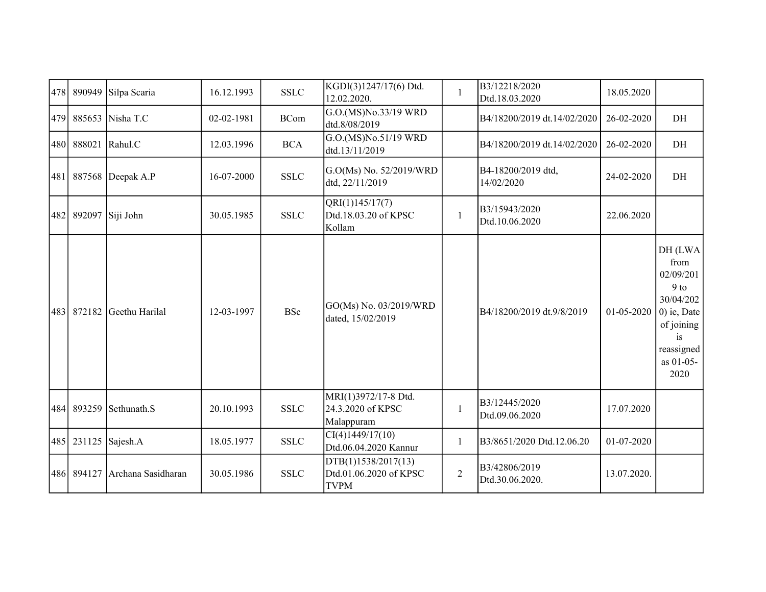| | | | | | | | | | |
|---|---|---|---|---|---|---|---|---|---|
| 478 | 890949 | Silpa Scaria | 16.12.1993 | SSLC | KGDI(3)1247/17(6) Dtd. 12.02.2020. | 1 | B3/12218/2020 Dtd.18.03.2020 | 18.05.2020 | |
| 479 | 885653 | Nisha T.C | 02-02-1981 | BCom | G.O.(MS)No.33/19 WRD dtd.8/08/2019 | | B4/18200/2019 dt.14/02/2020 | 26-02-2020 | DH |
| 480 | 888021 | Rahul.C | 12.03.1996 | BCA | G.O.(MS)No.51/19 WRD dtd.13/11/2019 | | B4/18200/2019 dt.14/02/2020 | 26-02-2020 | DH |
| 481 | 887568 | Deepak A.P | 16-07-2000 | SSLC | G.O(Ms) No. 52/2019/WRD dtd, 22/11/2019 | | B4-18200/2019 dtd, 14/02/2020 | 24-02-2020 | DH |
| 482 | 892097 | Siji John | 30.05.1985 | SSLC | QRI(1)145/17(7) Dtd.18.03.20 of KPSC Kollam | 1 | B3/15943/2020 Dtd.10.06.2020 | 22.06.2020 | |
| 483 | 872182 | Geethu Harilal | 12-03-1997 | BSc | GO(Ms) No. 03/2019/WRD dated, 15/02/2019 | | B4/18200/2019 dt.9/8/2019 | 01-05-2020 | DH (LWA from 02/09/2019 to 30/04/2020) ie, Date of joining is reassigned as 01-05-2020 |
| 484 | 893259 | Sethunath.S | 20.10.1993 | SSLC | MRI(1)3972/17-8 Dtd. 24.3.2020 of KPSC Malappuram | 1 | B3/12445/2020 Dtd.09.06.2020 | 17.07.2020 | |
| 485 | 231125 | Sajesh.A | 18.05.1977 | SSLC | CI(4)1449/17(10) Dtd.06.04.2020 Kannur | 1 | B3/8651/2020 Dtd.12.06.20 | 01-07-2020 | |
| 486 | 894127 | Archana Sasidharan | 30.05.1986 | SSLC | DTB(1)1538/2017(13) Dtd.01.06.2020 of KPSC TVPM | 2 | B3/42806/2019 Dtd.30.06.2020. | 13.07.2020. | |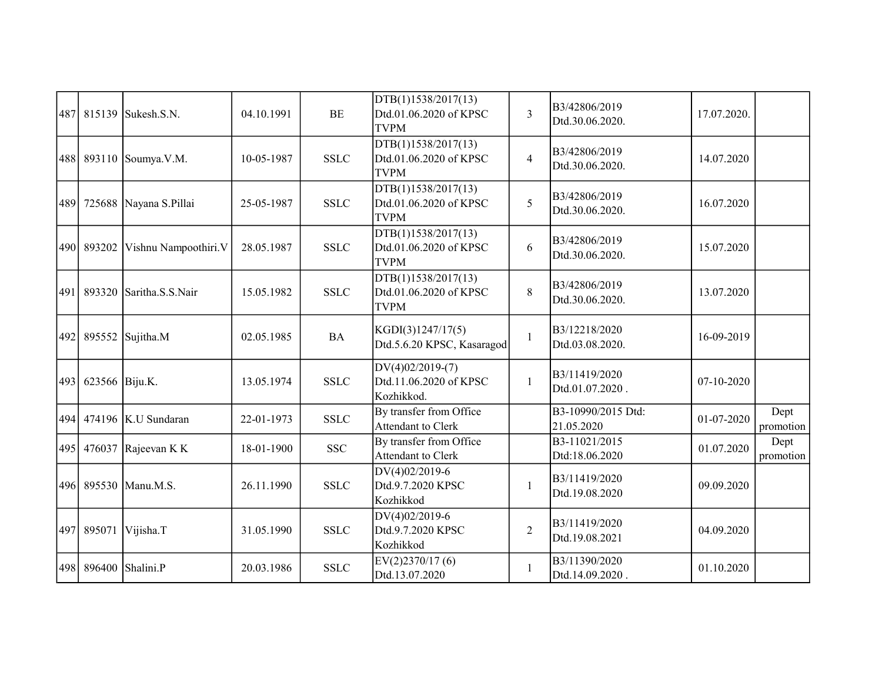| 487 | 815139 | Sukesh.S.N. | 04.10.1991 | BE | DTB(1)1538/2017(13) Dtd.01.06.2020 of KPSC TVPM | 3 | B3/42806/2019 Dtd.30.06.2020. | 17.07.2020. | |
|---|---|---|---|---|---|---|---|---|---|
| 488 | 893110 | Soumya.V.M. | 10-05-1987 | SSLC | DTB(1)1538/2017(13) Dtd.01.06.2020 of KPSC TVPM | 4 | B3/42806/2019 Dtd.30.06.2020. | 14.07.2020 | |
| 489 | 725688 | Nayana S.Pillai | 25-05-1987 | SSLC | DTB(1)1538/2017(13) Dtd.01.06.2020 of KPSC TVPM | 5 | B3/42806/2019 Dtd.30.06.2020. | 16.07.2020 | |
| 490 | 893202 | Vishnu Nampoothiri.V | 28.05.1987 | SSLC | DTB(1)1538/2017(13) Dtd.01.06.2020 of KPSC TVPM | 6 | B3/42806/2019 Dtd.30.06.2020. | 15.07.2020 | |
| 491 | 893320 | Saritha.S.S.Nair | 15.05.1982 | SSLC | DTB(1)1538/2017(13) Dtd.01.06.2020 of KPSC TVPM | 8 | B3/42806/2019 Dtd.30.06.2020. | 13.07.2020 | |
| 492 | 895552 | Sujitha.M | 02.05.1985 | BA | KGDI(3)1247/17(5) Dtd.5.6.20 KPSC, Kasaragod | 1 | B3/12218/2020 Dtd.03.08.2020. | 16-09-2019 | |
| 493 | 623566 | Biju.K. | 13.05.1974 | SSLC | DV(4)02/2019-(7) Dtd.11.06.2020 of KPSC Kozhikkod. | 1 | B3/11419/2020 Dtd.01.07.2020 . | 07-10-2020 | |
| 494 | 474196 | K.U Sundaran | 22-01-1973 | SSLC | By transfer from Office Attendant to Clerk | | B3-10990/2015 Dtd: 21.05.2020 | 01-07-2020 | Dept promotion |
| 495 | 476037 | Rajeevan K K | 18-01-1900 | SSC | By transfer from Office Attendant to Clerk | | B3-11021/2015 Dtd:18.06.2020 | 01.07.2020 | Dept promotion |
| 496 | 895530 | Manu.M.S. | 26.11.1990 | SSLC | DV(4)02/2019-6 Dtd.9.7.2020 KPSC Kozhikkod | 1 | B3/11419/2020 Dtd.19.08.2020 | 09.09.2020 | |
| 497 | 895071 | Vijisha.T | 31.05.1990 | SSLC | DV(4)02/2019-6 Dtd.9.7.2020 KPSC Kozhikkod | 2 | B3/11419/2020 Dtd.19.08.2021 | 04.09.2020 | |
| 498 | 896400 | Shalini.P | 20.03.1986 | SSLC | EV(2)2370/17 (6) Dtd.13.07.2020 | 1 | B3/11390/2020 Dtd.14.09.2020 . | 01.10.2020 | |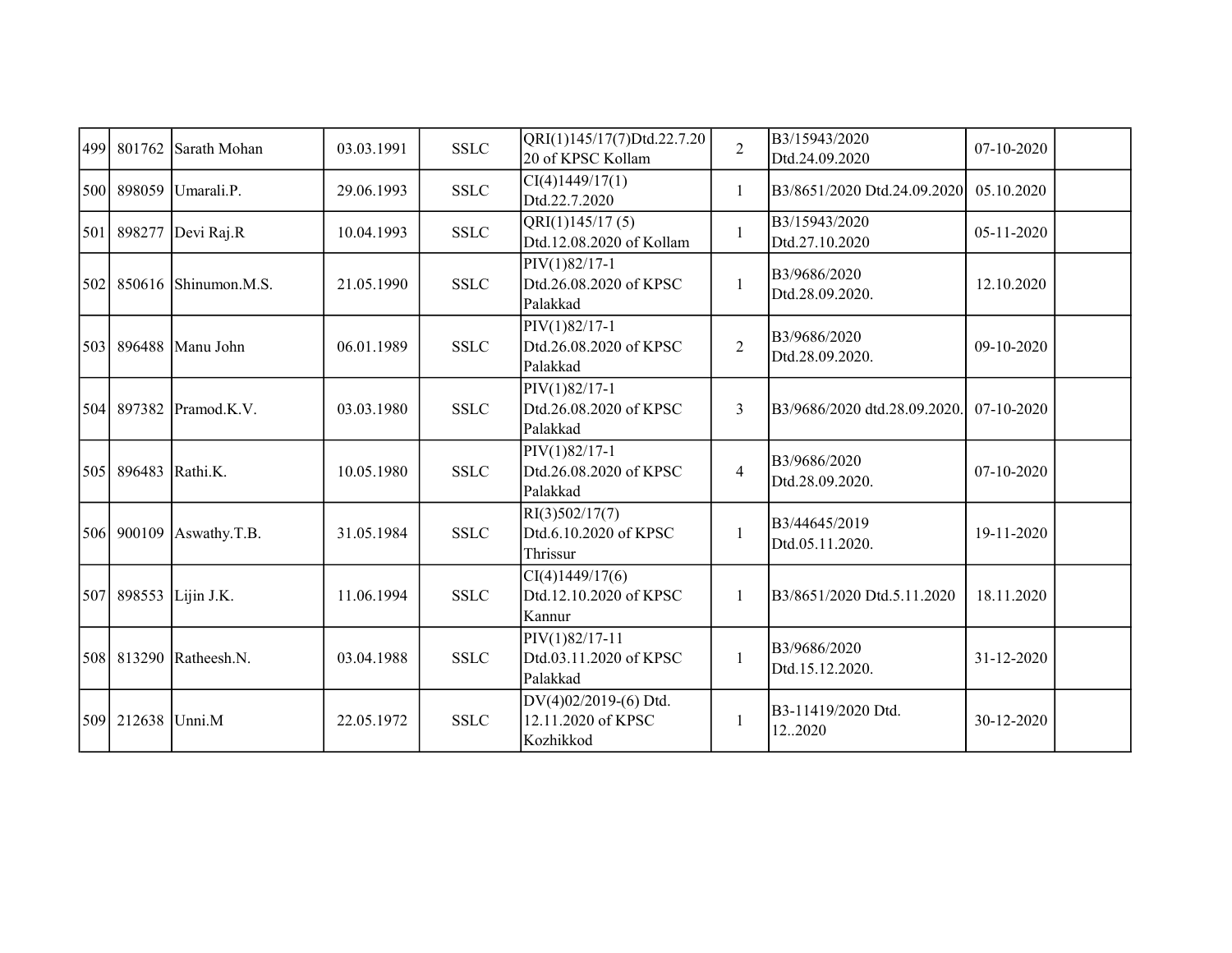| | | | | | | | | | |
|---|---|---|---|---|---|---|---|---|---|
| 499 | 801762 | Sarath Mohan | 03.03.1991 | SSLC | QRI(1)145/17(7)Dtd.22.7.2020 of KPSC Kollam | 2 | B3/15943/2020 Dtd.24.09.2020 | 07-10-2020 | |
| 500 | 898059 | Umarali.P. | 29.06.1993 | SSLC | CI(4)1449/17(1) Dtd.22.7.2020 | 1 | B3/8651/2020 Dtd.24.09.2020 | 05.10.2020 | |
| 501 | 898277 | Devi Raj.R | 10.04.1993 | SSLC | QRI(1)145/17 (5) Dtd.12.08.2020 of Kollam | 1 | B3/15943/2020 Dtd.27.10.2020 | 05-11-2020 | |
| 502 | 850616 | Shinumon.M.S. | 21.05.1990 | SSLC | PIV(1)82/17-1 Dtd.26.08.2020 of KPSC Palakkad | 1 | B3/9686/2020 Dtd.28.09.2020. | 12.10.2020 | |
| 503 | 896488 | Manu John | 06.01.1989 | SSLC | PIV(1)82/17-1 Dtd.26.08.2020 of KPSC Palakkad | 2 | B3/9686/2020 Dtd.28.09.2020. | 09-10-2020 | |
| 504 | 897382 | Pramod.K.V. | 03.03.1980 | SSLC | PIV(1)82/17-1 Dtd.26.08.2020 of KPSC Palakkad | 3 | B3/9686/2020 dtd.28.09.2020. | 07-10-2020 | |
| 505 | 896483 | Rathi.K. | 10.05.1980 | SSLC | PIV(1)82/17-1 Dtd.26.08.2020 of KPSC Palakkad | 4 | B3/9686/2020 Dtd.28.09.2020. | 07-10-2020 | |
| 506 | 900109 | Aswathy.T.B. | 31.05.1984 | SSLC | RI(3)502/17(7) Dtd.6.10.2020 of KPSC Thrissur | 1 | B3/44645/2019 Dtd.05.11.2020. | 19-11-2020 | |
| 507 | 898553 | Lijin J.K. | 11.06.1994 | SSLC | CI(4)1449/17(6) Dtd.12.10.2020 of KPSC Kannur | 1 | B3/8651/2020 Dtd.5.11.2020 | 18.11.2020 | |
| 508 | 813290 | Ratheesh.N. | 03.04.1988 | SSLC | PIV(1)82/17-11 Dtd.03.11.2020 of KPSC Palakkad | 1 | B3/9686/2020 Dtd.15.12.2020. | 31-12-2020 | |
| 509 | 212638 | Unni.M | 22.05.1972 | SSLC | DV(4)02/2019-(6) Dtd. 12.11.2020 of KPSC Kozhikkod | 1 | B3-11419/2020 Dtd. 12..2020 | 30-12-2020 | |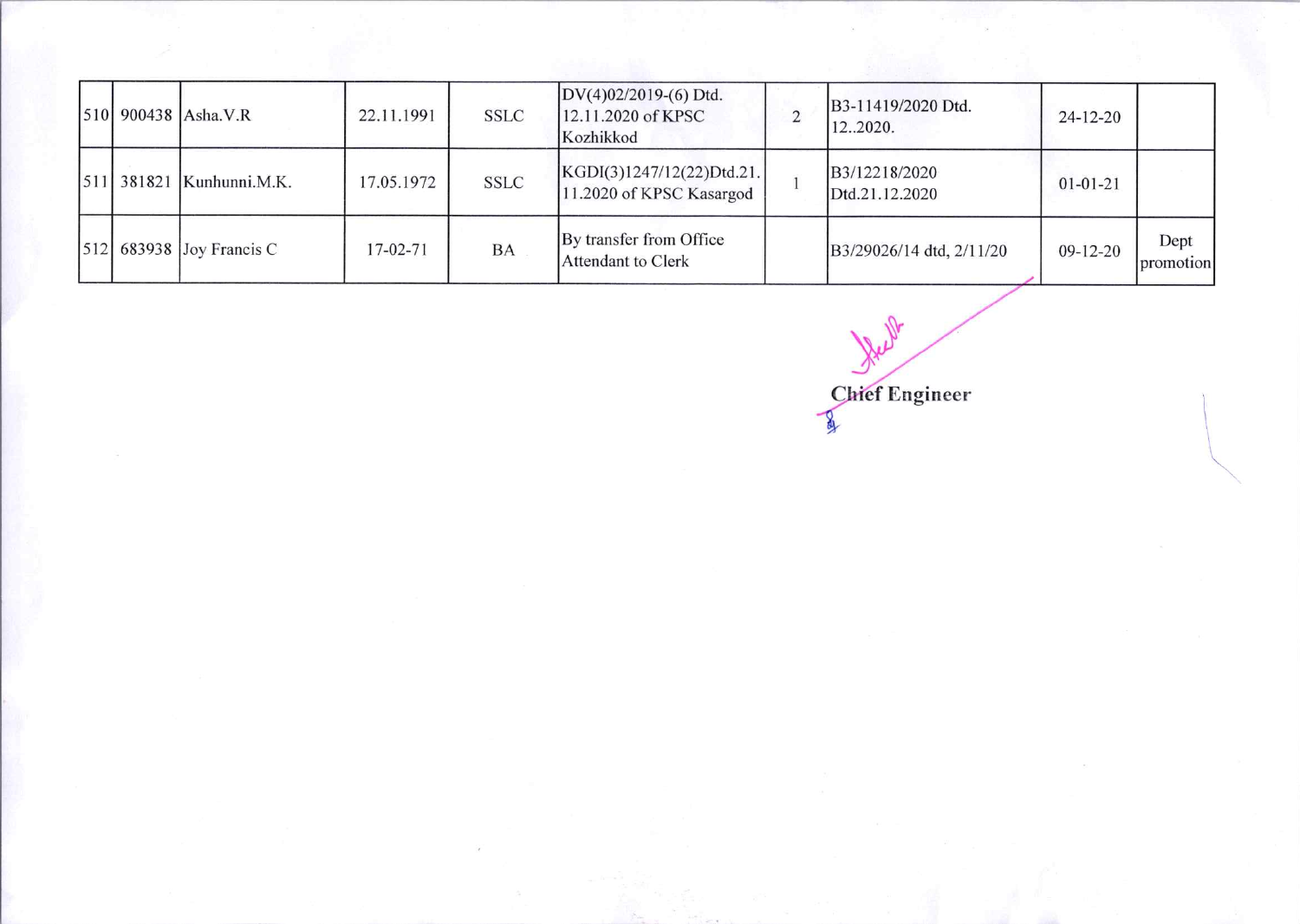| | | | | | | | | | |
|---|---|---|---|---|---|---|---|---|---|
| 510 | 900438 | Asha.V.R | 22.11.1991 | SSLC | DV(4)02/2019-(6) Dtd. 12.11.2020 of KPSC Kozhikkod | 2 | B3-11419/2020 Dtd. 12..2020. | 24-12-20 | |
| 511 | 381821 | Kunhunni.M.K. | 17.05.1972 | SSLC | KGDI(3)1247/12(22)Dtd.21. 11.2020 of KPSC Kasargod | 1 | B3/12218/2020 Dtd.21.12.2020 | 01-01-21 | |
| 512 | 683938 | Joy Francis C | 17-02-71 | BA | By transfer from Office Attendant to Clerk | | B3/29026/14 dtd, 2/11/20 | 09-12-20 | Dept promotion |

**Chief Engineer**